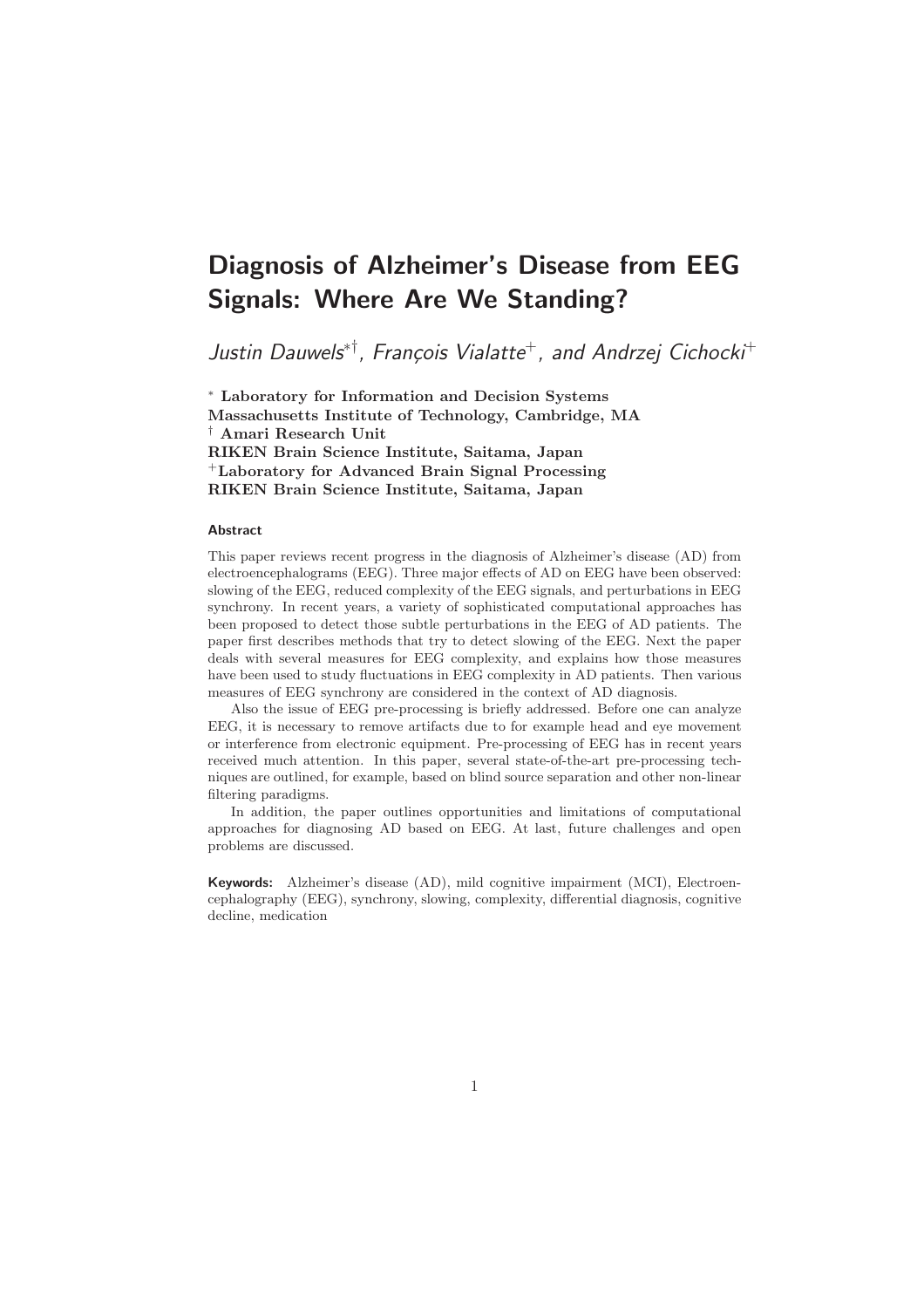# Diagnosis of Alzheimer's Disease from EEG Signals: Where Are We Standing?

*Justin Dauwels*[*†], *François Vialatte*[+], *and Andrzej Cichocki*[+]

[*] **Laboratory for Information and Decision Systems**
**Massachusetts Institute of Technology, Cambridge, MA**
[†] **Amari Research Unit**
**RIKEN Brain Science Institute, Saitama, Japan**
[+]**Laboratory for Advanced Brain Signal Processing**
**RIKEN Brain Science Institute, Saitama, Japan**

#### Abstract

This paper reviews recent progress in the diagnosis of Alzheimer's disease (AD) from electroencephalograms (EEG). Three major effects of AD on EEG have been observed: slowing of the EEG, reduced complexity of the EEG signals, and perturbations in EEG synchrony. In recent years, a variety of sophisticated computational approaches has been proposed to detect those subtle perturbations in the EEG of AD patients. The paper first describes methods that try to detect slowing of the EEG. Next the paper deals with several measures for EEG complexity, and explains how those measures have been used to study fluctuations in EEG complexity in AD patients. Then various measures of EEG synchrony are considered in the context of AD diagnosis.

Also the issue of EEG pre-processing is briefly addressed. Before one can analyze EEG, it is necessary to remove artifacts due to for example head and eye movement or interference from electronic equipment. Pre-processing of EEG has in recent years received much attention. In this paper, several state-of-the-art pre-processing techniques are outlined, for example, based on blind source separation and other non-linear filtering paradigms.

In addition, the paper outlines opportunities and limitations of computational approaches for diagnosing AD based on EEG. At last, future challenges and open problems are discussed.

**Keywords:** Alzheimer's disease (AD), mild cognitive impairment (MCI), Electroencephalography (EEG), synchrony, slowing, complexity, differential diagnosis, cognitive decline, medication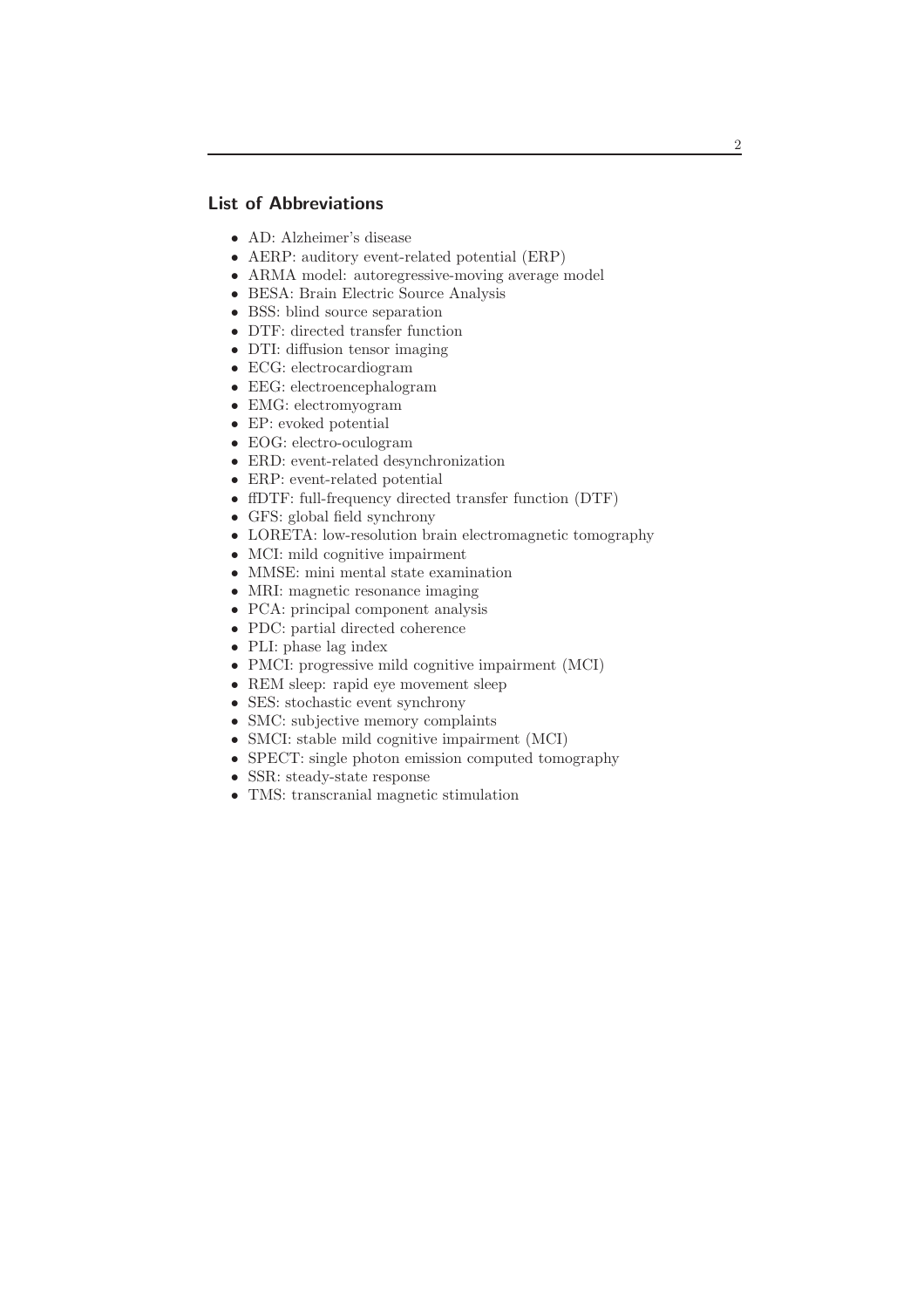## List of Abbreviations

- AD: Alzheimer's disease
- AERP: auditory event-related potential (ERP)
- ARMA model: autoregressive-moving average model
- BESA: Brain Electric Source Analysis
- BSS: blind source separation
- DTF: directed transfer function
- DTI: diffusion tensor imaging
- ECG: electrocardiogram
- EEG: electroencephalogram
- EMG: electromyogram
- EP: evoked potential
- EOG: electro-oculogram
- ERD: event-related desynchronization
- ERP: event-related potential
- ffDTF: full-frequency directed transfer function (DTF)
- GFS: global field synchrony
- LORETA: low-resolution brain electromagnetic tomography
- MCI: mild cognitive impairment
- MMSE: mini mental state examination
- MRI: magnetic resonance imaging
- PCA: principal component analysis
- PDC: partial directed coherence
- PLI: phase lag index
- PMCI: progressive mild cognitive impairment (MCI)
- REM sleep: rapid eye movement sleep
- SES: stochastic event synchrony
- SMC: subjective memory complaints
- SMCI: stable mild cognitive impairment (MCI)
- SPECT: single photon emission computed tomography
- SSR: steady-state response
- TMS: transcranial magnetic stimulation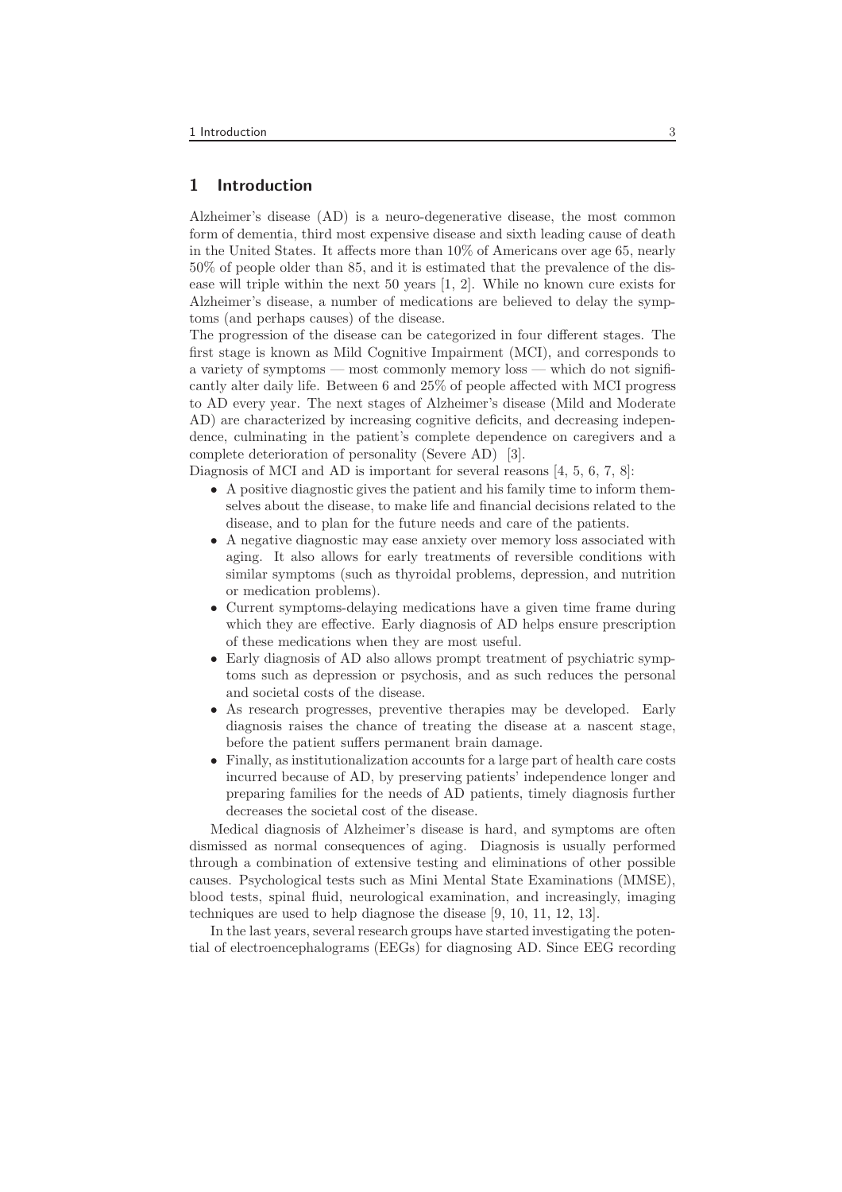# 1 Introduction

Alzheimer's disease (AD) is a neuro-degenerative disease, the most common form of dementia, third most expensive disease and sixth leading cause of death in the United States. It affects more than 10% of Americans over age 65, nearly 50% of people older than 85, and it is estimated that the prevalence of the disease will triple within the next 50 years [1, 2]. While no known cure exists for Alzheimer's disease, a number of medications are believed to delay the symptoms (and perhaps causes) of the disease.

The progression of the disease can be categorized in four different stages. The first stage is known as Mild Cognitive Impairment (MCI), and corresponds to a variety of symptoms — most commonly memory loss — which do not significantly alter daily life. Between 6 and 25% of people affected with MCI progress to AD every year. The next stages of Alzheimer's disease (Mild and Moderate AD) are characterized by increasing cognitive deficits, and decreasing independence, culminating in the patient's complete dependence on caregivers and a complete deterioration of personality (Severe AD) [3].

Diagnosis of MCI and AD is important for several reasons [4, 5, 6, 7, 8]:

- A positive diagnostic gives the patient and his family time to inform themselves about the disease, to make life and financial decisions related to the disease, and to plan for the future needs and care of the patients.
- A negative diagnostic may ease anxiety over memory loss associated with aging. It also allows for early treatments of reversible conditions with similar symptoms (such as thyroidal problems, depression, and nutrition or medication problems).
- Current symptoms-delaying medications have a given time frame during which they are effective. Early diagnosis of AD helps ensure prescription of these medications when they are most useful.
- Early diagnosis of AD also allows prompt treatment of psychiatric symptoms such as depression or psychosis, and as such reduces the personal and societal costs of the disease.
- As research progresses, preventive therapies may be developed. Early diagnosis raises the chance of treating the disease at a nascent stage, before the patient suffers permanent brain damage.
- Finally, as institutionalization accounts for a large part of health care costs incurred because of AD, by preserving patients' independence longer and preparing families for the needs of AD patients, timely diagnosis further decreases the societal cost of the disease.

Medical diagnosis of Alzheimer's disease is hard, and symptoms are often dismissed as normal consequences of aging. Diagnosis is usually performed through a combination of extensive testing and eliminations of other possible causes. Psychological tests such as Mini Mental State Examinations (MMSE), blood tests, spinal fluid, neurological examination, and increasingly, imaging techniques are used to help diagnose the disease [9, 10, 11, 12, 13].

In the last years, several research groups have started investigating the potential of electroencephalograms (EEGs) for diagnosing AD. Since EEG recording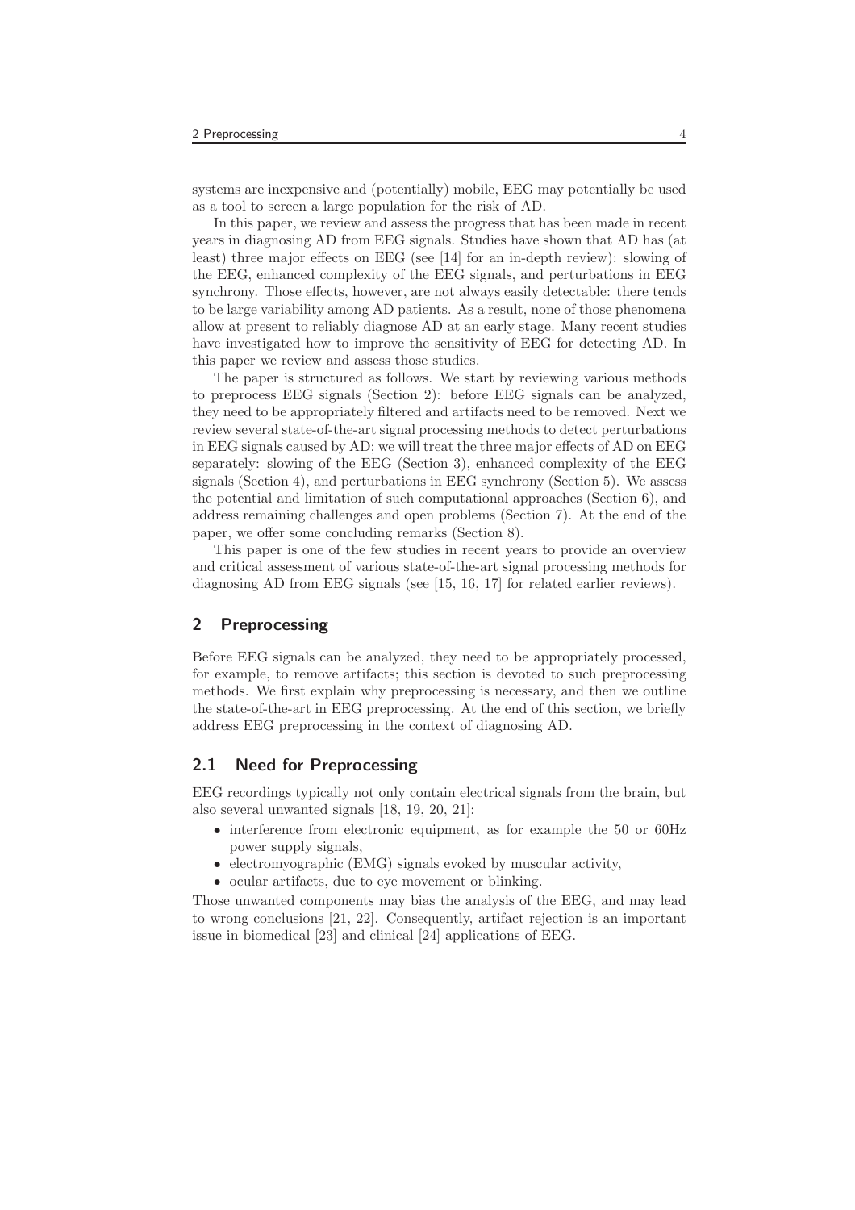systems are inexpensive and (potentially) mobile, EEG may potentially be used as a tool to screen a large population for the risk of AD.

In this paper, we review and assess the progress that has been made in recent years in diagnosing AD from EEG signals. Studies have shown that AD has (at least) three major effects on EEG (see [14] for an in-depth review): slowing of the EEG, enhanced complexity of the EEG signals, and perturbations in EEG synchrony. Those effects, however, are not always easily detectable: there tends to be large variability among AD patients. As a result, none of those phenomena allow at present to reliably diagnose AD at an early stage. Many recent studies have investigated how to improve the sensitivity of EEG for detecting AD. In this paper we review and assess those studies.

The paper is structured as follows. We start by reviewing various methods to preprocess EEG signals (Section 2): before EEG signals can be analyzed, they need to be appropriately filtered and artifacts need to be removed. Next we review several state-of-the-art signal processing methods to detect perturbations in EEG signals caused by AD; we will treat the three major effects of AD on EEG separately: slowing of the EEG (Section 3), enhanced complexity of the EEG signals (Section 4), and perturbations in EEG synchrony (Section 5). We assess the potential and limitation of such computational approaches (Section 6), and address remaining challenges and open problems (Section 7). At the end of the paper, we offer some concluding remarks (Section 8).

This paper is one of the few studies in recent years to provide an overview and critical assessment of various state-of-the-art signal processing methods for diagnosing AD from EEG signals (see [15, 16, 17] for related earlier reviews).

## 2 Preprocessing

Before EEG signals can be analyzed, they need to be appropriately processed, for example, to remove artifacts; this section is devoted to such preprocessing methods. We first explain why preprocessing is necessary, and then we outline the state-of-the-art in EEG preprocessing. At the end of this section, we briefly address EEG preprocessing in the context of diagnosing AD.

### 2.1 Need for Preprocessing

EEG recordings typically not only contain electrical signals from the brain, but also several unwanted signals [18, 19, 20, 21]:

- interference from electronic equipment, as for example the 50 or 60Hz power supply signals,
- electromyographic (EMG) signals evoked by muscular activity,
- ocular artifacts, due to eye movement or blinking.

Those unwanted components may bias the analysis of the EEG, and may lead to wrong conclusions [21, 22]. Consequently, artifact rejection is an important issue in biomedical [23] and clinical [24] applications of EEG.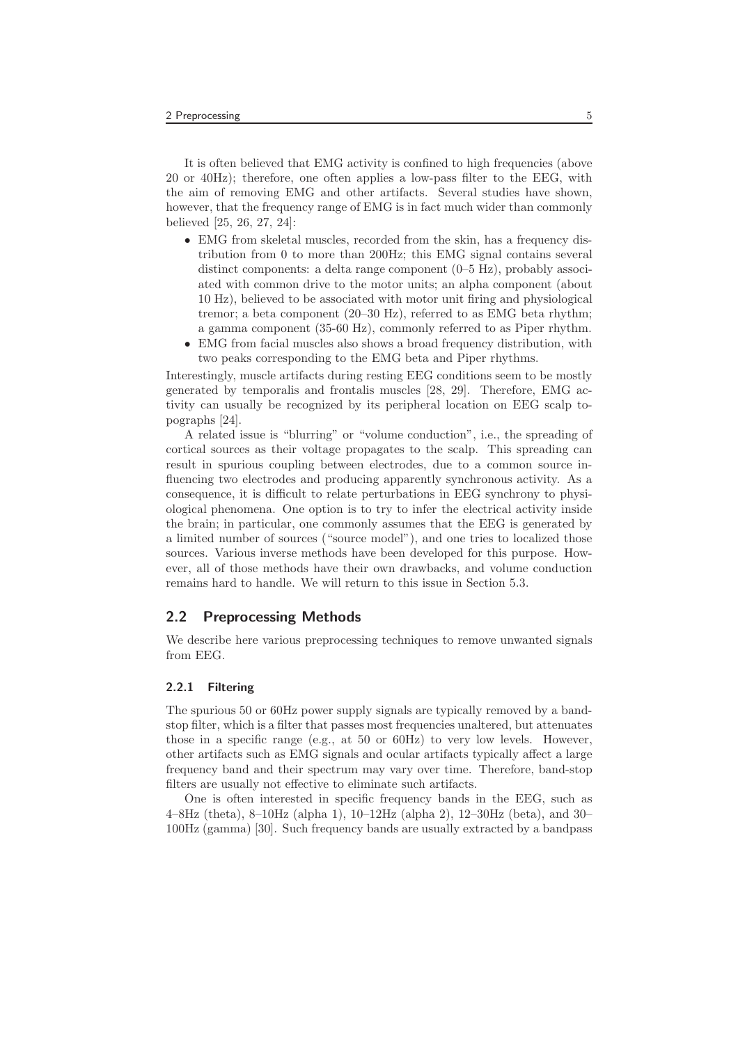It is often believed that EMG activity is confined to high frequencies (above 20 or 40Hz); therefore, one often applies a low-pass filter to the EEG, with the aim of removing EMG and other artifacts. Several studies have shown, however, that the frequency range of EMG is in fact much wider than commonly believed [25, 26, 27, 24]:

- EMG from skeletal muscles, recorded from the skin, has a frequency distribution from 0 to more than 200Hz; this EMG signal contains several distinct components: a delta range component (0–5 Hz), probably associated with common drive to the motor units; an alpha component (about 10 Hz), believed to be associated with motor unit firing and physiological tremor; a beta component (20–30 Hz), referred to as EMG beta rhythm; a gamma component (35-60 Hz), commonly referred to as Piper rhythm.
- EMG from facial muscles also shows a broad frequency distribution, with two peaks corresponding to the EMG beta and Piper rhythms.

Interestingly, muscle artifacts during resting EEG conditions seem to be mostly generated by temporalis and frontalis muscles [28, 29]. Therefore, EMG activity can usually be recognized by its peripheral location on EEG scalp topographs [24].

A related issue is "blurring" or "volume conduction", i.e., the spreading of cortical sources as their voltage propagates to the scalp. This spreading can result in spurious coupling between electrodes, due to a common source influencing two electrodes and producing apparently synchronous activity. As a consequence, it is difficult to relate perturbations in EEG synchrony to physiological phenomena. One option is to try to infer the electrical activity inside the brain; in particular, one commonly assumes that the EEG is generated by a limited number of sources ("source model"), and one tries to localized those sources. Various inverse methods have been developed for this purpose. However, all of those methods have their own drawbacks, and volume conduction remains hard to handle. We will return to this issue in Section 5.3.

## 2.2 Preprocessing Methods

We describe here various preprocessing techniques to remove unwanted signals from EEG.

### 2.2.1 Filtering

The spurious 50 or 60Hz power supply signals are typically removed by a band-stop filter, which is a filter that passes most frequencies unaltered, but attenuates those in a specific range (e.g., at 50 or 60Hz) to very low levels. However, other artifacts such as EMG signals and ocular artifacts typically affect a large frequency band and their spectrum may vary over time. Therefore, band-stop filters are usually not effective to eliminate such artifacts.

One is often interested in specific frequency bands in the EEG, such as 4–8Hz (theta), 8–10Hz (alpha 1), 10–12Hz (alpha 2), 12–30Hz (beta), and 30–100Hz (gamma) [30]. Such frequency bands are usually extracted by a bandpass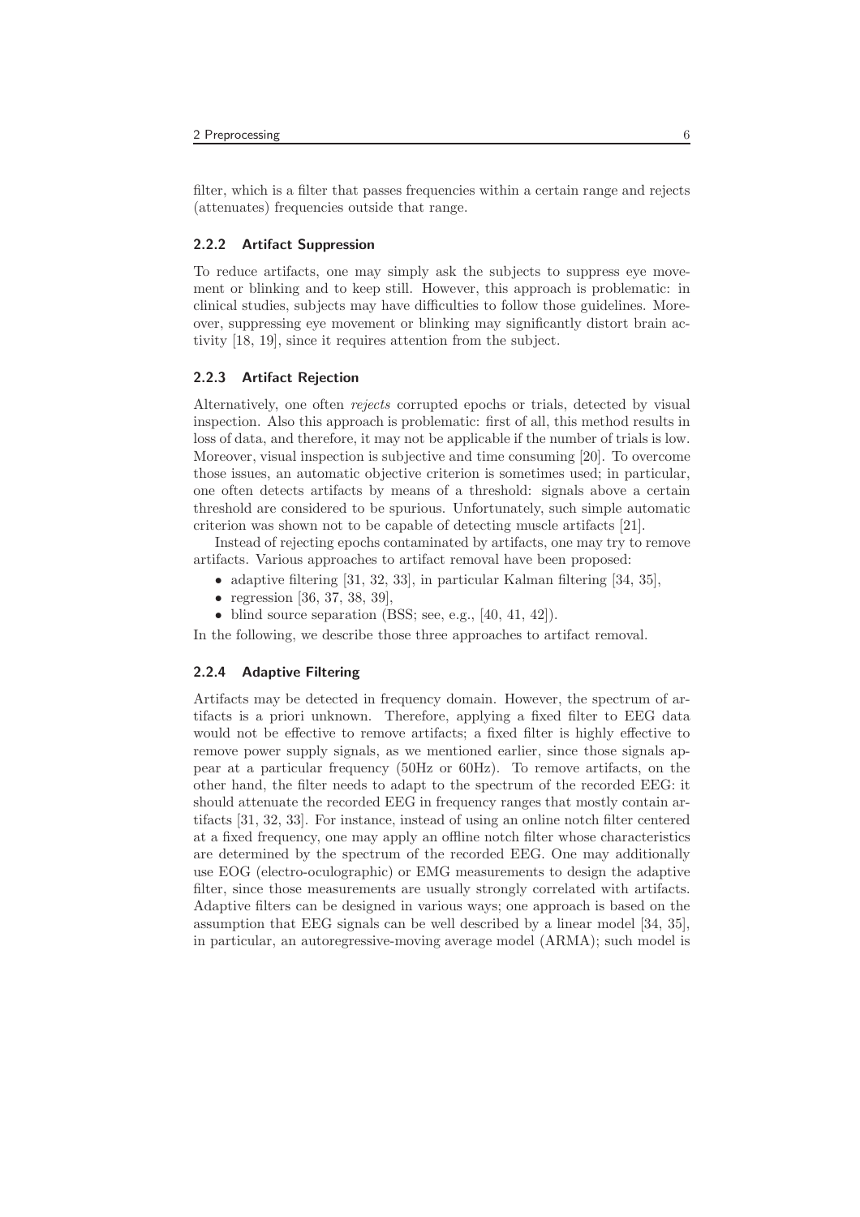filter, which is a filter that passes frequencies within a certain range and rejects (attenuates) frequencies outside that range.

### 2.2.2 Artifact Suppression

To reduce artifacts, one may simply ask the subjects to suppress eye movement or blinking and to keep still. However, this approach is problematic: in clinical studies, subjects may have difficulties to follow those guidelines. Moreover, suppressing eye movement or blinking may significantly distort brain activity [18, 19], since it requires attention from the subject.

### 2.2.3 Artifact Rejection

Alternatively, one often *rejects* corrupted epochs or trials, detected by visual inspection. Also this approach is problematic: first of all, this method results in loss of data, and therefore, it may not be applicable if the number of trials is low. Moreover, visual inspection is subjective and time consuming [20]. To overcome those issues, an automatic objective criterion is sometimes used; in particular, one often detects artifacts by means of a threshold: signals above a certain threshold are considered to be spurious. Unfortunately, such simple automatic criterion was shown not to be capable of detecting muscle artifacts [21].

Instead of rejecting epochs contaminated by artifacts, one may try to remove artifacts. Various approaches to artifact removal have been proposed:

- adaptive filtering [31, 32, 33], in particular Kalman filtering [34, 35],
- regression [36, 37, 38, 39],
- blind source separation (BSS; see, e.g., [40, 41, 42]).

In the following, we describe those three approaches to artifact removal.

### 2.2.4 Adaptive Filtering

Artifacts may be detected in frequency domain. However, the spectrum of artifacts is a priori unknown. Therefore, applying a fixed filter to EEG data would not be effective to remove artifacts; a fixed filter is highly effective to remove power supply signals, as we mentioned earlier, since those signals appear at a particular frequency (50Hz or 60Hz). To remove artifacts, on the other hand, the filter needs to adapt to the spectrum of the recorded EEG: it should attenuate the recorded EEG in frequency ranges that mostly contain artifacts [31, 32, 33]. For instance, instead of using an online notch filter centered at a fixed frequency, one may apply an offline notch filter whose characteristics are determined by the spectrum of the recorded EEG. One may additionally use EOG (electro-oculographic) or EMG measurements to design the adaptive filter, since those measurements are usually strongly correlated with artifacts. Adaptive filters can be designed in various ways; one approach is based on the assumption that EEG signals can be well described by a linear model [34, 35], in particular, an autoregressive-moving average model (ARMA); such model is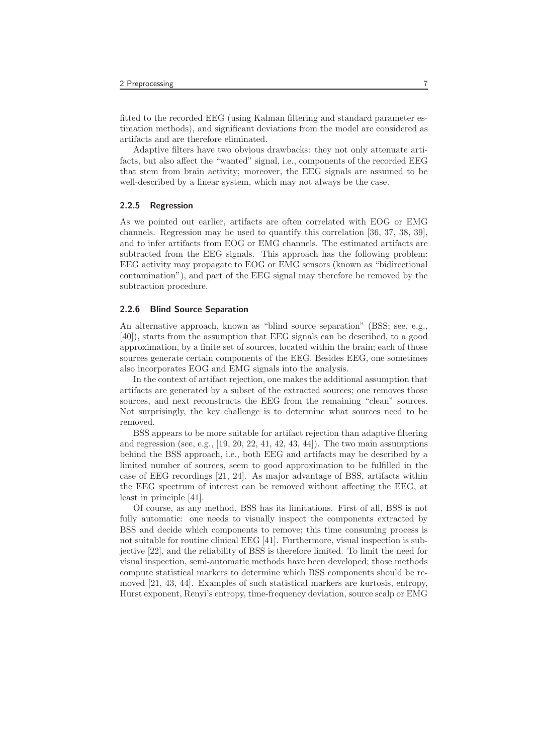fitted to the recorded EEG (using Kalman filtering and standard parameter estimation methods), and significant deviations from the model are considered as artifacts and are therefore eliminated.

Adaptive filters have two obvious drawbacks: they not only attenuate artifacts, but also affect the "wanted" signal, i.e., components of the recorded EEG that stem from brain activity; moreover, the EEG signals are assumed to be well-described by a linear system, which may not always be the case.

### 2.2.5 Regression

As we pointed out earlier, artifacts are often correlated with EOG or EMG channels. Regression may be used to quantify this correlation [36, 37, 38, 39], and to infer artifacts from EOG or EMG channels. The estimated artifacts are subtracted from the EEG signals. This approach has the following problem: EEG activity may propagate to EOG or EMG sensors (known as "bidirectional contamination"), and part of the EEG signal may therefore be removed by the subtraction procedure.

### 2.2.6 Blind Source Separation

An alternative approach, known as "blind source separation" (BSS; see, e.g., [40]), starts from the assumption that EEG signals can be described, to a good approximation, by a finite set of sources, located within the brain; each of those sources generate certain components of the EEG. Besides EEG, one sometimes also incorporates EOG and EMG signals into the analysis.

In the context of artifact rejection, one makes the additional assumption that artifacts are generated by a subset of the extracted sources; one removes those sources, and next reconstructs the EEG from the remaining "clean" sources. Not surprisingly, the key challenge is to determine what sources need to be removed.

BSS appears to be more suitable for artifact rejection than adaptive filtering and regression (see, e.g., [19, 20, 22, 41, 42, 43, 44]). The two main assumptions behind the BSS approach, i.e., both EEG and artifacts may be described by a limited number of sources, seem to good approximation to be fulfilled in the case of EEG recordings [21, 24]. As major advantage of BSS, artifacts within the EEG spectrum of interest can be removed without affecting the EEG, at least in principle [41].

Of course, as any method, BSS has its limitations. First of all, BSS is not fully automatic: one needs to visually inspect the components extracted by BSS and decide which components to remove; this time consuming process is not suitable for routine clinical EEG [41]. Furthermore, visual inspection is subjective [22], and the reliability of BSS is therefore limited. To limit the need for visual inspection, semi-automatic methods have been developed; those methods compute statistical markers to determine which BSS components should be removed [21, 43, 44]. Examples of such statistical markers are kurtosis, entropy, Hurst exponent, Renyi's entropy, time-frequency deviation, source scalp or EMG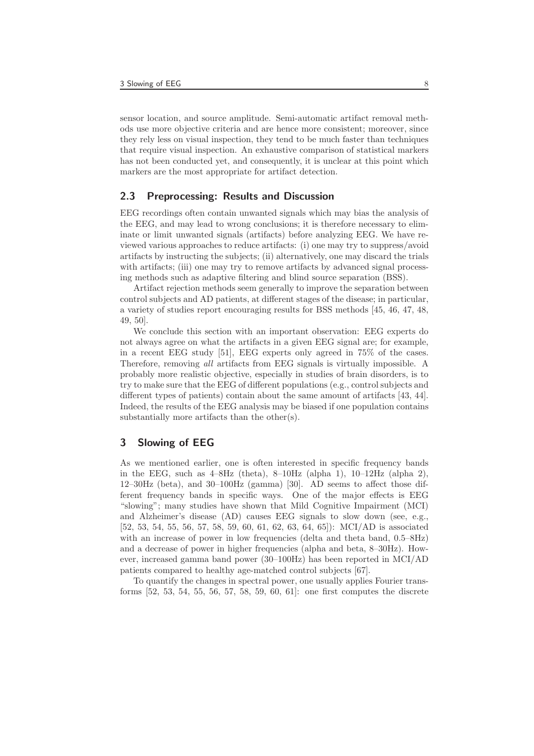sensor location, and source amplitude. Semi-automatic artifact removal methods use more objective criteria and are hence more consistent; moreover, since they rely less on visual inspection, they tend to be much faster than techniques that require visual inspection. An exhaustive comparison of statistical markers has not been conducted yet, and consequently, it is unclear at this point which markers are the most appropriate for artifact detection.

## 2.3 Preprocessing: Results and Discussion

EEG recordings often contain unwanted signals which may bias the analysis of the EEG, and may lead to wrong conclusions; it is therefore necessary to eliminate or limit unwanted signals (artifacts) before analyzing EEG. We have reviewed various approaches to reduce artifacts: (i) one may try to suppress/avoid artifacts by instructing the subjects; (ii) alternatively, one may discard the trials with artifacts; (iii) one may try to remove artifacts by advanced signal processing methods such as adaptive filtering and blind source separation (BSS).

Artifact rejection methods seem generally to improve the separation between control subjects and AD patients, at different stages of the disease; in particular, a variety of studies report encouraging results for BSS methods [45, 46, 47, 48, 49, 50].

We conclude this section with an important observation: EEG experts do not always agree on what the artifacts in a given EEG signal are; for example, in a recent EEG study [51], EEG experts only agreed in 75% of the cases. Therefore, removing *all* artifacts from EEG signals is virtually impossible. A probably more realistic objective, especially in studies of brain disorders, is to try to make sure that the EEG of different populations (e.g., control subjects and different types of patients) contain about the same amount of artifacts [43, 44]. Indeed, the results of the EEG analysis may be biased if one population contains substantially more artifacts than the other(s).

# 3 Slowing of EEG

As we mentioned earlier, one is often interested in specific frequency bands in the EEG, such as 4–8Hz (theta), 8–10Hz (alpha 1), 10–12Hz (alpha 2), 12–30Hz (beta), and 30–100Hz (gamma) [30]. AD seems to affect those different frequency bands in specific ways. One of the major effects is EEG "slowing"; many studies have shown that Mild Cognitive Impairment (MCI) and Alzheimer's disease (AD) causes EEG signals to slow down (see, e.g., [52, 53, 54, 55, 56, 57, 58, 59, 60, 61, 62, 63, 64, 65]): MCI/AD is associated with an increase of power in low frequencies (delta and theta band, 0.5–8Hz) and a decrease of power in higher frequencies (alpha and beta, 8–30Hz). However, increased gamma band power (30–100Hz) has been reported in MCI/AD patients compared to healthy age-matched control subjects [67].

To quantify the changes in spectral power, one usually applies Fourier transforms [52, 53, 54, 55, 56, 57, 58, 59, 60, 61]: one first computes the discrete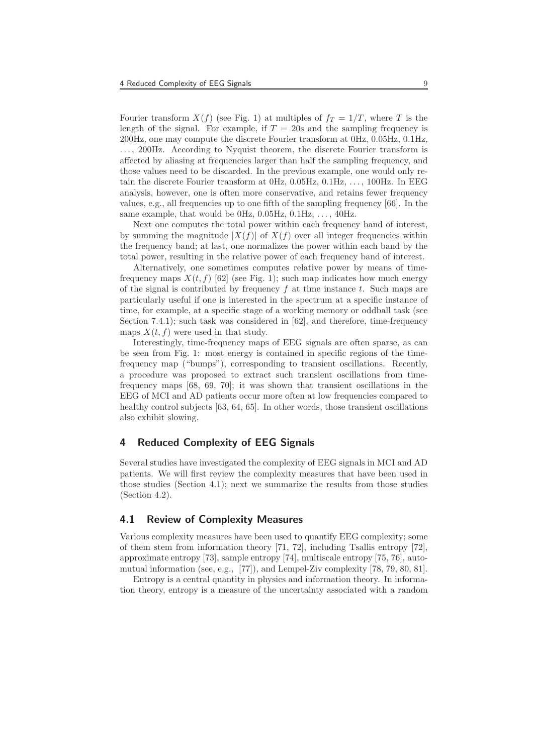Fourier transform $X(f)$ (see Fig. 1) at multiples of $f_T = 1/T$, where $T$ is the length of the signal. For example, if $T = 20$s and the sampling frequency is 200Hz, one may compute the discrete Fourier transform at 0Hz, 0.05Hz, 0.1Hz, ..., 200Hz. According to Nyquist theorem, the discrete Fourier transform is affected by aliasing at frequencies larger than half the sampling frequency, and those values need to be discarded. In the previous example, one would only retain the discrete Fourier transform at 0Hz, 0.05Hz, 0.1Hz, ..., 100Hz. In EEG analysis, however, one is often more conservative, and retains fewer frequency values, e.g., all frequencies up to one fifth of the sampling frequency [66]. In the same example, that would be 0Hz, 0.05Hz, 0.1Hz, ..., 40Hz.

Next one computes the total power within each frequency band of interest, by summing the magnitude $|X(f)|$ of $X(f)$ over all integer frequencies within the frequency band; at last, one normalizes the power within each band by the total power, resulting in the relative power of each frequency band of interest.

Alternatively, one sometimes computes relative power by means of time-frequency maps $X(t, f)$ [62] (see Fig. 1); such map indicates how much energy of the signal is contributed by frequency $f$ at time instance $t$. Such maps are particularly useful if one is interested in the spectrum at a specific instance of time, for example, at a specific stage of a working memory or oddball task (see Section 7.4.1); such task was considered in [62], and therefore, time-frequency maps $X(t, f)$ were used in that study.

Interestingly, time-frequency maps of EEG signals are often sparse, as can be seen from Fig. 1: most energy is contained in specific regions of the time-frequency map ("bumps"), corresponding to transient oscillations. Recently, a procedure was proposed to extract such transient oscillations from time-frequency maps [68, 69, 70]; it was shown that transient oscillations in the EEG of MCI and AD patients occur more often at low frequencies compared to healthy control subjects [63, 64, 65]. In other words, those transient oscillations also exhibit slowing.

## 4 Reduced Complexity of EEG Signals

Several studies have investigated the complexity of EEG signals in MCI and AD patients. We will first review the complexity measures that have been used in those studies (Section 4.1); next we summarize the results from those studies (Section 4.2).

### 4.1 Review of Complexity Measures

Various complexity measures have been used to quantify EEG complexity; some of them stem from information theory [71, 72], including Tsallis entropy [72], approximate entropy [73], sample entropy [74], multiscale entropy [75, 76], auto-mutual information (see, e.g., [77]), and Lempel-Ziv complexity [78, 79, 80, 81].

Entropy is a central quantity in physics and information theory. In information theory, entropy is a measure of the uncertainty associated with a random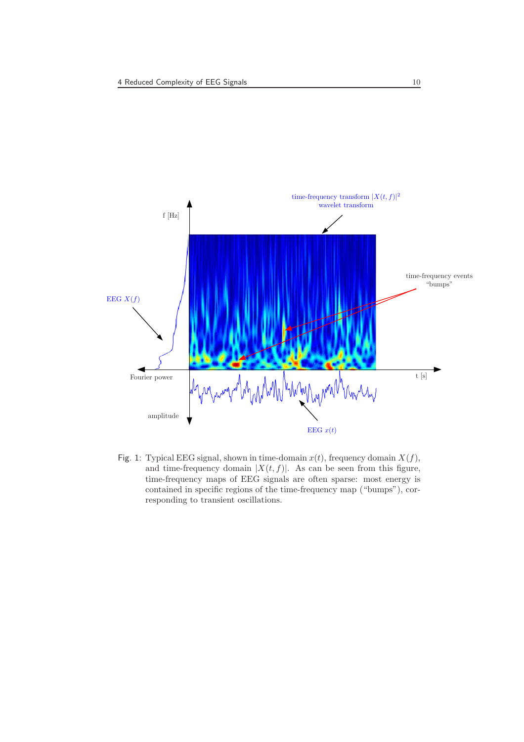Fig. 1: Typical EEG signal, shown in time-domain $x(t)$, frequency domain $X(f)$, and time-frequency domain $|X(t, f)|$. As can be seen from this figure, time-frequency maps of EEG signals are often sparse: most energy is contained in specific regions of the time-frequency map ("bumps"), corresponding to transient oscillations.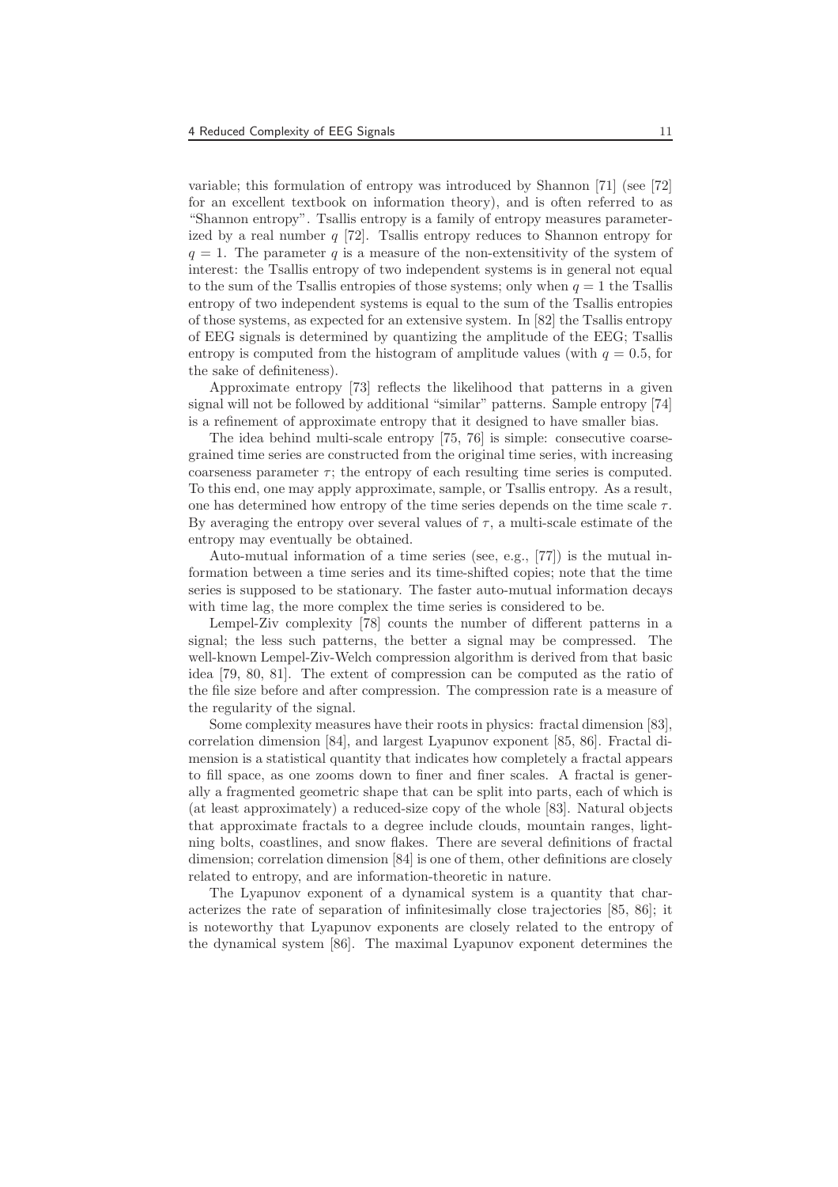variable; this formulation of entropy was introduced by Shannon [71] (see [72] for an excellent textbook on information theory), and is often referred to as "Shannon entropy". Tsallis entropy is a family of entropy measures parameterized by a real number $q$ [72]. Tsallis entropy reduces to Shannon entropy for $q = 1$. The parameter $q$ is a measure of the non-extensitivity of the system of interest: the Tsallis entropy of two independent systems is in general not equal to the sum of the Tsallis entropies of those systems; only when $q = 1$ the Tsallis entropy of two independent systems is equal to the sum of the Tsallis entropies of those systems, as expected for an extensive system. In [82] the Tsallis entropy of EEG signals is determined by quantizing the amplitude of the EEG; Tsallis entropy is computed from the histogram of amplitude values (with $q = 0.5$, for the sake of definiteness).

Approximate entropy [73] reflects the likelihood that patterns in a given signal will not be followed by additional "similar" patterns. Sample entropy [74] is a refinement of approximate entropy that it designed to have smaller bias.

The idea behind multi-scale entropy [75, 76] is simple: consecutive coarse-grained time series are constructed from the original time series, with increasing coarseness parameter $\tau$; the entropy of each resulting time series is computed. To this end, one may apply approximate, sample, or Tsallis entropy. As a result, one has determined how entropy of the time series depends on the time scale $\tau$. By averaging the entropy over several values of $\tau$, a multi-scale estimate of the entropy may eventually be obtained.

Auto-mutual information of a time series (see, e.g., [77]) is the mutual information between a time series and its time-shifted copies; note that the time series is supposed to be stationary. The faster auto-mutual information decays with time lag, the more complex the time series is considered to be.

Lempel-Ziv complexity [78] counts the number of different patterns in a signal; the less such patterns, the better a signal may be compressed. The well-known Lempel-Ziv-Welch compression algorithm is derived from that basic idea [79, 80, 81]. The extent of compression can be computed as the ratio of the file size before and after compression. The compression rate is a measure of the regularity of the signal.

Some complexity measures have their roots in physics: fractal dimension [83], correlation dimension [84], and largest Lyapunov exponent [85, 86]. Fractal dimension is a statistical quantity that indicates how completely a fractal appears to fill space, as one zooms down to finer and finer scales. A fractal is generally a fragmented geometric shape that can be split into parts, each of which is (at least approximately) a reduced-size copy of the whole [83]. Natural objects that approximate fractals to a degree include clouds, mountain ranges, lightning bolts, coastlines, and snow flakes. There are several definitions of fractal dimension; correlation dimension [84] is one of them, other definitions are closely related to entropy, and are information-theoretic in nature.

The Lyapunov exponent of a dynamical system is a quantity that characterizes the rate of separation of infinitesimally close trajectories [85, 86]; it is noteworthy that Lyapunov exponents are closely related to the entropy of the dynamical system [86]. The maximal Lyapunov exponent determines the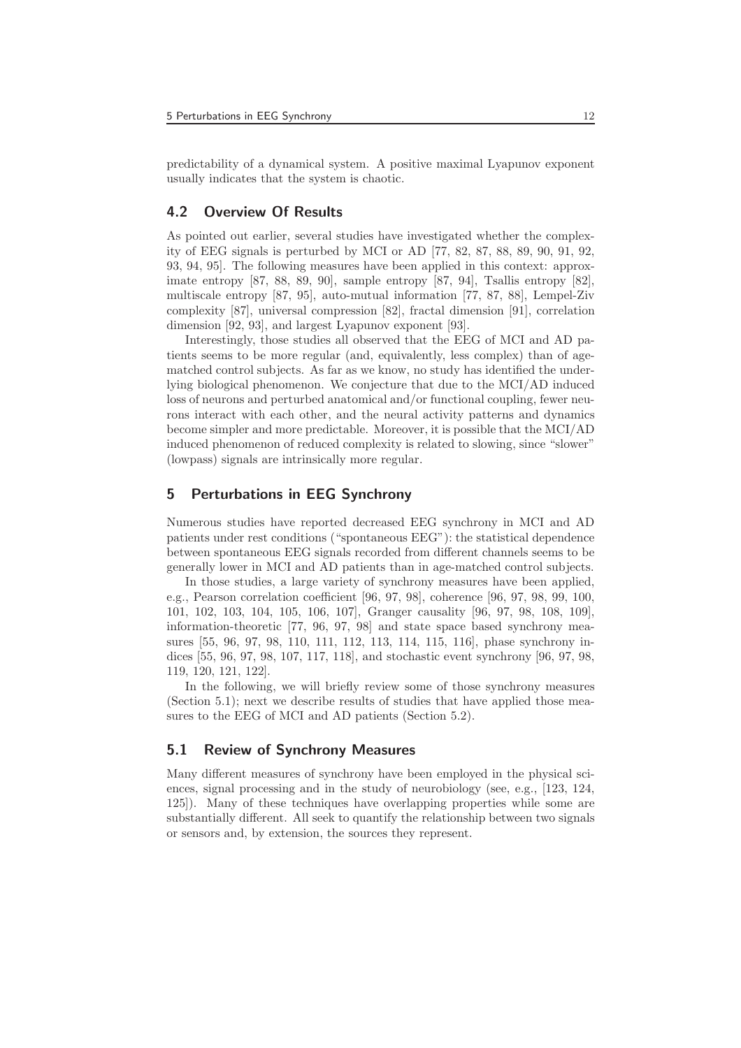predictability of a dynamical system. A positive maximal Lyapunov exponent usually indicates that the system is chaotic.

### 4.2 Overview Of Results

As pointed out earlier, several studies have investigated whether the complexity of EEG signals is perturbed by MCI or AD [77, 82, 87, 88, 89, 90, 91, 92, 93, 94, 95]. The following measures have been applied in this context: approximate entropy [87, 88, 89, 90], sample entropy [87, 94], Tsallis entropy [82], multiscale entropy [87, 95], auto-mutual information [77, 87, 88], Lempel-Ziv complexity [87], universal compression [82], fractal dimension [91], correlation dimension [92, 93], and largest Lyapunov exponent [93].

Interestingly, those studies all observed that the EEG of MCI and AD patients seems to be more regular (and, equivalently, less complex) than of age-matched control subjects. As far as we know, no study has identified the underlying biological phenomenon. We conjecture that due to the MCI/AD induced loss of neurons and perturbed anatomical and/or functional coupling, fewer neurons interact with each other, and the neural activity patterns and dynamics become simpler and more predictable. Moreover, it is possible that the MCI/AD induced phenomenon of reduced complexity is related to slowing, since "slower" (lowpass) signals are intrinsically more regular.

## 5 Perturbations in EEG Synchrony

Numerous studies have reported decreased EEG synchrony in MCI and AD patients under rest conditions ("spontaneous EEG"): the statistical dependence between spontaneous EEG signals recorded from different channels seems to be generally lower in MCI and AD patients than in age-matched control subjects.

In those studies, a large variety of synchrony measures have been applied, e.g., Pearson correlation coefficient [96, 97, 98], coherence [96, 97, 98, 99, 100, 101, 102, 103, 104, 105, 106, 107], Granger causality [96, 97, 98, 108, 109], information-theoretic [77, 96, 97, 98] and state space based synchrony measures [55, 96, 97, 98, 110, 111, 112, 113, 114, 115, 116], phase synchrony indices [55, 96, 97, 98, 107, 117, 118], and stochastic event synchrony [96, 97, 98, 119, 120, 121, 122].

In the following, we will briefly review some of those synchrony measures (Section 5.1); next we describe results of studies that have applied those measures to the EEG of MCI and AD patients (Section 5.2).

### 5.1 Review of Synchrony Measures

Many different measures of synchrony have been employed in the physical sciences, signal processing and in the study of neurobiology (see, e.g., [123, 124, 125]). Many of these techniques have overlapping properties while some are substantially different. All seek to quantify the relationship between two signals or sensors and, by extension, the sources they represent.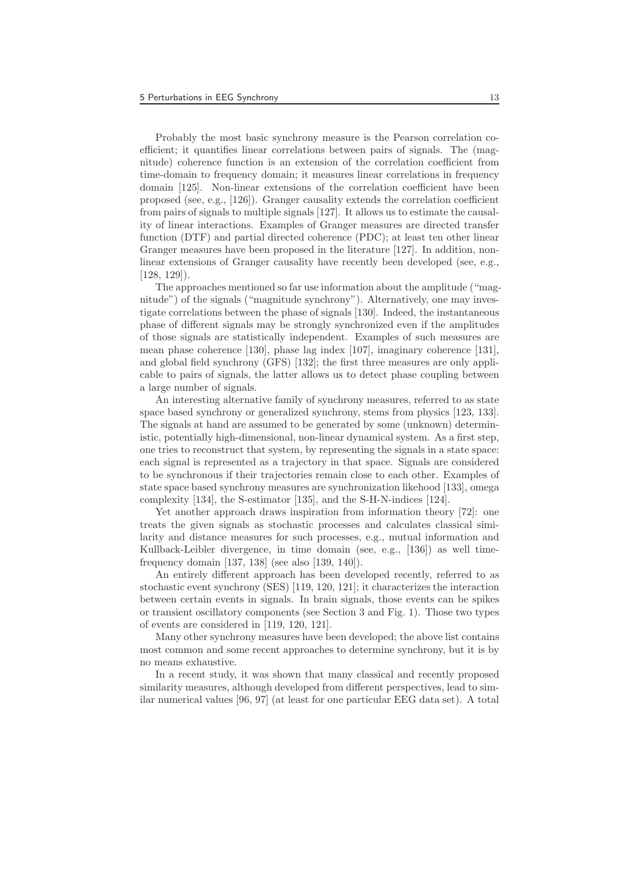Probably the most basic synchrony measure is the Pearson correlation coefficient; it quantifies linear correlations between pairs of signals. The (magnitude) coherence function is an extension of the correlation coefficient from time-domain to frequency domain; it measures linear correlations in frequency domain [125]. Non-linear extensions of the correlation coefficient have been proposed (see, e.g., [126]). Granger causality extends the correlation coefficient from pairs of signals to multiple signals [127]. It allows us to estimate the causality of linear interactions. Examples of Granger measures are directed transfer function (DTF) and partial directed coherence (PDC); at least ten other linear Granger measures have been proposed in the literature [127]. In addition, non-linear extensions of Granger causality have recently been developed (see, e.g., [128, 129]).

The approaches mentioned so far use information about the amplitude ("magnitude") of the signals ("magnitude synchrony"). Alternatively, one may investigate correlations between the phase of signals [130]. Indeed, the instantaneous phase of different signals may be strongly synchronized even if the amplitudes of those signals are statistically independent. Examples of such measures are mean phase coherence [130], phase lag index [107], imaginary coherence [131], and global field synchrony (GFS) [132]; the first three measures are only applicable to pairs of signals, the latter allows us to detect phase coupling between a large number of signals.

An interesting alternative family of synchrony measures, referred to as state space based synchrony or generalized synchrony, stems from physics [123, 133]. The signals at hand are assumed to be generated by some (unknown) deterministic, potentially high-dimensional, non-linear dynamical system. As a first step, one tries to reconstruct that system, by representing the signals in a state space: each signal is represented as a trajectory in that space. Signals are considered to be synchronous if their trajectories remain close to each other. Examples of state space based synchrony measures are synchronization likehood [133], omega complexity [134], the S-estimator [135], and the S-H-N-indices [124].

Yet another approach draws inspiration from information theory [72]: one treats the given signals as stochastic processes and calculates classical similarity and distance measures for such processes, e.g., mutual information and Kullback-Leibler divergence, in time domain (see, e.g., [136]) as well time-frequency domain [137, 138] (see also [139, 140]).

An entirely different approach has been developed recently, referred to as stochastic event synchrony (SES) [119, 120, 121]; it characterizes the interaction between certain events in signals. In brain signals, those events can be spikes or transient oscillatory components (see Section 3 and Fig. 1). Those two types of events are considered in [119, 120, 121].

Many other synchrony measures have been developed; the above list contains most common and some recent approaches to determine synchrony, but it is by no means exhaustive.

In a recent study, it was shown that many classical and recently proposed similarity measures, although developed from different perspectives, lead to similar numerical values [96, 97] (at least for one particular EEG data set). A total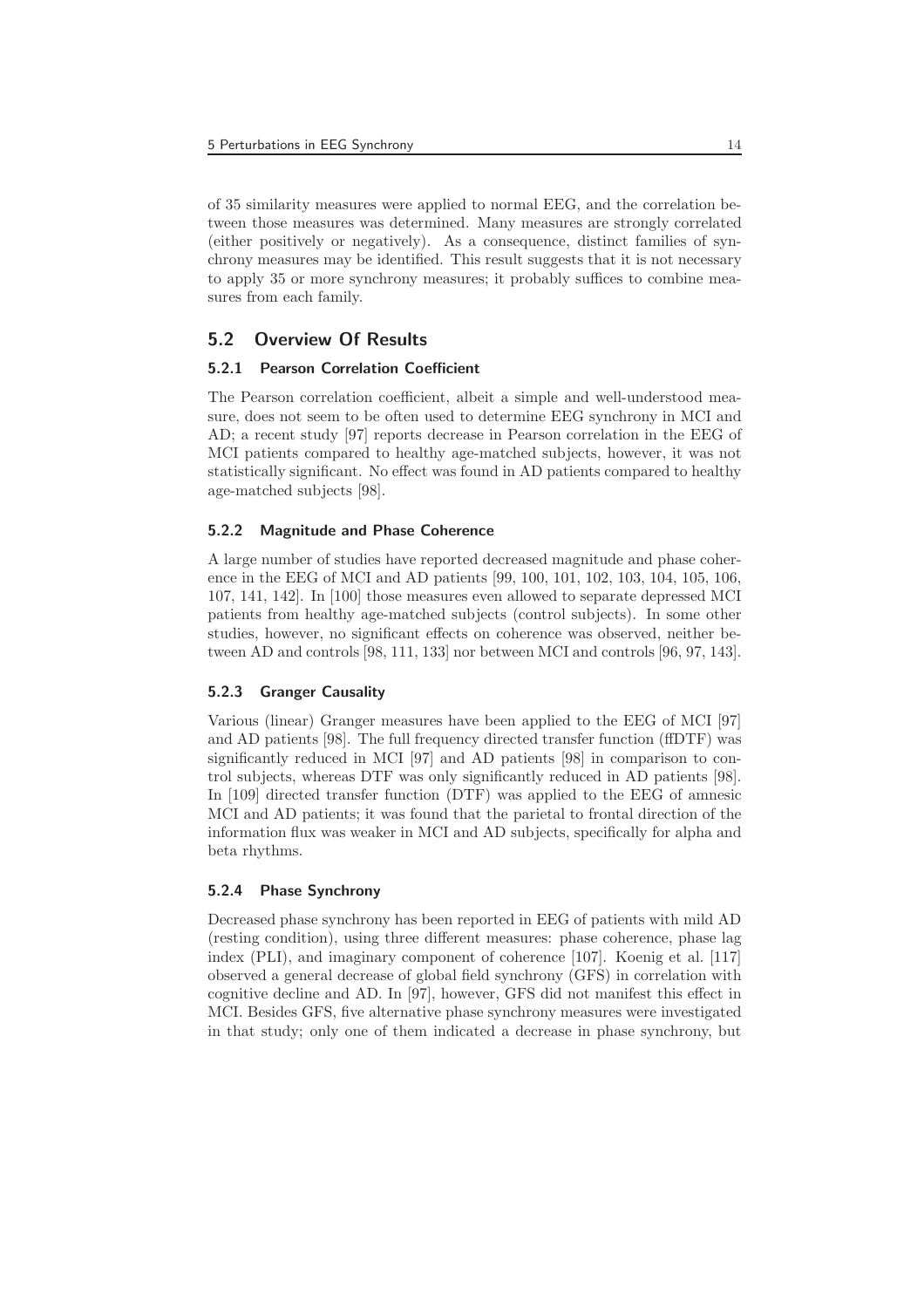of 35 similarity measures were applied to normal EEG, and the correlation between those measures was determined. Many measures are strongly correlated (either positively or negatively). As a consequence, distinct families of synchrony measures may be identified. This result suggests that it is not necessary to apply 35 or more synchrony measures; it probably suffices to combine measures from each family.

## 5.2 Overview Of Results

### 5.2.1 Pearson Correlation Coefficient

The Pearson correlation coefficient, albeit a simple and well-understood measure, does not seem to be often used to determine EEG synchrony in MCI and AD; a recent study [97] reports decrease in Pearson correlation in the EEG of MCI patients compared to healthy age-matched subjects, however, it was not statistically significant. No effect was found in AD patients compared to healthy age-matched subjects [98].

### 5.2.2 Magnitude and Phase Coherence

A large number of studies have reported decreased magnitude and phase coherence in the EEG of MCI and AD patients [99, 100, 101, 102, 103, 104, 105, 106, 107, 141, 142]. In [100] those measures even allowed to separate depressed MCI patients from healthy age-matched subjects (control subjects). In some other studies, however, no significant effects on coherence was observed, neither between AD and controls [98, 111, 133] nor between MCI and controls [96, 97, 143].

### 5.2.3 Granger Causality

Various (linear) Granger measures have been applied to the EEG of MCI [97] and AD patients [98]. The full frequency directed transfer function (ffDTF) was significantly reduced in MCI [97] and AD patients [98] in comparison to control subjects, whereas DTF was only significantly reduced in AD patients [98]. In [109] directed transfer function (DTF) was applied to the EEG of amnesic MCI and AD patients; it was found that the parietal to frontal direction of the information flux was weaker in MCI and AD subjects, specifically for alpha and beta rhythms.

### 5.2.4 Phase Synchrony

Decreased phase synchrony has been reported in EEG of patients with mild AD (resting condition), using three different measures: phase coherence, phase lag index (PLI), and imaginary component of coherence [107]. Koenig et al. [117] observed a general decrease of global field synchrony (GFS) in correlation with cognitive decline and AD. In [97], however, GFS did not manifest this effect in MCI. Besides GFS, five alternative phase synchrony measures were investigated in that study; only one of them indicated a decrease in phase synchrony, but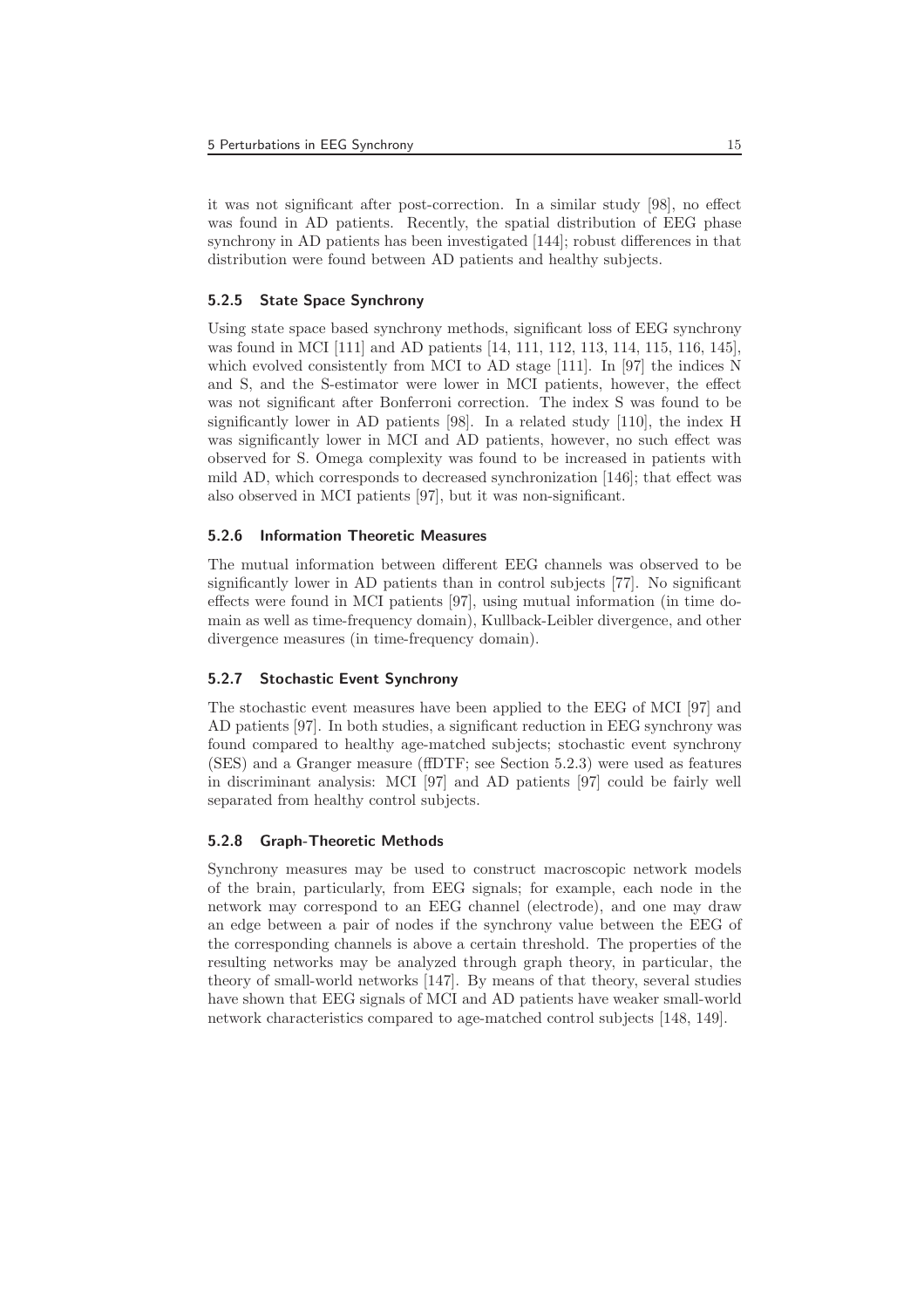it was not significant after post-correction. In a similar study [98], no effect was found in AD patients. Recently, the spatial distribution of EEG phase synchrony in AD patients has been investigated [144]; robust differences in that distribution were found between AD patients and healthy subjects.

### 5.2.5 State Space Synchrony

Using state space based synchrony methods, significant loss of EEG synchrony was found in MCI [111] and AD patients [14, 111, 112, 113, 114, 115, 116, 145], which evolved consistently from MCI to AD stage [111]. In [97] the indices N and S, and the S-estimator were lower in MCI patients, however, the effect was not significant after Bonferroni correction. The index S was found to be significantly lower in AD patients [98]. In a related study [110], the index H was significantly lower in MCI and AD patients, however, no such effect was observed for S. Omega complexity was found to be increased in patients with mild AD, which corresponds to decreased synchronization [146]; that effect was also observed in MCI patients [97], but it was non-significant.

### 5.2.6 Information Theoretic Measures

The mutual information between different EEG channels was observed to be significantly lower in AD patients than in control subjects [77]. No significant effects were found in MCI patients [97], using mutual information (in time domain as well as time-frequency domain), Kullback-Leibler divergence, and other divergence measures (in time-frequency domain).

### 5.2.7 Stochastic Event Synchrony

The stochastic event measures have been applied to the EEG of MCI [97] and AD patients [97]. In both studies, a significant reduction in EEG synchrony was found compared to healthy age-matched subjects; stochastic event synchrony (SES) and a Granger measure (ffDTF; see Section 5.2.3) were used as features in discriminant analysis: MCI [97] and AD patients [97] could be fairly well separated from healthy control subjects.

### 5.2.8 Graph-Theoretic Methods

Synchrony measures may be used to construct macroscopic network models of the brain, particularly, from EEG signals; for example, each node in the network may correspond to an EEG channel (electrode), and one may draw an edge between a pair of nodes if the synchrony value between the EEG of the corresponding channels is above a certain threshold. The properties of the resulting networks may be analyzed through graph theory, in particular, the theory of small-world networks [147]. By means of that theory, several studies have shown that EEG signals of MCI and AD patients have weaker small-world network characteristics compared to age-matched control subjects [148, 149].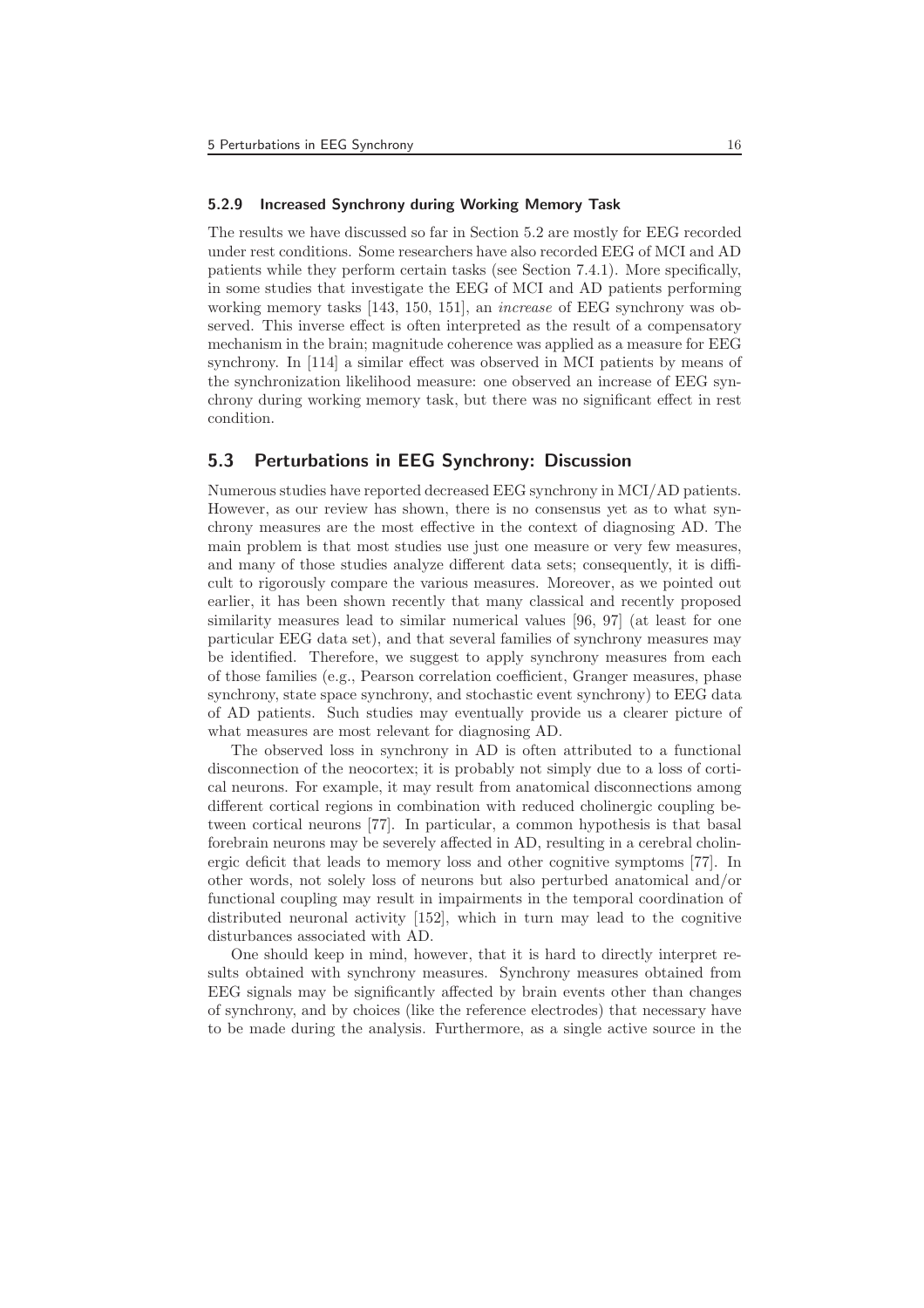#### 5.2.9 Increased Synchrony during Working Memory Task

The results we have discussed so far in Section 5.2 are mostly for EEG recorded under rest conditions. Some researchers have also recorded EEG of MCI and AD patients while they perform certain tasks (see Section 7.4.1). More specifically, in some studies that investigate the EEG of MCI and AD patients performing working memory tasks [143, 150, 151], an *increase* of EEG synchrony was observed. This inverse effect is often interpreted as the result of a compensatory mechanism in the brain; magnitude coherence was applied as a measure for EEG synchrony. In [114] a similar effect was observed in MCI patients by means of the synchronization likelihood measure: one observed an increase of EEG synchrony during working memory task, but there was no significant effect in rest condition.

### 5.3 Perturbations in EEG Synchrony: Discussion

Numerous studies have reported decreased EEG synchrony in MCI/AD patients. However, as our review has shown, there is no consensus yet as to what synchrony measures are the most effective in the context of diagnosing AD. The main problem is that most studies use just one measure or very few measures, and many of those studies analyze different data sets; consequently, it is difficult to rigorously compare the various measures. Moreover, as we pointed out earlier, it has been shown recently that many classical and recently proposed similarity measures lead to similar numerical values [96, 97] (at least for one particular EEG data set), and that several families of synchrony measures may be identified. Therefore, we suggest to apply synchrony measures from each of those families (e.g., Pearson correlation coefficient, Granger measures, phase synchrony, state space synchrony, and stochastic event synchrony) to EEG data of AD patients. Such studies may eventually provide us a clearer picture of what measures are most relevant for diagnosing AD.

The observed loss in synchrony in AD is often attributed to a functional disconnection of the neocortex; it is probably not simply due to a loss of cortical neurons. For example, it may result from anatomical disconnections among different cortical regions in combination with reduced cholinergic coupling between cortical neurons [77]. In particular, a common hypothesis is that basal forebrain neurons may be severely affected in AD, resulting in a cerebral cholinergic deficit that leads to memory loss and other cognitive symptoms [77]. In other words, not solely loss of neurons but also perturbed anatomical and/or functional coupling may result in impairments in the temporal coordination of distributed neuronal activity [152], which in turn may lead to the cognitive disturbances associated with AD.

One should keep in mind, however, that it is hard to directly interpret results obtained with synchrony measures. Synchrony measures obtained from EEG signals may be significantly affected by brain events other than changes of synchrony, and by choices (like the reference electrodes) that necessary have to be made during the analysis. Furthermore, as a single active source in the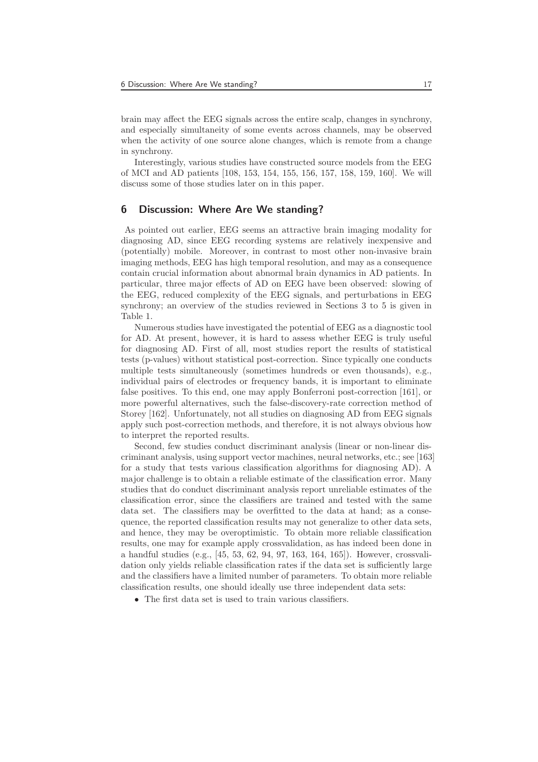brain may affect the EEG signals across the entire scalp, changes in synchrony, and especially simultaneity of some events across channels, may be observed when the activity of one source alone changes, which is remote from a change in synchrony.

Interestingly, various studies have constructed source models from the EEG of MCI and AD patients [108, 153, 154, 155, 156, 157, 158, 159, 160]. We will discuss some of those studies later on in this paper.

## 6 Discussion: Where Are We standing?

As pointed out earlier, EEG seems an attractive brain imaging modality for diagnosing AD, since EEG recording systems are relatively inexpensive and (potentially) mobile. Moreover, in contrast to most other non-invasive brain imaging methods, EEG has high temporal resolution, and may as a consequence contain crucial information about abnormal brain dynamics in AD patients. In particular, three major effects of AD on EEG have been observed: slowing of the EEG, reduced complexity of the EEG signals, and perturbations in EEG synchrony; an overview of the studies reviewed in Sections 3 to 5 is given in Table 1.

Numerous studies have investigated the potential of EEG as a diagnostic tool for AD. At present, however, it is hard to assess whether EEG is truly useful for diagnosing AD. First of all, most studies report the results of statistical tests (p-values) without statistical post-correction. Since typically one conducts multiple tests simultaneously (sometimes hundreds or even thousands), e.g., individual pairs of electrodes or frequency bands, it is important to eliminate false positives. To this end, one may apply Bonferroni post-correction [161], or more powerful alternatives, such the false-discovery-rate correction method of Storey [162]. Unfortunately, not all studies on diagnosing AD from EEG signals apply such post-correction methods, and therefore, it is not always obvious how to interpret the reported results.

Second, few studies conduct discriminant analysis (linear or non-linear discriminant analysis, using support vector machines, neural networks, etc.; see [163] for a study that tests various classification algorithms for diagnosing AD). A major challenge is to obtain a reliable estimate of the classification error. Many studies that do conduct discriminant analysis report unreliable estimates of the classification error, since the classifiers are trained and tested with the same data set. The classifiers may be overfitted to the data at hand; as a consequence, the reported classification results may not generalize to other data sets, and hence, they may be overoptimistic. To obtain more reliable classification results, one may for example apply crossvalidation, as has indeed been done in a handful studies (e.g., [45, 53, 62, 94, 97, 163, 164, 165]). However, crossvalidation only yields reliable classification rates if the data set is sufficiently large and the classifiers have a limited number of parameters. To obtain more reliable classification results, one should ideally use three independent data sets:

- The first data set is used to train various classifiers.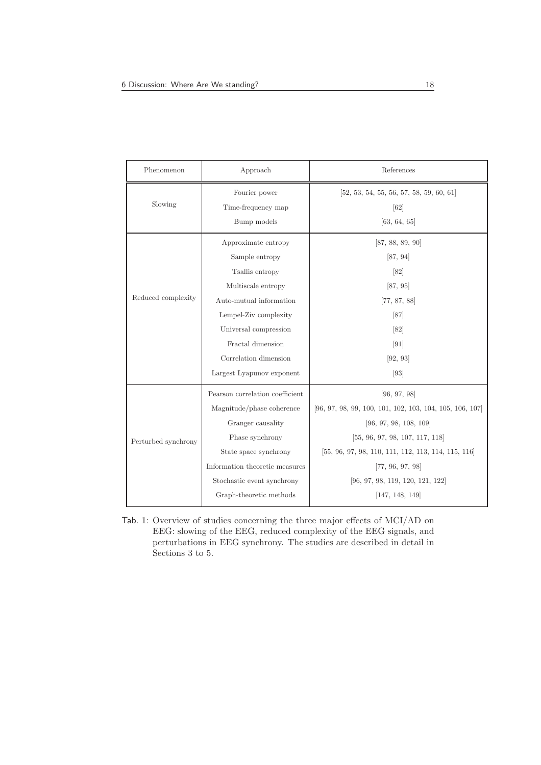| Phenomenon | Approach | References |
|---|---|---|
| Slowing | Fourier power | [52, 53, 54, 55, 56, 57, 58, 59, 60, 61] |
| | Time-frequency map | [62] |
| | Bump models | [63, 64, 65] |
| Reduced complexity | Approximate entropy | [87, 88, 89, 90] |
| | Sample entropy | [87, 94] |
| | Tsallis entropy | [82] |
| | Multiscale entropy | [87, 95] |
| | Auto-mutual information | [77, 87, 88] |
| | Lempel-Ziv complexity | [87] |
| | Universal compression | [82] |
| | Fractal dimension | [91] |
| | Correlation dimension | [92, 93] |
| | Largest Lyapunov exponent | [93] |
| Perturbed synchrony | Pearson correlation coefficient | [96, 97, 98] |
| | Magnitude/phase coherence | [96, 97, 98, 99, 100, 101, 102, 103, 104, 105, 106, 107] |
| | Granger causality | [96, 97, 98, 108, 109] |
| | Phase synchrony | [55, 96, 97, 98, 107, 117, 118] |
| | State space synchrony | [55, 96, 97, 98, 110, 111, 112, 113, 114, 115, 116] |
| | Information theoretic measures | [77, 96, 97, 98] |
| | Stochastic event synchrony | [96, 97, 98, 119, 120, 121, 122] |
| | Graph-theoretic methods | [147, 148, 149] |

Tab. 1: Overview of studies concerning the three major effects of MCI/AD on EEG: slowing of the EEG, reduced complexity of the EEG signals, and perturbations in EEG synchrony. The studies are described in detail in Sections 3 to 5.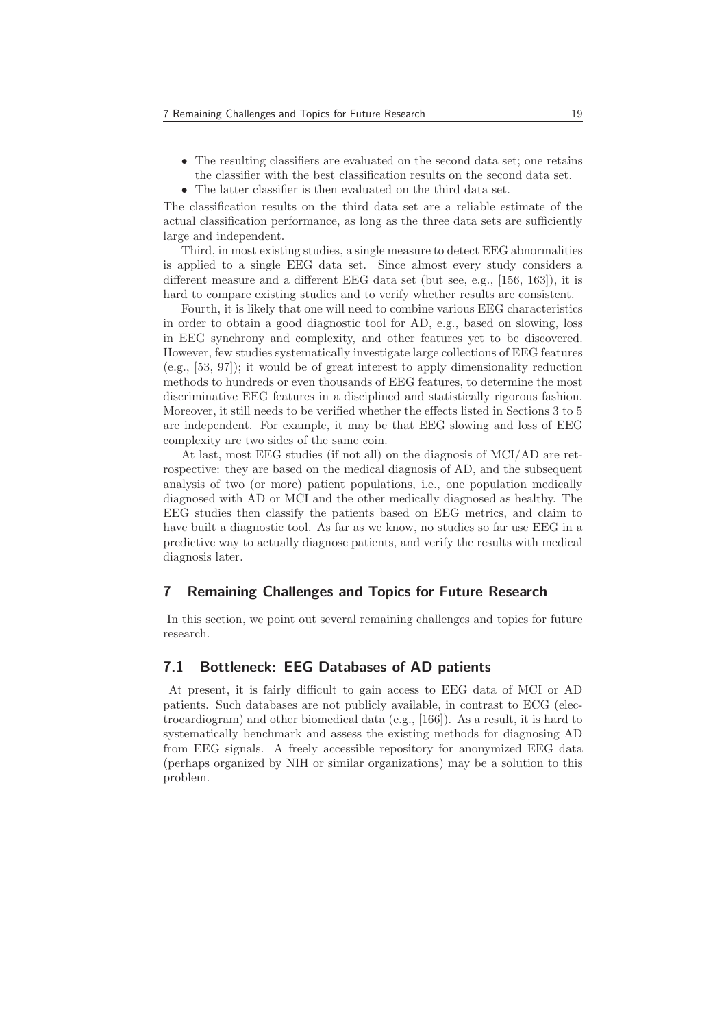- The resulting classifiers are evaluated on the second data set; one retains the classifier with the best classification results on the second data set.
- The latter classifier is then evaluated on the third data set.

The classification results on the third data set are a reliable estimate of the actual classification performance, as long as the three data sets are sufficiently large and independent.

Third, in most existing studies, a single measure to detect EEG abnormalities is applied to a single EEG data set. Since almost every study considers a different measure and a different EEG data set (but see, e.g., [156, 163]), it is hard to compare existing studies and to verify whether results are consistent.

Fourth, it is likely that one will need to combine various EEG characteristics in order to obtain a good diagnostic tool for AD, e.g., based on slowing, loss in EEG synchrony and complexity, and other features yet to be discovered. However, few studies systematically investigate large collections of EEG features (e.g., [53, 97]); it would be of great interest to apply dimensionality reduction methods to hundreds or even thousands of EEG features, to determine the most discriminative EEG features in a disciplined and statistically rigorous fashion. Moreover, it still needs to be verified whether the effects listed in Sections 3 to 5 are independent. For example, it may be that EEG slowing and loss of EEG complexity are two sides of the same coin.

At last, most EEG studies (if not all) on the diagnosis of MCI/AD are retrospective: they are based on the medical diagnosis of AD, and the subsequent analysis of two (or more) patient populations, i.e., one population medically diagnosed with AD or MCI and the other medically diagnosed as healthy. The EEG studies then classify the patients based on EEG metrics, and claim to have built a diagnostic tool. As far as we know, no studies so far use EEG in a predictive way to actually diagnose patients, and verify the results with medical diagnosis later.

## 7 Remaining Challenges and Topics for Future Research

In this section, we point out several remaining challenges and topics for future research.

### 7.1 Bottleneck: EEG Databases of AD patients

At present, it is fairly difficult to gain access to EEG data of MCI or AD patients. Such databases are not publicly available, in contrast to ECG (electrocardiogram) and other biomedical data (e.g., [166]). As a result, it is hard to systematically benchmark and assess the existing methods for diagnosing AD from EEG signals. A freely accessible repository for anonymized EEG data (perhaps organized by NIH or similar organizations) may be a solution to this problem.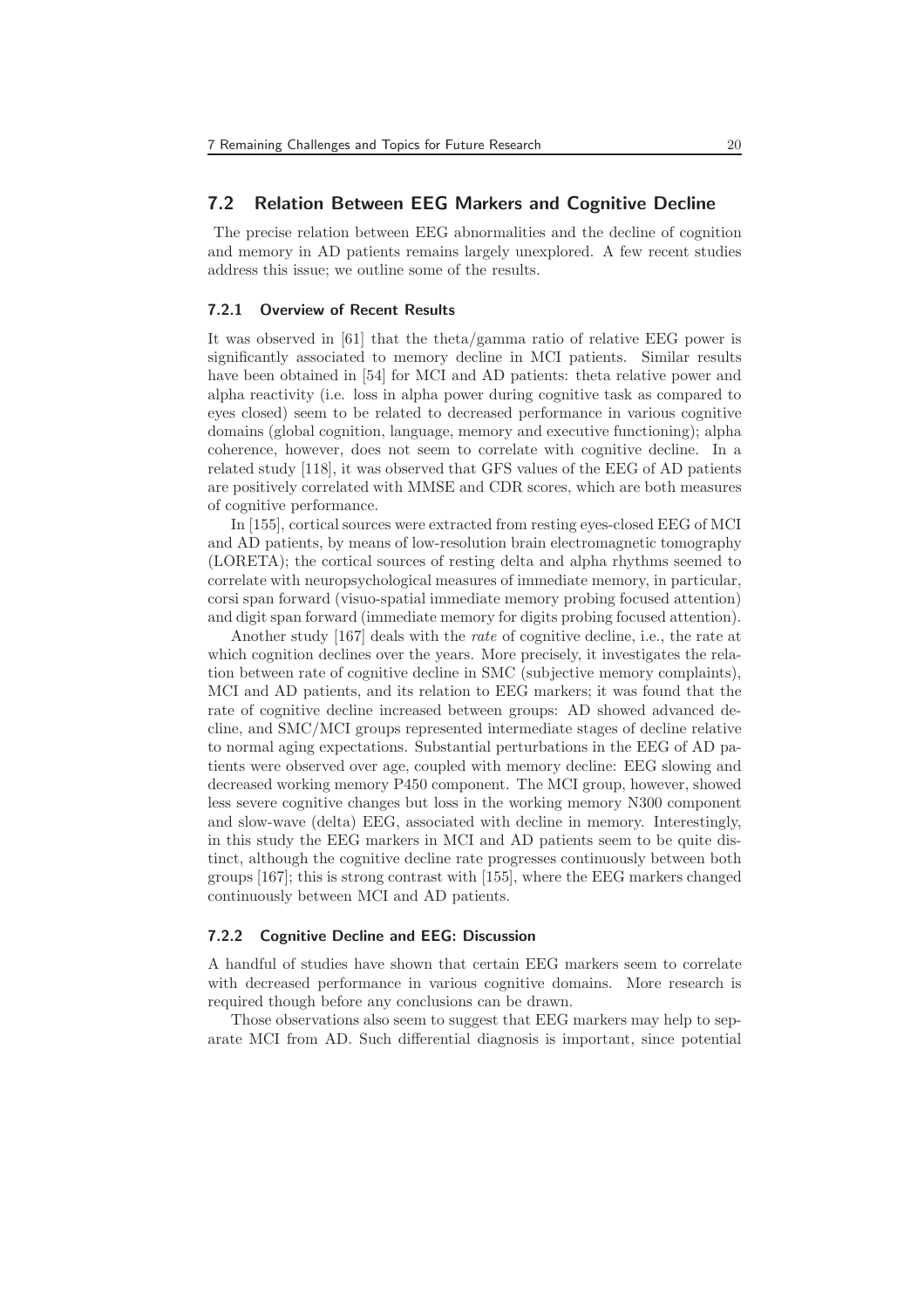## 7.2 Relation Between EEG Markers and Cognitive Decline

The precise relation between EEG abnormalities and the decline of cognition and memory in AD patients remains largely unexplored. A few recent studies address this issue; we outline some of the results.

### 7.2.1 Overview of Recent Results

It was observed in [61] that the theta/gamma ratio of relative EEG power is significantly associated to memory decline in MCI patients. Similar results have been obtained in [54] for MCI and AD patients: theta relative power and alpha reactivity (i.e. loss in alpha power during cognitive task as compared to eyes closed) seem to be related to decreased performance in various cognitive domains (global cognition, language, memory and executive functioning); alpha coherence, however, does not seem to correlate with cognitive decline. In a related study [118], it was observed that GFS values of the EEG of AD patients are positively correlated with MMSE and CDR scores, which are both measures of cognitive performance.

In [155], cortical sources were extracted from resting eyes-closed EEG of MCI and AD patients, by means of low-resolution brain electromagnetic tomography (LORETA); the cortical sources of resting delta and alpha rhythms seemed to correlate with neuropsychological measures of immediate memory, in particular, corsi span forward (visuo-spatial immediate memory probing focused attention) and digit span forward (immediate memory for digits probing focused attention).

Another study [167] deals with the *rate* of cognitive decline, i.e., the rate at which cognition declines over the years. More precisely, it investigates the relation between rate of cognitive decline in SMC (subjective memory complaints), MCI and AD patients, and its relation to EEG markers; it was found that the rate of cognitive decline increased between groups: AD showed advanced decline, and SMC/MCI groups represented intermediate stages of decline relative to normal aging expectations. Substantial perturbations in the EEG of AD patients were observed over age, coupled with memory decline: EEG slowing and decreased working memory P450 component. The MCI group, however, showed less severe cognitive changes but loss in the working memory N300 component and slow-wave (delta) EEG, associated with decline in memory. Interestingly, in this study the EEG markers in MCI and AD patients seem to be quite distinct, although the cognitive decline rate progresses continuously between both groups [167]; this is strong contrast with [155], where the EEG markers changed continuously between MCI and AD patients.

### 7.2.2 Cognitive Decline and EEG: Discussion

A handful of studies have shown that certain EEG markers seem to correlate with decreased performance in various cognitive domains. More research is required though before any conclusions can be drawn.

Those observations also seem to suggest that EEG markers may help to separate MCI from AD. Such differential diagnosis is important, since potential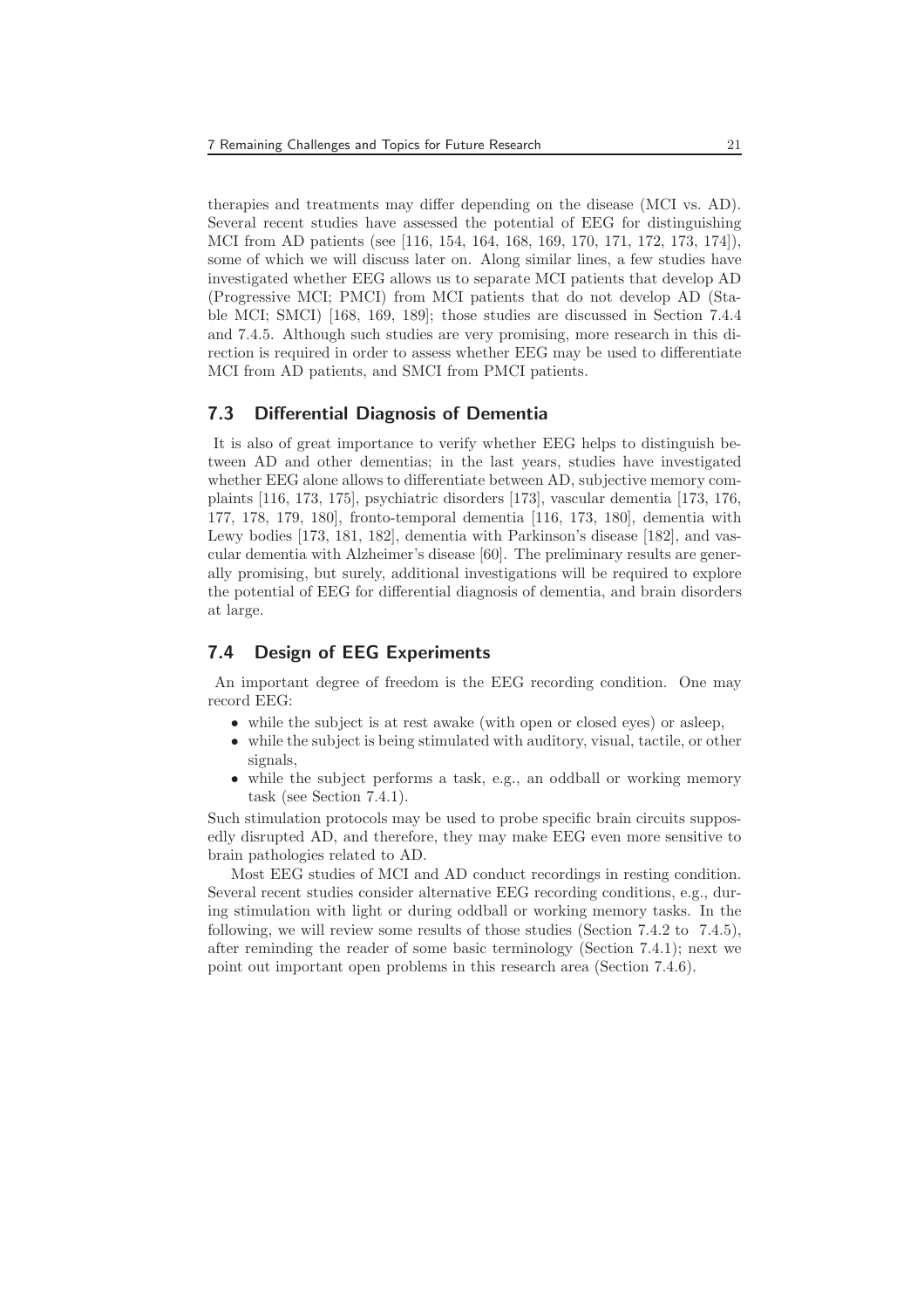therapies and treatments may differ depending on the disease (MCI vs. AD). Several recent studies have assessed the potential of EEG for distinguishing MCI from AD patients (see [116, 154, 164, 168, 169, 170, 171, 172, 173, 174]), some of which we will discuss later on. Along similar lines, a few studies have investigated whether EEG allows us to separate MCI patients that develop AD (Progressive MCI; PMCI) from MCI patients that do not develop AD (Stable MCI; SMCI) [168, 169, 189]; those studies are discussed in Section 7.4.4 and 7.4.5. Although such studies are very promising, more research in this direction is required in order to assess whether EEG may be used to differentiate MCI from AD patients, and SMCI from PMCI patients.

## 7.3 Differential Diagnosis of Dementia

It is also of great importance to verify whether EEG helps to distinguish between AD and other dementias; in the last years, studies have investigated whether EEG alone allows to differentiate between AD, subjective memory complaints [116, 173, 175], psychiatric disorders [173], vascular dementia [173, 176, 177, 178, 179, 180], fronto-temporal dementia [116, 173, 180], dementia with Lewy bodies [173, 181, 182], dementia with Parkinson's disease [182], and vascular dementia with Alzheimer's disease [60]. The preliminary results are generally promising, but surely, additional investigations will be required to explore the potential of EEG for differential diagnosis of dementia, and brain disorders at large.

## 7.4 Design of EEG Experiments

An important degree of freedom is the EEG recording condition. One may record EEG:

- while the subject is at rest awake (with open or closed eyes) or asleep,
- while the subject is being stimulated with auditory, visual, tactile, or other signals,
- while the subject performs a task, e.g., an oddball or working memory task (see Section 7.4.1).

Such stimulation protocols may be used to probe specific brain circuits supposedly disrupted AD, and therefore, they may make EEG even more sensitive to brain pathologies related to AD.

Most EEG studies of MCI and AD conduct recordings in resting condition. Several recent studies consider alternative EEG recording conditions, e.g., during stimulation with light or during oddball or working memory tasks. In the following, we will review some results of those studies (Section 7.4.2 to 7.4.5), after reminding the reader of some basic terminology (Section 7.4.1); next we point out important open problems in this research area (Section 7.4.6).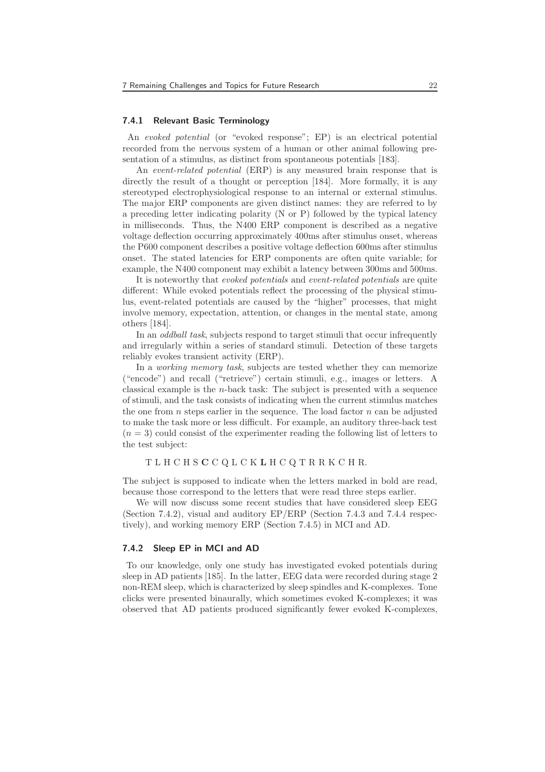### 7.4.1 Relevant Basic Terminology

An *evoked potential* (or "evoked response"; EP) is an electrical potential recorded from the nervous system of a human or other animal following presentation of a stimulus, as distinct from spontaneous potentials [183].

An *event-related potential* (ERP) is any measured brain response that is directly the result of a thought or perception [184]. More formally, it is any stereotyped electrophysiological response to an internal or external stimulus. The major ERP components are given distinct names: they are referred to by a preceding letter indicating polarity (N or P) followed by the typical latency in milliseconds. Thus, the N400 ERP component is described as a negative voltage deflection occurring approximately 400ms after stimulus onset, whereas the P600 component describes a positive voltage deflection 600ms after stimulus onset. The stated latencies for ERP components are often quite variable; for example, the N400 component may exhibit a latency between 300ms and 500ms.

It is noteworthy that *evoked potentials* and *event-related potentials* are quite different: While evoked potentials reflect the processing of the physical stimulus, event-related potentials are caused by the "higher" processes, that might involve memory, expectation, attention, or changes in the mental state, among others [184].

In an *oddball task*, subjects respond to target stimuli that occur infrequently and irregularly within a series of standard stimuli. Detection of these targets reliably evokes transient activity (ERP).

In a *working memory task*, subjects are tested whether they can memorize ("encode") and recall ("retrieve") certain stimuli, e.g., images or letters. A classical example is the $n$-back task: The subject is presented with a sequence of stimuli, and the task consists of indicating when the current stimulus matches the one from $n$ steps earlier in the sequence. The load factor $n$ can be adjusted to make the task more or less difficult. For example, an auditory three-back test ($n = 3$) could consist of the experimenter reading the following list of letters to the test subject:

T L H C H S **C** C Q L C K **L** H C Q T R R K C H R.

The subject is supposed to indicate when the letters marked in bold are read, because those correspond to the letters that were read three steps earlier.

We will now discuss some recent studies that have considered sleep EEG (Section 7.4.2), visual and auditory EP/ERP (Section 7.4.3 and 7.4.4 respectively), and working memory ERP (Section 7.4.5) in MCI and AD.

### 7.4.2 Sleep EP in MCI and AD

To our knowledge, only one study has investigated evoked potentials during sleep in AD patients [185]. In the latter, EEG data were recorded during stage 2 non-REM sleep, which is characterized by sleep spindles and K-complexes. Tone clicks were presented binaurally, which sometimes evoked K-complexes; it was observed that AD patients produced significantly fewer evoked K-complexes,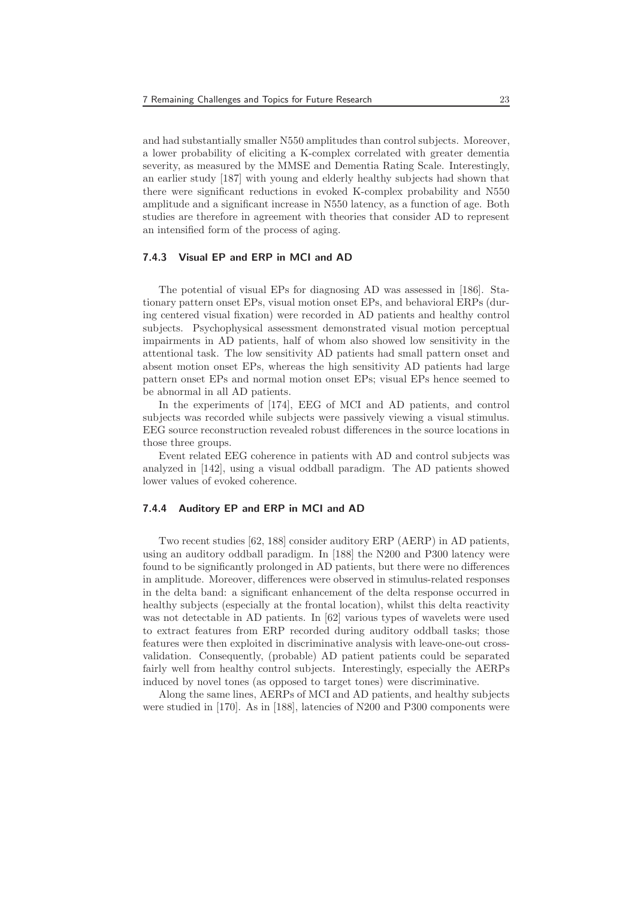and had substantially smaller N550 amplitudes than control subjects. Moreover, a lower probability of eliciting a K-complex correlated with greater dementia severity, as measured by the MMSE and Dementia Rating Scale. Interestingly, an earlier study [187] with young and elderly healthy subjects had shown that there were significant reductions in evoked K-complex probability and N550 amplitude and a significant increase in N550 latency, as a function of age. Both studies are therefore in agreement with theories that consider AD to represent an intensified form of the process of aging.

### 7.4.3 Visual EP and ERP in MCI and AD

The potential of visual EPs for diagnosing AD was assessed in [186]. Stationary pattern onset EPs, visual motion onset EPs, and behavioral ERPs (during centered visual fixation) were recorded in AD patients and healthy control subjects. Psychophysical assessment demonstrated visual motion perceptual impairments in AD patients, half of whom also showed low sensitivity in the attentional task. The low sensitivity AD patients had small pattern onset and absent motion onset EPs, whereas the high sensitivity AD patients had large pattern onset EPs and normal motion onset EPs; visual EPs hence seemed to be abnormal in all AD patients.

In the experiments of [174], EEG of MCI and AD patients, and control subjects was recorded while subjects were passively viewing a visual stimulus. EEG source reconstruction revealed robust differences in the source locations in those three groups.

Event related EEG coherence in patients with AD and control subjects was analyzed in [142], using a visual oddball paradigm. The AD patients showed lower values of evoked coherence.

### 7.4.4 Auditory EP and ERP in MCI and AD

Two recent studies [62, 188] consider auditory ERP (AERP) in AD patients, using an auditory oddball paradigm. In [188] the N200 and P300 latency were found to be significantly prolonged in AD patients, but there were no differences in amplitude. Moreover, differences were observed in stimulus-related responses in the delta band: a significant enhancement of the delta response occurred in healthy subjects (especially at the frontal location), whilst this delta reactivity was not detectable in AD patients. In [62] various types of wavelets were used to extract features from ERP recorded during auditory oddball tasks; those features were then exploited in discriminative analysis with leave-one-out cross-validation. Consequently, (probable) AD patient patients could be separated fairly well from healthy control subjects. Interestingly, especially the AERPs induced by novel tones (as opposed to target tones) were discriminative.

Along the same lines, AERPs of MCI and AD patients, and healthy subjects were studied in [170]. As in [188], latencies of N200 and P300 components were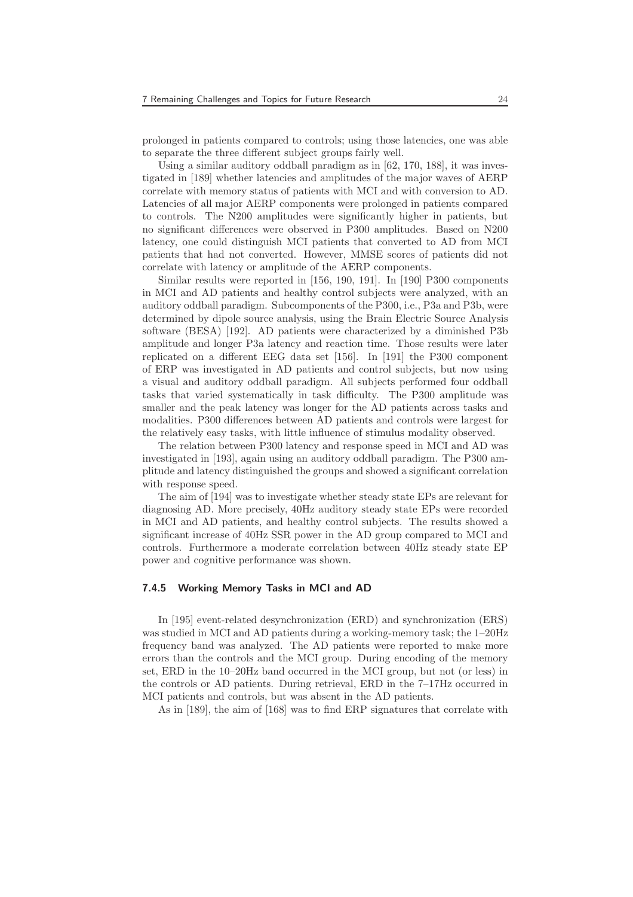prolonged in patients compared to controls; using those latencies, one was able to separate the three different subject groups fairly well.

Using a similar auditory oddball paradigm as in [62, 170, 188], it was investigated in [189] whether latencies and amplitudes of the major waves of AERP correlate with memory status of patients with MCI and with conversion to AD. Latencies of all major AERP components were prolonged in patients compared to controls. The N200 amplitudes were significantly higher in patients, but no significant differences were observed in P300 amplitudes. Based on N200 latency, one could distinguish MCI patients that converted to AD from MCI patients that had not converted. However, MMSE scores of patients did not correlate with latency or amplitude of the AERP components.

Similar results were reported in [156, 190, 191]. In [190] P300 components in MCI and AD patients and healthy control subjects were analyzed, with an auditory oddball paradigm. Subcomponents of the P300, i.e., P3a and P3b, were determined by dipole source analysis, using the Brain Electric Source Analysis software (BESA) [192]. AD patients were characterized by a diminished P3b amplitude and longer P3a latency and reaction time. Those results were later replicated on a different EEG data set [156]. In [191] the P300 component of ERP was investigated in AD patients and control subjects, but now using a visual and auditory oddball paradigm. All subjects performed four oddball tasks that varied systematically in task difficulty. The P300 amplitude was smaller and the peak latency was longer for the AD patients across tasks and modalities. P300 differences between AD patients and controls were largest for the relatively easy tasks, with little influence of stimulus modality observed.

The relation between P300 latency and response speed in MCI and AD was investigated in [193], again using an auditory oddball paradigm. The P300 amplitude and latency distinguished the groups and showed a significant correlation with response speed.

The aim of [194] was to investigate whether steady state EPs are relevant for diagnosing AD. More precisely, 40Hz auditory steady state EPs were recorded in MCI and AD patients, and healthy control subjects. The results showed a significant increase of 40Hz SSR power in the AD group compared to MCI and controls. Furthermore a moderate correlation between 40Hz steady state EP power and cognitive performance was shown.

### 7.4.5 Working Memory Tasks in MCI and AD

In [195] event-related desynchronization (ERD) and synchronization (ERS) was studied in MCI and AD patients during a working-memory task; the 1–20Hz frequency band was analyzed. The AD patients were reported to make more errors than the controls and the MCI group. During encoding of the memory set, ERD in the 10–20Hz band occurred in the MCI group, but not (or less) in the controls or AD patients. During retrieval, ERD in the 7–17Hz occurred in MCI patients and controls, but was absent in the AD patients.

As in [189], the aim of [168] was to find ERP signatures that correlate with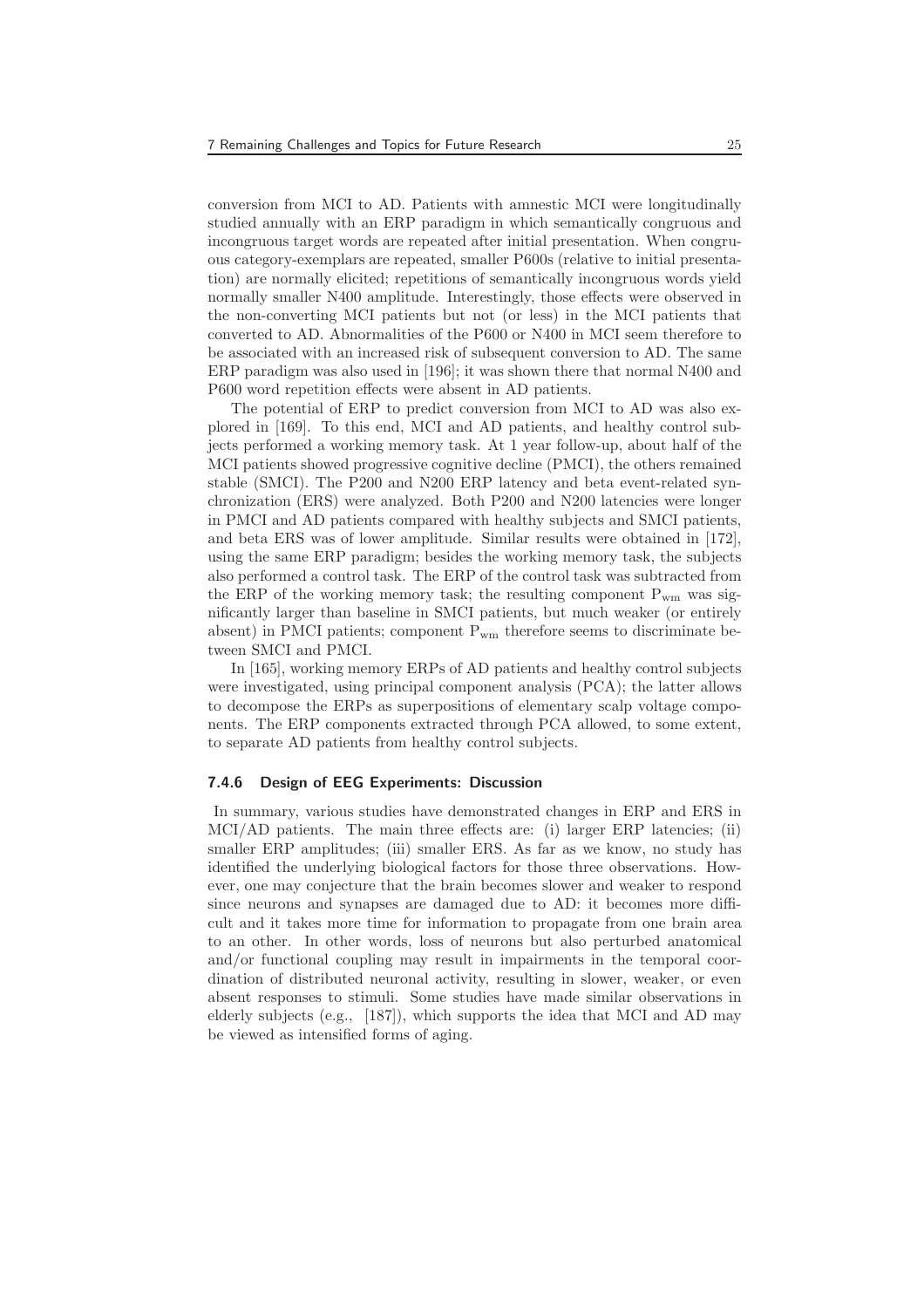conversion from MCI to AD. Patients with amnestic MCI were longitudinally studied annually with an ERP paradigm in which semantically congruous and incongruous target words are repeated after initial presentation. When congruous category-exemplars are repeated, smaller P600s (relative to initial presentation) are normally elicited; repetitions of semantically incongruous words yield normally smaller N400 amplitude. Interestingly, those effects were observed in the non-converting MCI patients but not (or less) in the MCI patients that converted to AD. Abnormalities of the P600 or N400 in MCI seem therefore to be associated with an increased risk of subsequent conversion to AD. The same ERP paradigm was also used in [196]; it was shown there that normal N400 and P600 word repetition effects were absent in AD patients.

The potential of ERP to predict conversion from MCI to AD was also explored in [169]. To this end, MCI and AD patients, and healthy control subjects performed a working memory task. At 1 year follow-up, about half of the MCI patients showed progressive cognitive decline (PMCI), the others remained stable (SMCI). The P200 and N200 ERP latency and beta event-related synchronization (ERS) were analyzed. Both P200 and N200 latencies were longer in PMCI and AD patients compared with healthy subjects and SMCI patients, and beta ERS was of lower amplitude. Similar results were obtained in [172], using the same ERP paradigm; besides the working memory task, the subjects also performed a control task. The ERP of the control task was subtracted from the ERP of the working memory task; the resulting component $P_{wm}$ was significantly larger than baseline in SMCI patients, but much weaker (or entirely absent) in PMCI patients; component $P_{wm}$ therefore seems to discriminate between SMCI and PMCI.

In [165], working memory ERPs of AD patients and healthy control subjects were investigated, using principal component analysis (PCA); the latter allows to decompose the ERPs as superpositions of elementary scalp voltage components. The ERP components extracted through PCA allowed, to some extent, to separate AD patients from healthy control subjects.

### 7.4.6 Design of EEG Experiments: Discussion

In summary, various studies have demonstrated changes in ERP and ERS in MCI/AD patients. The main three effects are: (i) larger ERP latencies; (ii) smaller ERP amplitudes; (iii) smaller ERS. As far as we know, no study has identified the underlying biological factors for those three observations. However, one may conjecture that the brain becomes slower and weaker to respond since neurons and synapses are damaged due to AD: it becomes more difficult and it takes more time for information to propagate from one brain area to an other. In other words, loss of neurons but also perturbed anatomical and/or functional coupling may result in impairments in the temporal coordination of distributed neuronal activity, resulting in slower, weaker, or even absent responses to stimuli. Some studies have made similar observations in elderly subjects (e.g., [187]), which supports the idea that MCI and AD may be viewed as intensified forms of aging.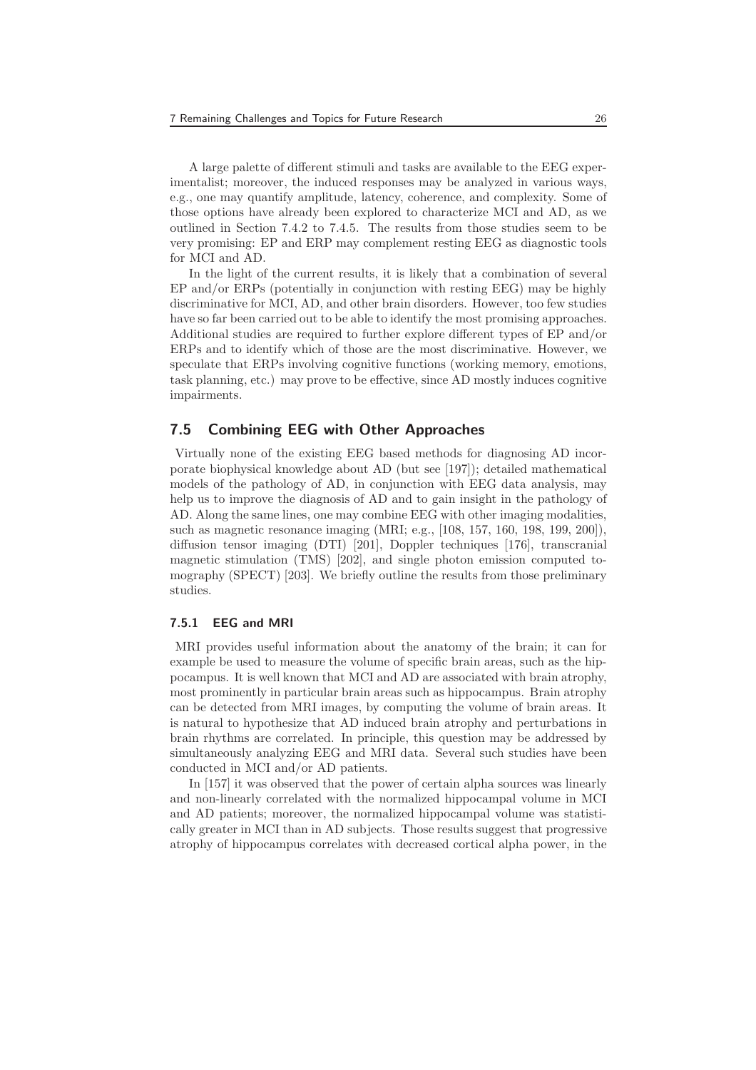A large palette of different stimuli and tasks are available to the EEG experimentalist; moreover, the induced responses may be analyzed in various ways, e.g., one may quantify amplitude, latency, coherence, and complexity. Some of those options have already been explored to characterize MCI and AD, as we outlined in Section 7.4.2 to 7.4.5. The results from those studies seem to be very promising: EP and ERP may complement resting EEG as diagnostic tools for MCI and AD.

In the light of the current results, it is likely that a combination of several EP and/or ERPs (potentially in conjunction with resting EEG) may be highly discriminative for MCI, AD, and other brain disorders. However, too few studies have so far been carried out to be able to identify the most promising approaches. Additional studies are required to further explore different types of EP and/or ERPs and to identify which of those are the most discriminative. However, we speculate that ERPs involving cognitive functions (working memory, emotions, task planning, etc.) may prove to be effective, since AD mostly induces cognitive impairments.

## 7.5 Combining EEG with Other Approaches

Virtually none of the existing EEG based methods for diagnosing AD incorporate biophysical knowledge about AD (but see [197]); detailed mathematical models of the pathology of AD, in conjunction with EEG data analysis, may help us to improve the diagnosis of AD and to gain insight in the pathology of AD. Along the same lines, one may combine EEG with other imaging modalities, such as magnetic resonance imaging (MRI; e.g., [108, 157, 160, 198, 199, 200]), diffusion tensor imaging (DTI) [201], Doppler techniques [176], transcranial magnetic stimulation (TMS) [202], and single photon emission computed tomography (SPECT) [203]. We briefly outline the results from those preliminary studies.

### 7.5.1 EEG and MRI

MRI provides useful information about the anatomy of the brain; it can for example be used to measure the volume of specific brain areas, such as the hippocampus. It is well known that MCI and AD are associated with brain atrophy, most prominently in particular brain areas such as hippocampus. Brain atrophy can be detected from MRI images, by computing the volume of brain areas. It is natural to hypothesize that AD induced brain atrophy and perturbations in brain rhythms are correlated. In principle, this question may be addressed by simultaneously analyzing EEG and MRI data. Several such studies have been conducted in MCI and/or AD patients.

In [157] it was observed that the power of certain alpha sources was linearly and non-linearly correlated with the normalized hippocampal volume in MCI and AD patients; moreover, the normalized hippocampal volume was statistically greater in MCI than in AD subjects. Those results suggest that progressive atrophy of hippocampus correlates with decreased cortical alpha power, in the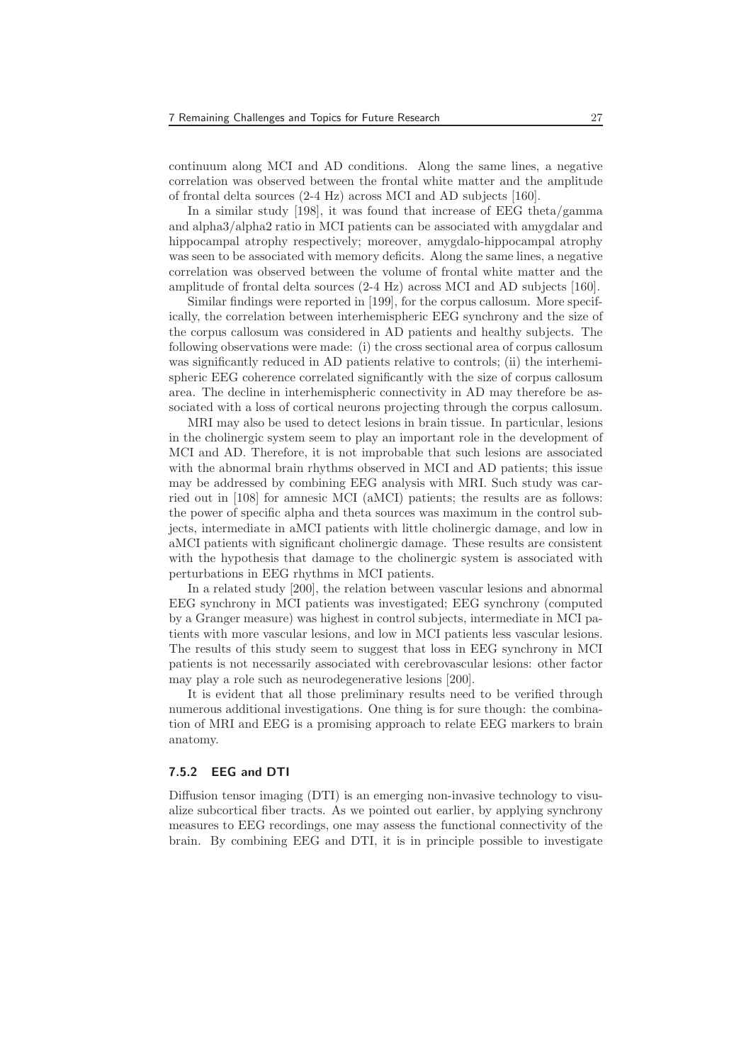continuum along MCI and AD conditions. Along the same lines, a negative correlation was observed between the frontal white matter and the amplitude of frontal delta sources (2-4 Hz) across MCI and AD subjects [160].

In a similar study [198], it was found that increase of EEG theta/gamma and alpha3/alpha2 ratio in MCI patients can be associated with amygdalar and hippocampal atrophy respectively; moreover, amygdalo-hippocampal atrophy was seen to be associated with memory deficits. Along the same lines, a negative correlation was observed between the volume of frontal white matter and the amplitude of frontal delta sources (2-4 Hz) across MCI and AD subjects [160].

Similar findings were reported in [199], for the corpus callosum. More specifically, the correlation between interhemispheric EEG synchrony and the size of the corpus callosum was considered in AD patients and healthy subjects. The following observations were made: (i) the cross sectional area of corpus callosum was significantly reduced in AD patients relative to controls; (ii) the interhemispheric EEG coherence correlated significantly with the size of corpus callosum area. The decline in interhemispheric connectivity in AD may therefore be associated with a loss of cortical neurons projecting through the corpus callosum.

MRI may also be used to detect lesions in brain tissue. In particular, lesions in the cholinergic system seem to play an important role in the development of MCI and AD. Therefore, it is not improbable that such lesions are associated with the abnormal brain rhythms observed in MCI and AD patients; this issue may be addressed by combining EEG analysis with MRI. Such study was carried out in [108] for amnesic MCI (aMCI) patients; the results are as follows: the power of specific alpha and theta sources was maximum in the control subjects, intermediate in aMCI patients with little cholinergic damage, and low in aMCI patients with significant cholinergic damage. These results are consistent with the hypothesis that damage to the cholinergic system is associated with perturbations in EEG rhythms in MCI patients.

In a related study [200], the relation between vascular lesions and abnormal EEG synchrony in MCI patients was investigated; EEG synchrony (computed by a Granger measure) was highest in control subjects, intermediate in MCI patients with more vascular lesions, and low in MCI patients less vascular lesions. The results of this study seem to suggest that loss in EEG synchrony in MCI patients is not necessarily associated with cerebrovascular lesions: other factor may play a role such as neurodegenerative lesions [200].

It is evident that all those preliminary results need to be verified through numerous additional investigations. One thing is for sure though: the combination of MRI and EEG is a promising approach to relate EEG markers to brain anatomy.

### 7.5.2 EEG and DTI

Diffusion tensor imaging (DTI) is an emerging non-invasive technology to visualize subcortical fiber tracts. As we pointed out earlier, by applying synchrony measures to EEG recordings, one may assess the functional connectivity of the brain. By combining EEG and DTI, it is in principle possible to investigate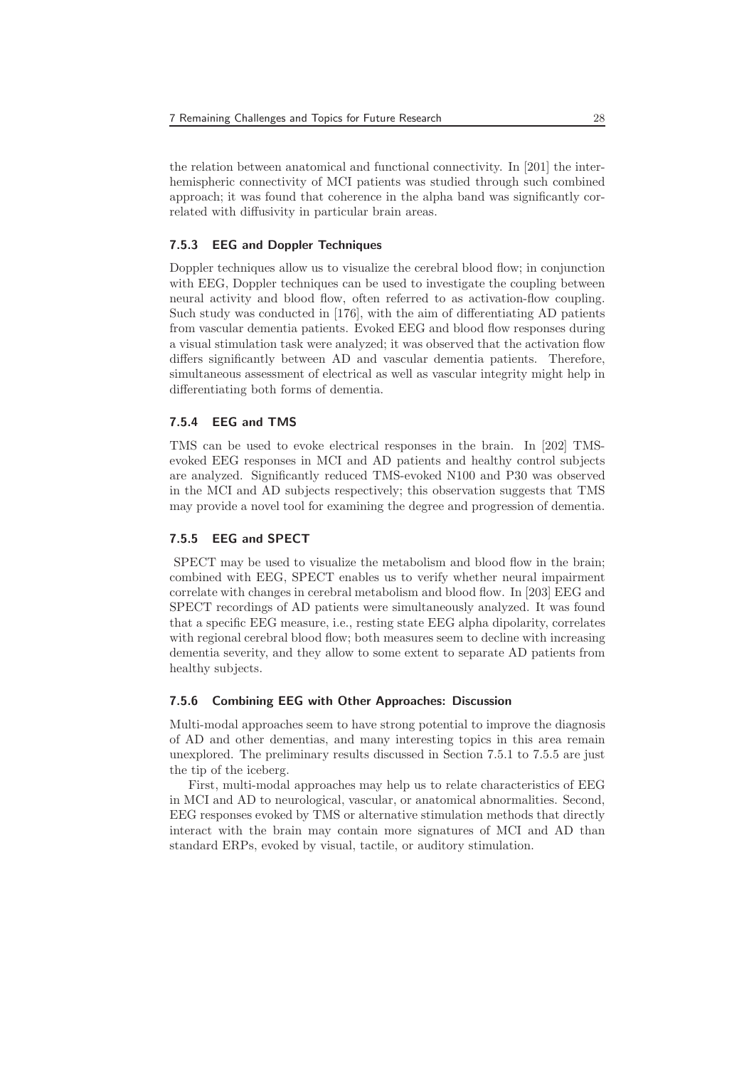the relation between anatomical and functional connectivity. In [201] the inter-hemispheric connectivity of MCI patients was studied through such combined approach; it was found that coherence in the alpha band was significantly correlated with diffusivity in particular brain areas.

### 7.5.3 EEG and Doppler Techniques

Doppler techniques allow us to visualize the cerebral blood flow; in conjunction with EEG, Doppler techniques can be used to investigate the coupling between neural activity and blood flow, often referred to as activation-flow coupling. Such study was conducted in [176], with the aim of differentiating AD patients from vascular dementia patients. Evoked EEG and blood flow responses during a visual stimulation task were analyzed; it was observed that the activation flow differs significantly between AD and vascular dementia patients. Therefore, simultaneous assessment of electrical as well as vascular integrity might help in differentiating both forms of dementia.

### 7.5.4 EEG and TMS

TMS can be used to evoke electrical responses in the brain. In [202] TMS-evoked EEG responses in MCI and AD patients and healthy control subjects are analyzed. Significantly reduced TMS-evoked N100 and P30 was observed in the MCI and AD subjects respectively; this observation suggests that TMS may provide a novel tool for examining the degree and progression of dementia.

### 7.5.5 EEG and SPECT

SPECT may be used to visualize the metabolism and blood flow in the brain; combined with EEG, SPECT enables us to verify whether neural impairment correlate with changes in cerebral metabolism and blood flow. In [203] EEG and SPECT recordings of AD patients were simultaneously analyzed. It was found that a specific EEG measure, i.e., resting state EEG alpha dipolarity, correlates with regional cerebral blood flow; both measures seem to decline with increasing dementia severity, and they allow to some extent to separate AD patients from healthy subjects.

### 7.5.6 Combining EEG with Other Approaches: Discussion

Multi-modal approaches seem to have strong potential to improve the diagnosis of AD and other dementias, and many interesting topics in this area remain unexplored. The preliminary results discussed in Section 7.5.1 to 7.5.5 are just the tip of the iceberg.

First, multi-modal approaches may help us to relate characteristics of EEG in MCI and AD to neurological, vascular, or anatomical abnormalities. Second, EEG responses evoked by TMS or alternative stimulation methods that directly interact with the brain may contain more signatures of MCI and AD than standard ERPs, evoked by visual, tactile, or auditory stimulation.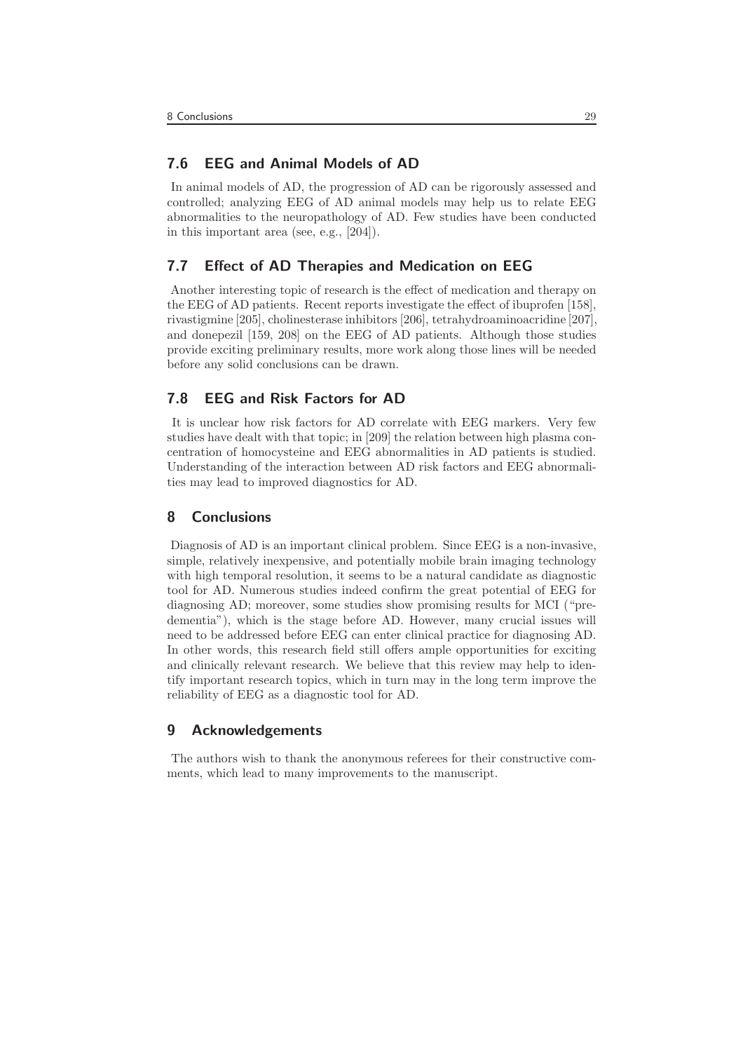## 7.6 EEG and Animal Models of AD

In animal models of AD, the progression of AD can be rigorously assessed and controlled; analyzing EEG of AD animal models may help us to relate EEG abnormalities to the neuropathology of AD. Few studies have been conducted in this important area (see, e.g., [204]).

## 7.7 Effect of AD Therapies and Medication on EEG

Another interesting topic of research is the effect of medication and therapy on the EEG of AD patients. Recent reports investigate the effect of ibuprofen [158], rivastigmine [205], cholinesterase inhibitors [206], tetrahydroaminoacridine [207], and donepezil [159, 208] on the EEG of AD patients. Although those studies provide exciting preliminary results, more work along those lines will be needed before any solid conclusions can be drawn.

## 7.8 EEG and Risk Factors for AD

It is unclear how risk factors for AD correlate with EEG markers. Very few studies have dealt with that topic; in [209] the relation between high plasma concentration of homocysteine and EEG abnormalities in AD patients is studied. Understanding of the interaction between AD risk factors and EEG abnormalities may lead to improved diagnostics for AD.

# 8 Conclusions

Diagnosis of AD is an important clinical problem. Since EEG is a non-invasive, simple, relatively inexpensive, and potentially mobile brain imaging technology with high temporal resolution, it seems to be a natural candidate as diagnostic tool for AD. Numerous studies indeed confirm the great potential of EEG for diagnosing AD; moreover, some studies show promising results for MCI ("predementia"), which is the stage before AD. However, many crucial issues will need to be addressed before EEG can enter clinical practice for diagnosing AD. In other words, this research field still offers ample opportunities for exciting and clinically relevant research. We believe that this review may help to identify important research topics, which in turn may in the long term improve the reliability of EEG as a diagnostic tool for AD.

# 9 Acknowledgements

The authors wish to thank the anonymous referees for their constructive comments, which lead to many improvements to the manuscript.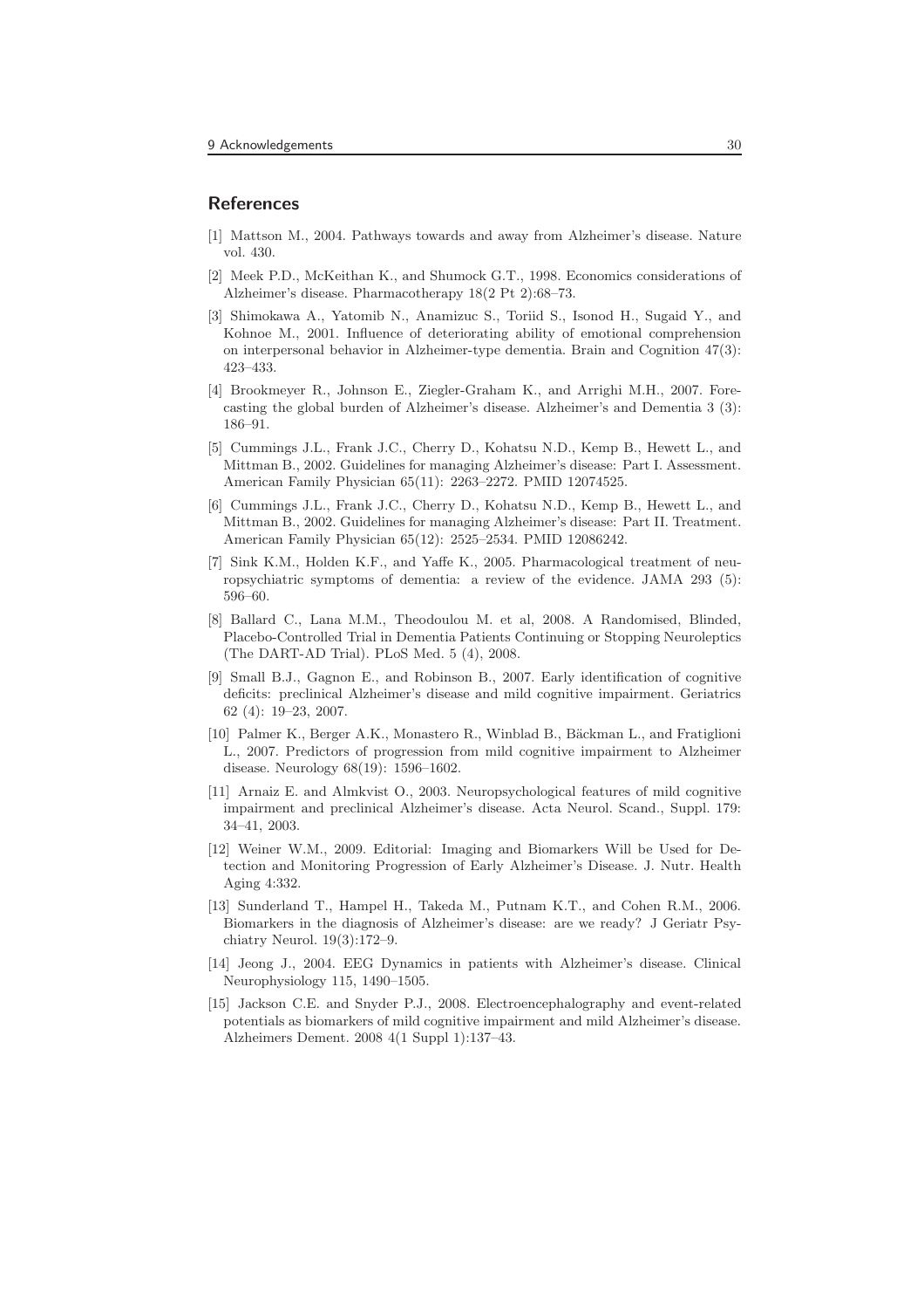## References

[1] Mattson M., 2004. Pathways towards and away from Alzheimer's disease. Nature vol. 430.

[2] Meek P.D., McKeithan K., and Shumock G.T., 1998. Economics considerations of Alzheimer's disease. Pharmacotherapy 18(2 Pt 2):68–73.

[3] Shimokawa A., Yatomib N., Anamizuc S., Toriid S., Isonod H., Sugaid Y., and Kohnoe M., 2001. Influence of deteriorating ability of emotional comprehension on interpersonal behavior in Alzheimer-type dementia. Brain and Cognition 47(3): 423–433.

[4] Brookmeyer R., Johnson E., Ziegler-Graham K., and Arrighi M.H., 2007. Forecasting the global burden of Alzheimer's disease. Alzheimer's and Dementia 3 (3): 186–91.

[5] Cummings J.L., Frank J.C., Cherry D., Kohatsu N.D., Kemp B., Hewett L., and Mittman B., 2002. Guidelines for managing Alzheimer's disease: Part I. Assessment. American Family Physician 65(11): 2263–2272. PMID 12074525.

[6] Cummings J.L., Frank J.C., Cherry D., Kohatsu N.D., Kemp B., Hewett L., and Mittman B., 2002. Guidelines for managing Alzheimer's disease: Part II. Treatment. American Family Physician 65(12): 2525–2534. PMID 12086242.

[7] Sink K.M., Holden K.F., and Yaffe K., 2005. Pharmacological treatment of neuropsychiatric symptoms of dementia: a review of the evidence. JAMA 293 (5): 596–60.

[8] Ballard C., Lana M.M., Theodoulou M. et al, 2008. A Randomised, Blinded, Placebo-Controlled Trial in Dementia Patients Continuing or Stopping Neuroleptics (The DART-AD Trial). PLoS Med. 5 (4), 2008.

[9] Small B.J., Gagnon E., and Robinson B., 2007. Early identification of cognitive deficits: preclinical Alzheimer's disease and mild cognitive impairment. Geriatrics 62 (4): 19–23, 2007.

[10] Palmer K., Berger A.K., Monastero R., Winblad B., Bäckman L., and Fratiglioni L., 2007. Predictors of progression from mild cognitive impairment to Alzheimer disease. Neurology 68(19): 1596–1602.

[11] Arnaiz E. and Almkvist O., 2003. Neuropsychological features of mild cognitive impairment and preclinical Alzheimer's disease. Acta Neurol. Scand., Suppl. 179: 34–41, 2003.

[12] Weiner W.M., 2009. Editorial: Imaging and Biomarkers Will be Used for Detection and Monitoring Progression of Early Alzheimer's Disease. J. Nutr. Health Aging 4:332.

[13] Sunderland T., Hampel H., Takeda M., Putnam K.T., and Cohen R.M., 2006. Biomarkers in the diagnosis of Alzheimer's disease: are we ready? J Geriatr Psychiatry Neurol. 19(3):172–9.

[14] Jeong J., 2004. EEG Dynamics in patients with Alzheimer's disease. Clinical Neurophysiology 115, 1490–1505.

[15] Jackson C.E. and Snyder P.J., 2008. Electroencephalography and event-related potentials as biomarkers of mild cognitive impairment and mild Alzheimer's disease. Alzheimers Dement. 2008 4(1 Suppl 1):137–43.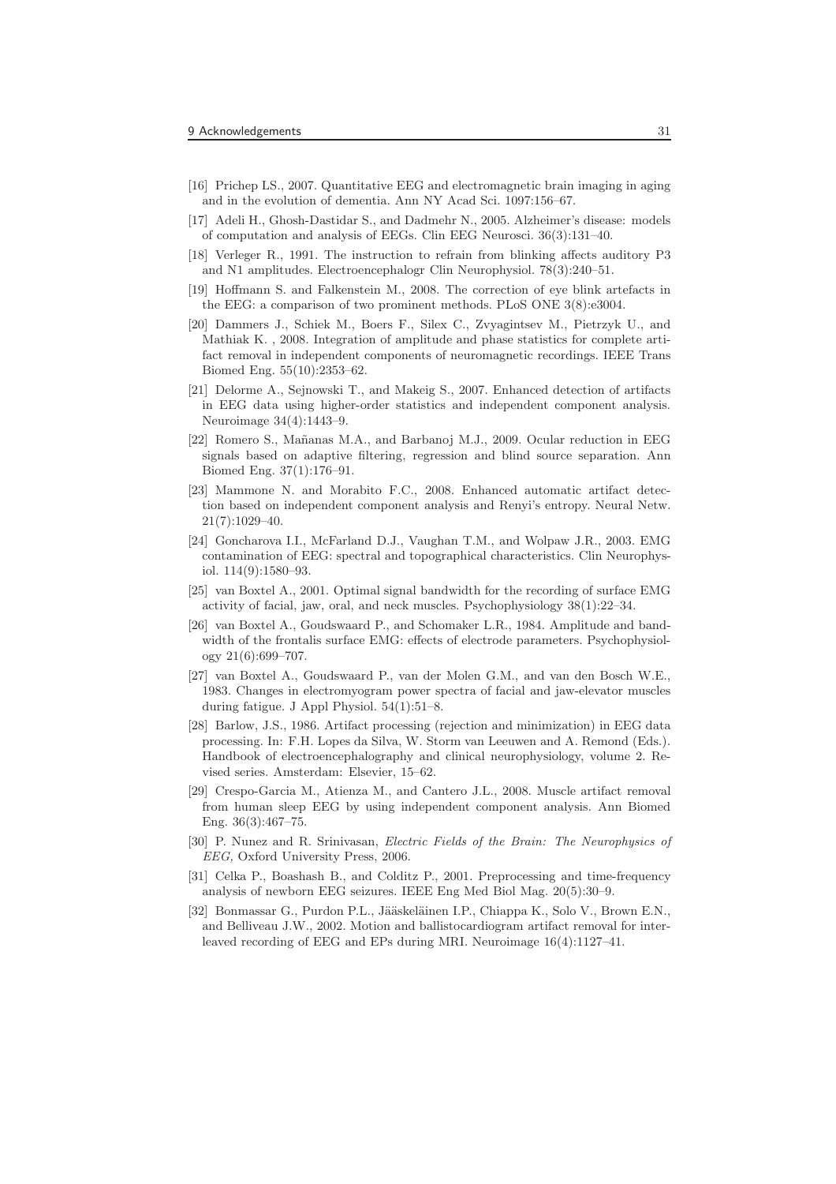[16] Prichep LS., 2007. Quantitative EEG and electromagnetic brain imaging in aging and in the evolution of dementia. Ann NY Acad Sci. 1097:156–67.

[17] Adeli H., Ghosh-Dastidar S., and Dadmehr N., 2005. Alzheimer's disease: models of computation and analysis of EEGs. Clin EEG Neurosci. 36(3):131–40.

[18] Verleger R., 1991. The instruction to refrain from blinking affects auditory P3 and N1 amplitudes. Electroencephalogr Clin Neurophysiol. 78(3):240–51.

[19] Hoffmann S. and Falkenstein M., 2008. The correction of eye blink artefacts in the EEG: a comparison of two prominent methods. PLoS ONE 3(8):e3004.

[20] Dammers J., Schiek M., Boers F., Silex C., Zvyagintsev M., Pietrzyk U., and Mathiak K. , 2008. Integration of amplitude and phase statistics for complete artifact removal in independent components of neuromagnetic recordings. IEEE Trans Biomed Eng. 55(10):2353–62.

[21] Delorme A., Sejnowski T., and Makeig S., 2007. Enhanced detection of artifacts in EEG data using higher-order statistics and independent component analysis. Neuroimage 34(4):1443–9.

[22] Romero S., Mañanas M.A., and Barbanoj M.J., 2009. Ocular reduction in EEG signals based on adaptive filtering, regression and blind source separation. Ann Biomed Eng. 37(1):176–91.

[23] Mammone N. and Morabito F.C., 2008. Enhanced automatic artifact detection based on independent component analysis and Renyi's entropy. Neural Netw. 21(7):1029–40.

[24] Goncharova I.I., McFarland D.J., Vaughan T.M., and Wolpaw J.R., 2003. EMG contamination of EEG: spectral and topographical characteristics. Clin Neurophysiol. 114(9):1580–93.

[25] van Boxtel A., 2001. Optimal signal bandwidth for the recording of surface EMG activity of facial, jaw, oral, and neck muscles. Psychophysiology 38(1):22–34.

[26] van Boxtel A., Goudswaard P., and Schomaker L.R., 1984. Amplitude and bandwidth of the frontalis surface EMG: effects of electrode parameters. Psychophysiology 21(6):699–707.

[27] van Boxtel A., Goudswaard P., van der Molen G.M., and van den Bosch W.E., 1983. Changes in electromyogram power spectra of facial and jaw-elevator muscles during fatigue. J Appl Physiol. 54(1):51–8.

[28] Barlow, J.S., 1986. Artifact processing (rejection and minimization) in EEG data processing. In: F.H. Lopes da Silva, W. Storm van Leeuwen and A. Remond (Eds.). Handbook of electroencephalography and clinical neurophysiology, volume 2. Revised series. Amsterdam: Elsevier, 15–62.

[29] Crespo-Garcia M., Atienza M., and Cantero J.L., 2008. Muscle artifact removal from human sleep EEG by using independent component analysis. Ann Biomed Eng. 36(3):467–75.

[30] P. Nunez and R. Srinivasan, *Electric Fields of the Brain: The Neurophysics of EEG,* Oxford University Press, 2006.

[31] Celka P., Boashash B., and Colditz P., 2001. Preprocessing and time-frequency analysis of newborn EEG seizures. IEEE Eng Med Biol Mag. 20(5):30–9.

[32] Bonmassar G., Purdon P.L., Jääskeläinen I.P., Chiappa K., Solo V., Brown E.N., and Belliveau J.W., 2002. Motion and ballistocardiogram artifact removal for interleaved recording of EEG and EPs during MRI. Neuroimage 16(4):1127–41.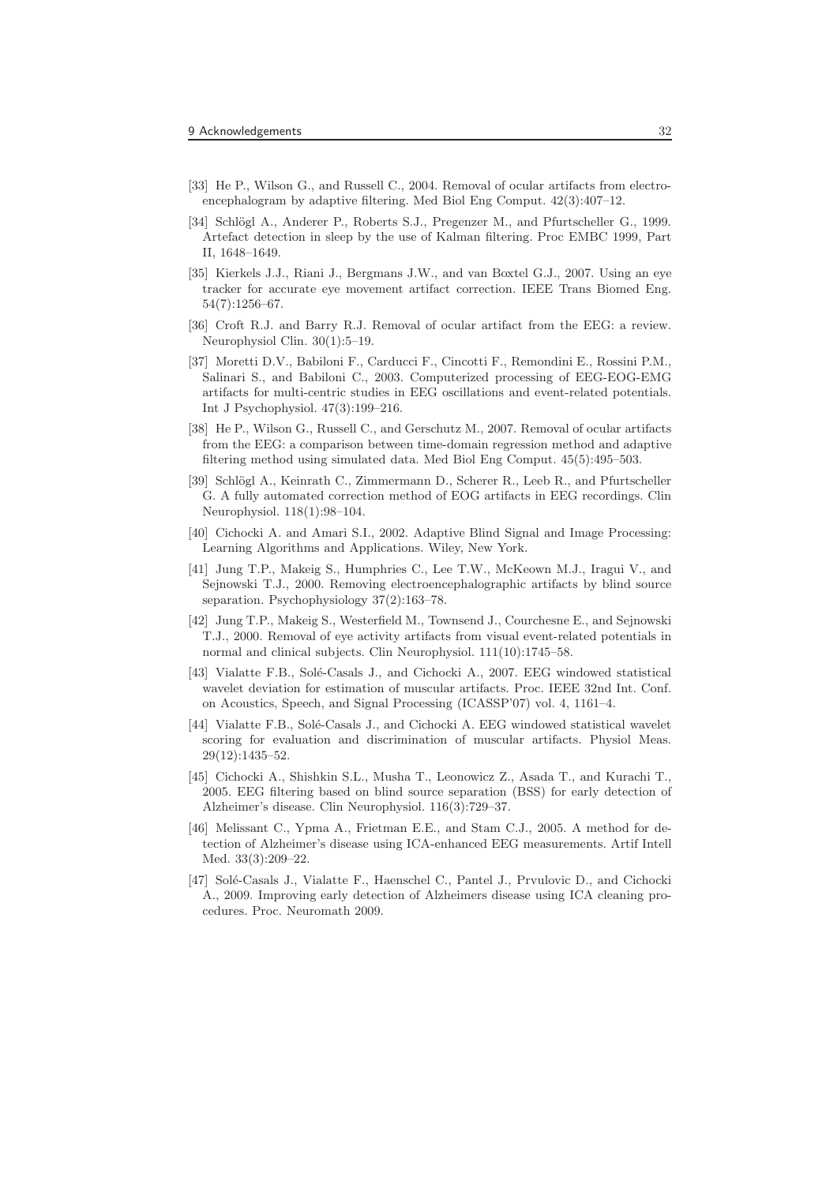[33] He P., Wilson G., and Russell C., 2004. Removal of ocular artifacts from electro-encephalogram by adaptive filtering. Med Biol Eng Comput. 42(3):407–12.

[34] Schlögl A., Anderer P., Roberts S.J., Pregenzer M., and Pfurtscheller G., 1999. Artefact detection in sleep by the use of Kalman filtering. Proc EMBC 1999, Part II, 1648–1649.

[35] Kierkels J.J., Riani J., Bergmans J.W., and van Boxtel G.J., 2007. Using an eye tracker for accurate eye movement artifact correction. IEEE Trans Biomed Eng. 54(7):1256–67.

[36] Croft R.J. and Barry R.J. Removal of ocular artifact from the EEG: a review. Neurophysiol Clin. 30(1):5–19.

[37] Moretti D.V., Babiloni F., Carducci F., Cincotti F., Remondini E., Rossini P.M., Salinari S., and Babiloni C., 2003. Computerized processing of EEG-EOG-EMG artifacts for multi-centric studies in EEG oscillations and event-related potentials. Int J Psychophysiol. 47(3):199–216.

[38] He P., Wilson G., Russell C., and Gerschutz M., 2007. Removal of ocular artifacts from the EEG: a comparison between time-domain regression method and adaptive filtering method using simulated data. Med Biol Eng Comput. 45(5):495–503.

[39] Schlögl A., Keinrath C., Zimmermann D., Scherer R., Leeb R., and Pfurtscheller G. A fully automated correction method of EOG artifacts in EEG recordings. Clin Neurophysiol. 118(1):98–104.

[40] Cichocki A. and Amari S.I., 2002. Adaptive Blind Signal and Image Processing: Learning Algorithms and Applications. Wiley, New York.

[41] Jung T.P., Makeig S., Humphries C., Lee T.W., McKeown M.J., Iragui V., and Sejnowski T.J., 2000. Removing electroencephalographic artifacts by blind source separation. Psychophysiology 37(2):163–78.

[42] Jung T.P., Makeig S., Westerfield M., Townsend J., Courchesne E., and Sejnowski T.J., 2000. Removal of eye activity artifacts from visual event-related potentials in normal and clinical subjects. Clin Neurophysiol. 111(10):1745–58.

[43] Vialatte F.B., Solé-Casals J., and Cichocki A., 2007. EEG windowed statistical wavelet deviation for estimation of muscular artifacts. Proc. IEEE 32nd Int. Conf. on Acoustics, Speech, and Signal Processing (ICASSP'07) vol. 4, 1161–4.

[44] Vialatte F.B., Solé-Casals J., and Cichocki A. EEG windowed statistical wavelet scoring for evaluation and discrimination of muscular artifacts. Physiol Meas. 29(12):1435–52.

[45] Cichocki A., Shishkin S.L., Musha T., Leonowicz Z., Asada T., and Kurachi T., 2005. EEG filtering based on blind source separation (BSS) for early detection of Alzheimer's disease. Clin Neurophysiol. 116(3):729–37.

[46] Melissant C., Ypma A., Frietman E.E., and Stam C.J., 2005. A method for detection of Alzheimer's disease using ICA-enhanced EEG measurements. Artif Intell Med. 33(3):209–22.

[47] Solé-Casals J., Vialatte F., Haenschel C., Pantel J., Prvulovic D., and Cichocki A., 2009. Improving early detection of Alzheimers disease using ICA cleaning procedures. Proc. Neuromath 2009.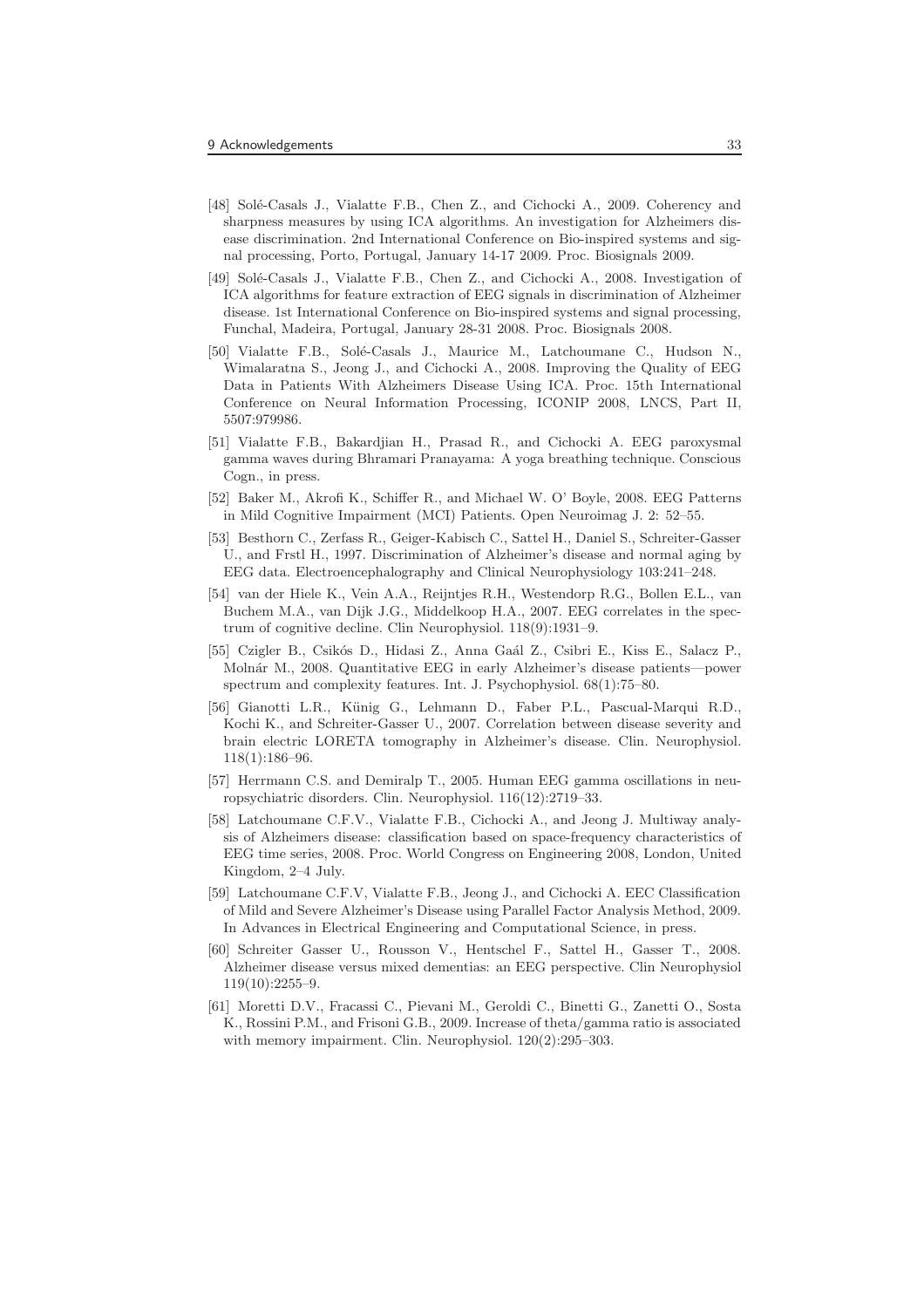[48] Solé-Casals J., Vialatte F.B., Chen Z., and Cichocki A., 2009. Coherency and sharpness measures by using ICA algorithms. An investigation for Alzheimers disease discrimination. 2nd International Conference on Bio-inspired systems and signal processing, Porto, Portugal, January 14-17 2009. Proc. Biosignals 2009.

[49] Solé-Casals J., Vialatte F.B., Chen Z., and Cichocki A., 2008. Investigation of ICA algorithms for feature extraction of EEG signals in discrimination of Alzheimer disease. 1st International Conference on Bio-inspired systems and signal processing, Funchal, Madeira, Portugal, January 28-31 2008. Proc. Biosignals 2008.

[50] Vialatte F.B., Solé-Casals J., Maurice M., Latchoumane C., Hudson N., Wimalaratna S., Jeong J., and Cichocki A., 2008. Improving the Quality of EEG Data in Patients With Alzheimers Disease Using ICA. Proc. 15th International Conference on Neural Information Processing, ICONIP 2008, LNCS, Part II, 5507:979986.

[51] Vialatte F.B., Bakardjian H., Prasad R., and Cichocki A. EEG paroxysmal gamma waves during Bhramari Pranayama: A yoga breathing technique. Conscious Cogn., in press.

[52] Baker M., Akrofi K., Schiffer R., and Michael W. O' Boyle, 2008. EEG Patterns in Mild Cognitive Impairment (MCI) Patients. Open Neuroimag J. 2: 52–55.

[53] Besthorn C., Zerfass R., Geiger-Kabisch C., Sattel H., Daniel S., Schreiter-Gasser U., and Frstl H., 1997. Discrimination of Alzheimer's disease and normal aging by EEG data. Electroencephalography and Clinical Neurophysiology 103:241–248.

[54] van der Hiele K., Vein A.A., Reijntjes R.H., Westendorp R.G., Bollen E.L., van Buchem M.A., van Dijk J.G., Middelkoop H.A., 2007. EEG correlates in the spectrum of cognitive decline. Clin Neurophysiol. 118(9):1931–9.

[55] Czigler B., Csikós D., Hidasi Z., Anna Gaál Z., Csibri E., Kiss E., Salacz P., Molnár M., 2008. Quantitative EEG in early Alzheimer's disease patients—power spectrum and complexity features. Int. J. Psychophysiol. 68(1):75–80.

[56] Gianotti L.R., Künig G., Lehmann D., Faber P.L., Pascual-Marqui R.D., Kochi K., and Schreiter-Gasser U., 2007. Correlation between disease severity and brain electric LORETA tomography in Alzheimer's disease. Clin. Neurophysiol. 118(1):186–96.

[57] Herrmann C.S. and Demiralp T., 2005. Human EEG gamma oscillations in neuropsychiatric disorders. Clin. Neurophysiol. 116(12):2719–33.

[58] Latchoumane C.F.V., Vialatte F.B., Cichocki A., and Jeong J. Multiway analysis of Alzheimers disease: classification based on space-frequency characteristics of EEG time series, 2008. Proc. World Congress on Engineering 2008, London, United Kingdom, 2–4 July.

[59] Latchoumane C.F.V, Vialatte F.B., Jeong J., and Cichocki A. EEC Classification of Mild and Severe Alzheimer's Disease using Parallel Factor Analysis Method, 2009. In Advances in Electrical Engineering and Computational Science, in press.

[60] Schreiter Gasser U., Rousson V., Hentschel F., Sattel H., Gasser T., 2008. Alzheimer disease versus mixed dementias: an EEG perspective. Clin Neurophysiol 119(10):2255–9.

[61] Moretti D.V., Fracassi C., Pievani M., Geroldi C., Binetti G., Zanetti O., Sosta K., Rossini P.M., and Frisoni G.B., 2009. Increase of theta/gamma ratio is associated with memory impairment. Clin. Neurophysiol. 120(2):295–303.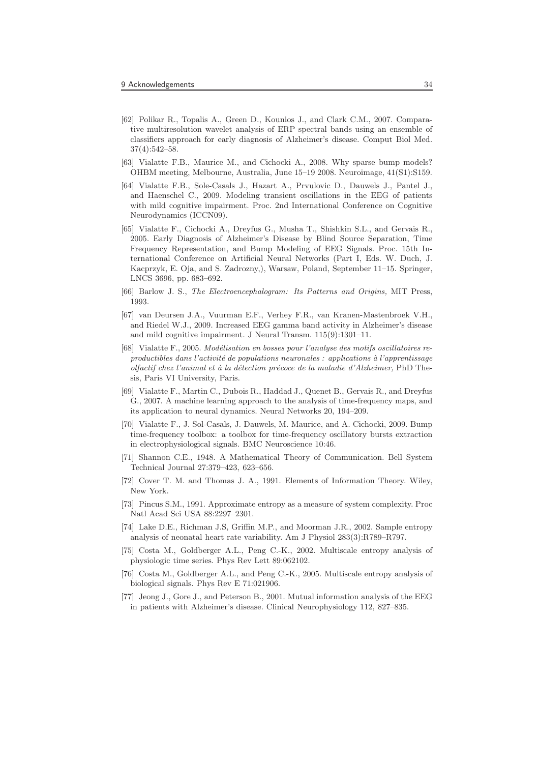[62] Polikar R., Topalis A., Green D., Kounios J., and Clark C.M., 2007. Comparative multiresolution wavelet analysis of ERP spectral bands using an ensemble of classifiers approach for early diagnosis of Alzheimer's disease. Comput Biol Med. 37(4):542–58.

[63] Vialatte F.B., Maurice M., and Cichocki A., 2008. Why sparse bump models? OHBM meeting, Melbourne, Australia, June 15–19 2008. Neuroimage, 41(S1):S159.

[64] Vialatte F.B., Sole-Casals J., Hazart A., Prvulovic D., Dauwels J., Pantel J., and Haenschel C., 2009. Modeling transient oscillations in the EEG of patients with mild cognitive impairment. Proc. 2nd International Conference on Cognitive Neurodynamics (ICCN09).

[65] Vialatte F., Cichocki A., Dreyfus G., Musha T., Shishkin S.L., and Gervais R., 2005. Early Diagnosis of Alzheimer's Disease by Blind Source Separation, Time Frequency Representation, and Bump Modeling of EEG Signals. Proc. 15th International Conference on Artificial Neural Networks (Part I, Eds. W. Duch, J. Kacprzyk, E. Oja, and S. Zadrozny,), Warsaw, Poland, September 11–15. Springer, LNCS 3696, pp. 683–692.

[66] Barlow J. S., *The Electroencephalogram: Its Patterns and Origins,* MIT Press, 1993.

[67] van Deursen J.A., Vuurman E.F., Verhey F.R., van Kranen-Mastenbroek V.H., and Riedel W.J., 2009. Increased EEG gamma band activity in Alzheimer's disease and mild cognitive impairment. J Neural Transm. 115(9):1301–11.

[68] Vialatte F., 2005. *Modélisation en bosses pour l'analyse des motifs oscillatoires reproductibles dans l'activité de populations neuronales : applications à l'apprentissage olfactif chez l'animal et à la détection précoce de la maladie d'Alzheimer,* PhD Thesis, Paris VI University, Paris.

[69] Vialatte F., Martin C., Dubois R., Haddad J., Quenet B., Gervais R., and Dreyfus G., 2007. A machine learning approach to the analysis of time-frequency maps, and its application to neural dynamics. Neural Networks 20, 194–209.

[70] Vialatte F., J. Sol-Casals, J. Dauwels, M. Maurice, and A. Cichocki, 2009. Bump time-frequency toolbox: a toolbox for time-frequency oscillatory bursts extraction in electrophysiological signals. BMC Neuroscience 10:46.

[71] Shannon C.E., 1948. A Mathematical Theory of Communication. Bell System Technical Journal 27:379–423, 623–656.

[72] Cover T. M. and Thomas J. A., 1991. Elements of Information Theory. Wiley, New York.

[73] Pincus S.M., 1991. Approximate entropy as a measure of system complexity. Proc Natl Acad Sci USA 88:2297–2301.

[74] Lake D.E., Richman J.S, Griffin M.P., and Moorman J.R., 2002. Sample entropy analysis of neonatal heart rate variability. Am J Physiol 283(3):R789–R797.

[75] Costa M., Goldberger A.L., Peng C.-K., 2002. Multiscale entropy analysis of physiologic time series. Phys Rev Lett 89:062102.

[76] Costa M., Goldberger A.L., and Peng C.-K., 2005. Multiscale entropy analysis of biological signals. Phys Rev E 71:021906.

[77] Jeong J., Gore J., and Peterson B., 2001. Mutual information analysis of the EEG in patients with Alzheimer's disease. Clinical Neurophysiology 112, 827–835.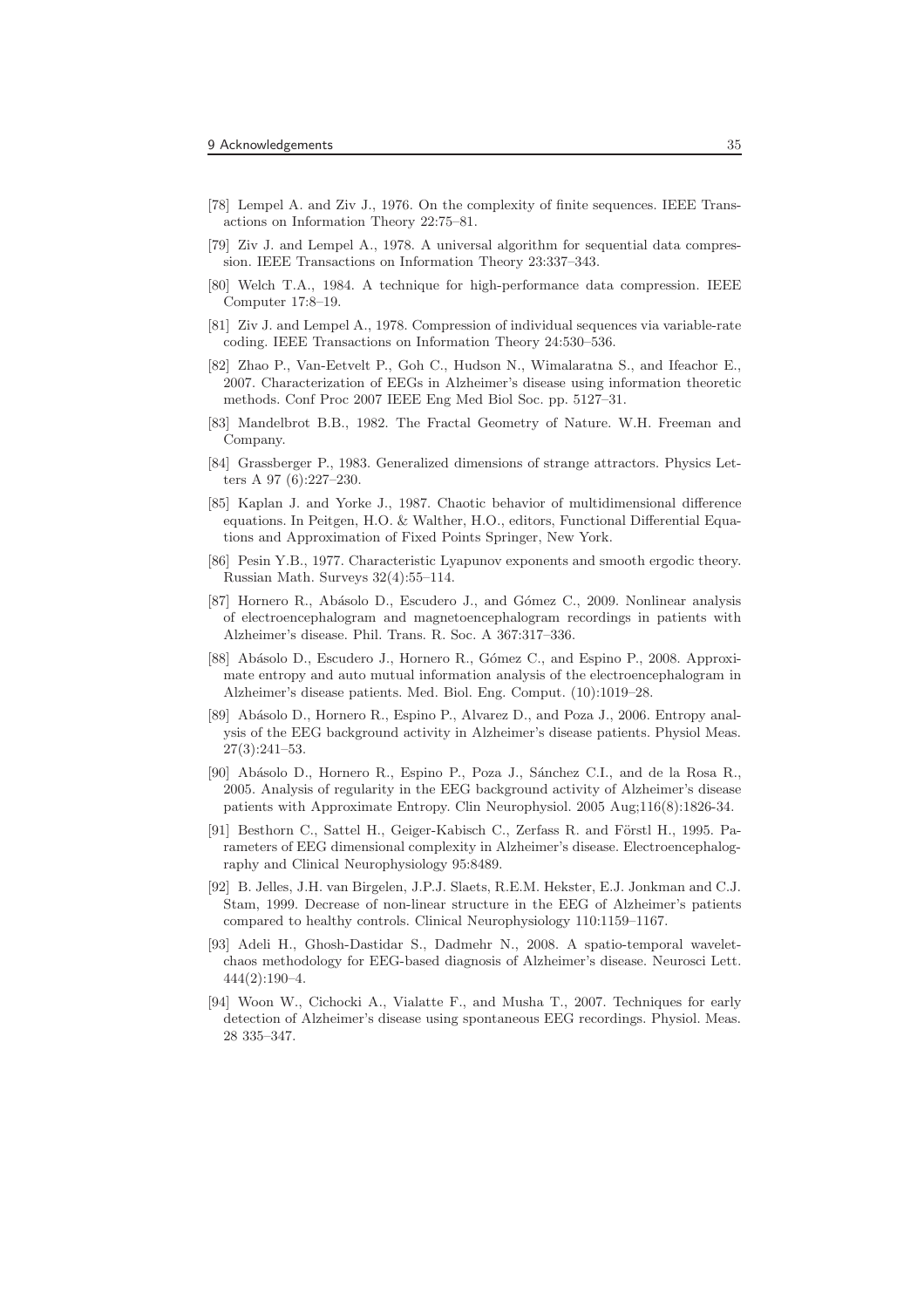[78] Lempel A. and Ziv J., 1976. On the complexity of finite sequences. IEEE Transactions on Information Theory 22:75–81.

[79] Ziv J. and Lempel A., 1978. A universal algorithm for sequential data compression. IEEE Transactions on Information Theory 23:337–343.

[80] Welch T.A., 1984. A technique for high-performance data compression. IEEE Computer 17:8–19.

[81] Ziv J. and Lempel A., 1978. Compression of individual sequences via variable-rate coding. IEEE Transactions on Information Theory 24:530–536.

[82] Zhao P., Van-Eetvelt P., Goh C., Hudson N., Wimalaratna S., and Ifeachor E., 2007. Characterization of EEGs in Alzheimer's disease using information theoretic methods. Conf Proc 2007 IEEE Eng Med Biol Soc. pp. 5127–31.

[83] Mandelbrot B.B., 1982. The Fractal Geometry of Nature. W.H. Freeman and Company.

[84] Grassberger P., 1983. Generalized dimensions of strange attractors. Physics Letters A 97 (6):227–230.

[85] Kaplan J. and Yorke J., 1987. Chaotic behavior of multidimensional difference equations. In Peitgen, H.O. & Walther, H.O., editors, Functional Differential Equations and Approximation of Fixed Points Springer, New York.

[86] Pesin Y.B., 1977. Characteristic Lyapunov exponents and smooth ergodic theory. Russian Math. Surveys 32(4):55–114.

[87] Hornero R., Abásolo D., Escudero J., and Gómez C., 2009. Nonlinear analysis of electroencephalogram and magnetoencephalogram recordings in patients with Alzheimer's disease. Phil. Trans. R. Soc. A 367:317–336.

[88] Abásolo D., Escudero J., Hornero R., Gómez C., and Espino P., 2008. Approximate entropy and auto mutual information analysis of the electroencephalogram in Alzheimer's disease patients. Med. Biol. Eng. Comput. (10):1019–28.

[89] Abásolo D., Hornero R., Espino P., Alvarez D., and Poza J., 2006. Entropy analysis of the EEG background activity in Alzheimer's disease patients. Physiol Meas. 27(3):241–53.

[90] Abásolo D., Hornero R., Espino P., Poza J., Sánchez C.I., and de la Rosa R., 2005. Analysis of regularity in the EEG background activity of Alzheimer's disease patients with Approximate Entropy. Clin Neurophysiol. 2005 Aug;116(8):1826-34.

[91] Besthorn C., Sattel H., Geiger-Kabisch C., Zerfass R. and Förstl H., 1995. Parameters of EEG dimensional complexity in Alzheimer's disease. Electroencephalography and Clinical Neurophysiology 95:8489.

[92] B. Jelles, J.H. van Birgelen, J.P.J. Slaets, R.E.M. Hekster, E.J. Jonkman and C.J. Stam, 1999. Decrease of non-linear structure in the EEG of Alzheimer's patients compared to healthy controls. Clinical Neurophysiology 110:1159–1167.

[93] Adeli H., Ghosh-Dastidar S., Dadmehr N., 2008. A spatio-temporal wavelet-chaos methodology for EEG-based diagnosis of Alzheimer's disease. Neurosci Lett. 444(2):190–4.

[94] Woon W., Cichocki A., Vialatte F., and Musha T., 2007. Techniques for early detection of Alzheimer's disease using spontaneous EEG recordings. Physiol. Meas. 28 335–347.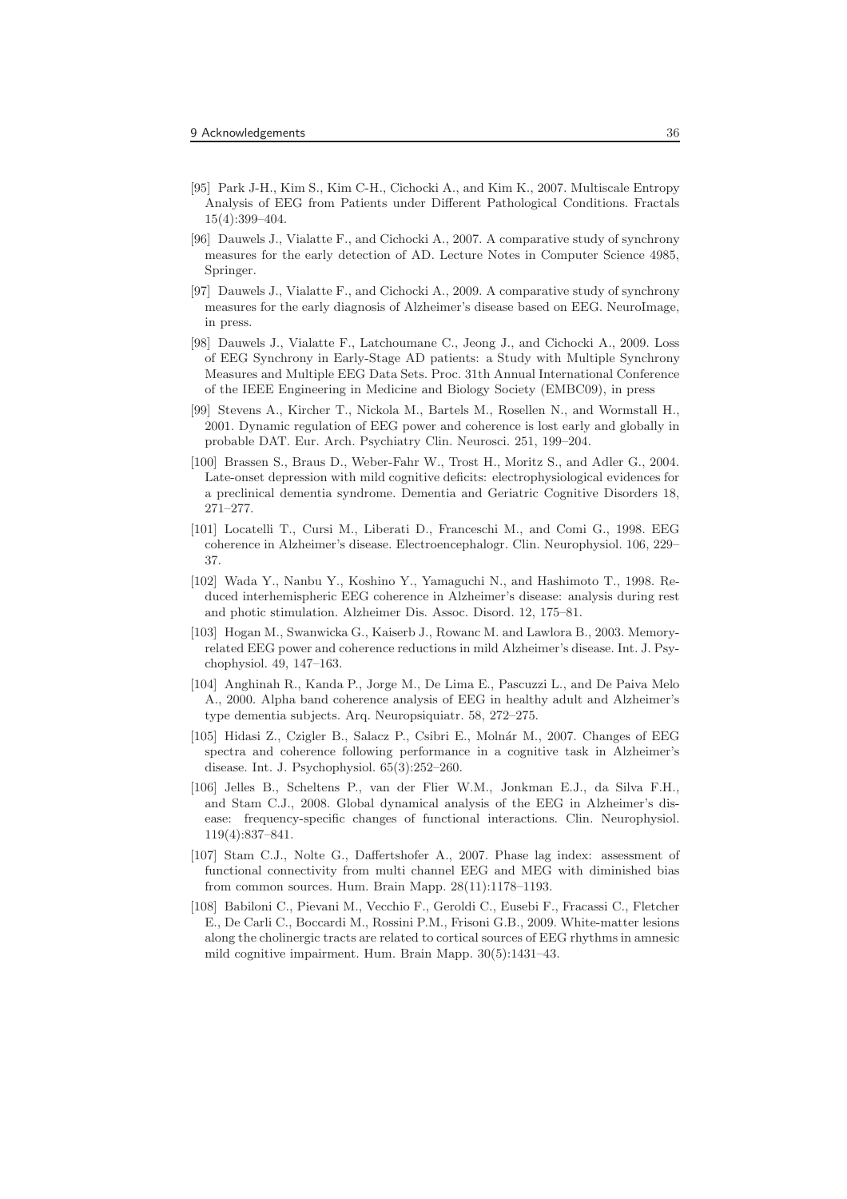[95] Park J-H., Kim S., Kim C-H., Cichocki A., and Kim K., 2007. Multiscale Entropy Analysis of EEG from Patients under Different Pathological Conditions. Fractals 15(4):399–404.

[96] Dauwels J., Vialatte F., and Cichocki A., 2007. A comparative study of synchrony measures for the early detection of AD. Lecture Notes in Computer Science 4985, Springer.

[97] Dauwels J., Vialatte F., and Cichocki A., 2009. A comparative study of synchrony measures for the early diagnosis of Alzheimer's disease based on EEG. NeuroImage, in press.

[98] Dauwels J., Vialatte F., Latchoumane C., Jeong J., and Cichocki A., 2009. Loss of EEG Synchrony in Early-Stage AD patients: a Study with Multiple Synchrony Measures and Multiple EEG Data Sets. Proc. 31th Annual International Conference of the IEEE Engineering in Medicine and Biology Society (EMBC09), in press

[99] Stevens A., Kircher T., Nickola M., Bartels M., Rosellen N., and Wormstall H., 2001. Dynamic regulation of EEG power and coherence is lost early and globally in probable DAT. Eur. Arch. Psychiatry Clin. Neurosci. 251, 199–204.

[100] Brassen S., Braus D., Weber-Fahr W., Trost H., Moritz S., and Adler G., 2004. Late-onset depression with mild cognitive deficits: electrophysiological evidences for a preclinical dementia syndrome. Dementia and Geriatric Cognitive Disorders 18, 271–277.

[101] Locatelli T., Cursi M., Liberati D., Franceschi M., and Comi G., 1998. EEG coherence in Alzheimer's disease. Electroencephalogr. Clin. Neurophysiol. 106, 229–37.

[102] Wada Y., Nanbu Y., Koshino Y., Yamaguchi N., and Hashimoto T., 1998. Reduced interhemispheric EEG coherence in Alzheimer's disease: analysis during rest and photic stimulation. Alzheimer Dis. Assoc. Disord. 12, 175–81.

[103] Hogan M., Swanwicka G., Kaiserb J., Rowanc M. and Lawlora B., 2003. Memory-related EEG power and coherence reductions in mild Alzheimer's disease. Int. J. Psychophysiol. 49, 147–163.

[104] Anghinah R., Kanda P., Jorge M., De Lima E., Pascuzzi L., and De Paiva Melo A., 2000. Alpha band coherence analysis of EEG in healthy adult and Alzheimer's type dementia subjects. Arq. Neuropsiquiatr. 58, 272–275.

[105] Hidasi Z., Czigler B., Salacz P., Csibri E., Molnár M., 2007. Changes of EEG spectra and coherence following performance in a cognitive task in Alzheimer's disease. Int. J. Psychophysiol. 65(3):252–260.

[106] Jelles B., Scheltens P., van der Flier W.M., Jonkman E.J., da Silva F.H., and Stam C.J., 2008. Global dynamical analysis of the EEG in Alzheimer's disease: frequency-specific changes of functional interactions. Clin. Neurophysiol. 119(4):837–841.

[107] Stam C.J., Nolte G., Daffertshofer A., 2007. Phase lag index: assessment of functional connectivity from multi channel EEG and MEG with diminished bias from common sources. Hum. Brain Mapp. 28(11):1178–1193.

[108] Babiloni C., Pievani M., Vecchio F., Geroldi C., Eusebi F., Fracassi C., Fletcher E., De Carli C., Boccardi M., Rossini P.M., Frisoni G.B., 2009. White-matter lesions along the cholinergic tracts are related to cortical sources of EEG rhythms in amnesic mild cognitive impairment. Hum. Brain Mapp. 30(5):1431–43.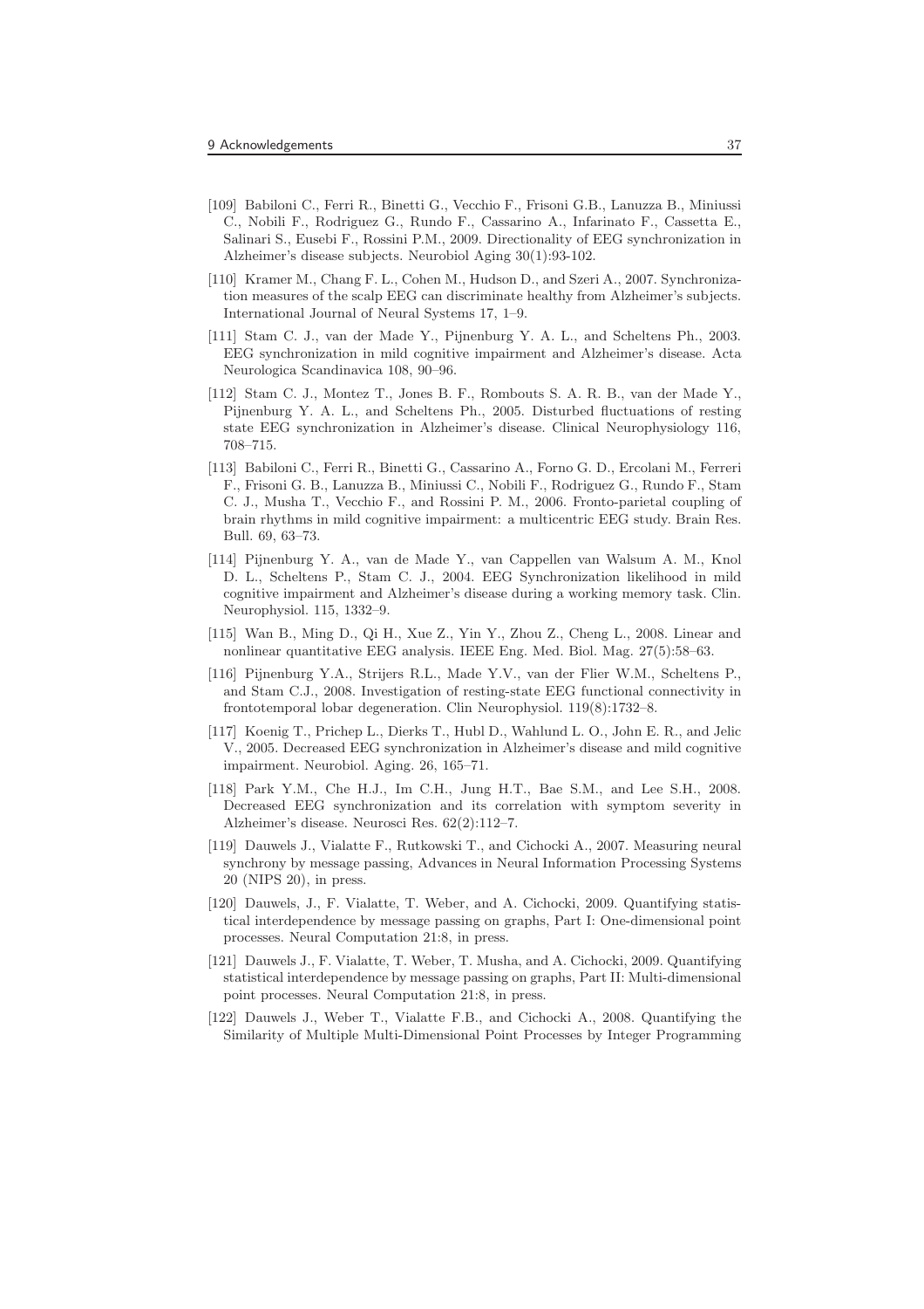[109] Babiloni C., Ferri R., Binetti G., Vecchio F., Frisoni G.B., Lanuzza B., Miniussi C., Nobili F., Rodriguez G., Rundo F., Cassarino A., Infarinato F., Cassetta E., Salinari S., Eusebi F., Rossini P.M., 2009. Directionality of EEG synchronization in Alzheimer's disease subjects. Neurobiol Aging 30(1):93-102.

[110] Kramer M., Chang F. L., Cohen M., Hudson D., and Szeri A., 2007. Synchronization measures of the scalp EEG can discriminate healthy from Alzheimer's subjects. International Journal of Neural Systems 17, 1–9.

[111] Stam C. J., van der Made Y., Pijnenburg Y. A. L., and Scheltens Ph., 2003. EEG synchronization in mild cognitive impairment and Alzheimer's disease. Acta Neurologica Scandinavica 108, 90–96.

[112] Stam C. J., Montez T., Jones B. F., Rombouts S. A. R. B., van der Made Y., Pijnenburg Y. A. L., and Scheltens Ph., 2005. Disturbed fluctuations of resting state EEG synchronization in Alzheimer's disease. Clinical Neurophysiology 116, 708–715.

[113] Babiloni C., Ferri R., Binetti G., Cassarino A., Forno G. D., Ercolani M., Ferreri F., Frisoni G. B., Lanuzza B., Miniussi C., Nobili F., Rodriguez G., Rundo F., Stam C. J., Musha T., Vecchio F., and Rossini P. M., 2006. Fronto-parietal coupling of brain rhythms in mild cognitive impairment: a multicentric EEG study. Brain Res. Bull. 69, 63–73.

[114] Pijnenburg Y. A., van de Made Y., van Cappellen van Walsum A. M., Knol D. L., Scheltens P., Stam C. J., 2004. EEG Synchronization likelihood in mild cognitive impairment and Alzheimer's disease during a working memory task. Clin. Neurophysiol. 115, 1332–9.

[115] Wan B., Ming D., Qi H., Xue Z., Yin Y., Zhou Z., Cheng L., 2008. Linear and nonlinear quantitative EEG analysis. IEEE Eng. Med. Biol. Mag. 27(5):58–63.

[116] Pijnenburg Y.A., Strijers R.L., Made Y.V., van der Flier W.M., Scheltens P., and Stam C.J., 2008. Investigation of resting-state EEG functional connectivity in frontotemporal lobar degeneration. Clin Neurophysiol. 119(8):1732–8.

[117] Koenig T., Prichep L., Dierks T., Hubl D., Wahlund L. O., John E. R., and Jelic V., 2005. Decreased EEG synchronization in Alzheimer's disease and mild cognitive impairment. Neurobiol. Aging. 26, 165–71.

[118] Park Y.M., Che H.J., Im C.H., Jung H.T., Bae S.M., and Lee S.H., 2008. Decreased EEG synchronization and its correlation with symptom severity in Alzheimer's disease. Neurosci Res. 62(2):112–7.

[119] Dauwels J., Vialatte F., Rutkowski T., and Cichocki A., 2007. Measuring neural synchrony by message passing, Advances in Neural Information Processing Systems 20 (NIPS 20), in press.

[120] Dauwels, J., F. Vialatte, T. Weber, and A. Cichocki, 2009. Quantifying statistical interdependence by message passing on graphs, Part I: One-dimensional point processes. Neural Computation 21:8, in press.

[121] Dauwels J., F. Vialatte, T. Weber, T. Musha, and A. Cichocki, 2009. Quantifying statistical interdependence by message passing on graphs, Part II: Multi-dimensional point processes. Neural Computation 21:8, in press.

[122] Dauwels J., Weber T., Vialatte F.B., and Cichocki A., 2008. Quantifying the Similarity of Multiple Multi-Dimensional Point Processes by Integer Programming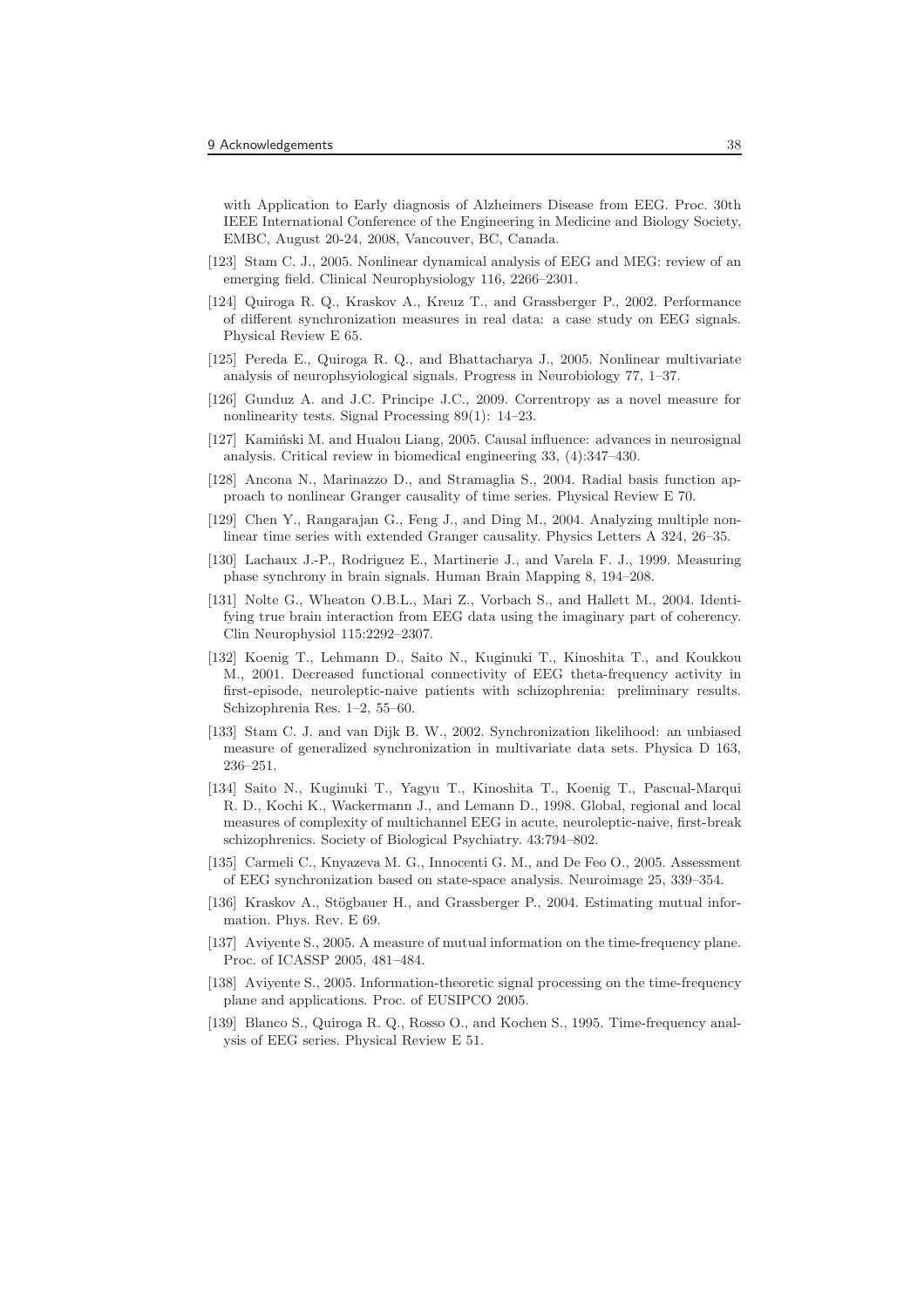with Application to Early diagnosis of Alzheimers Disease from EEG. Proc. 30th IEEE International Conference of the Engineering in Medicine and Biology Society, EMBC, August 20-24, 2008, Vancouver, BC, Canada.

[123] Stam C. J., 2005. Nonlinear dynamical analysis of EEG and MEG: review of an emerging field. Clinical Neurophysiology 116, 2266–2301.

[124] Quiroga R. Q., Kraskov A., Kreuz T., and Grassberger P., 2002. Performance of different synchronization measures in real data: a case study on EEG signals. Physical Review E 65.

[125] Pereda E., Quiroga R. Q., and Bhattacharya J., 2005. Nonlinear multivariate analysis of neurophsyiological signals. Progress in Neurobiology 77, 1–37.

[126] Gunduz A. and J.C. Principe J.C., 2009. Correntropy as a novel measure for nonlinearity tests. Signal Processing 89(1): 14–23.

[127] Kamiński M. and Hualou Liang, 2005. Causal influence: advances in neurosignal analysis. Critical review in biomedical engineering 33, (4):347–430.

[128] Ancona N., Marinazzo D., and Stramaglia S., 2004. Radial basis function approach to nonlinear Granger causality of time series. Physical Review E 70.

[129] Chen Y., Rangarajan G., Feng J., and Ding M., 2004. Analyzing multiple nonlinear time series with extended Granger causality. Physics Letters A 324, 26–35.

[130] Lachaux J.-P., Rodriguez E., Martinerie J., and Varela F. J., 1999. Measuring phase synchrony in brain signals. Human Brain Mapping 8, 194–208.

[131] Nolte G., Wheaton O.B.L., Mari Z., Vorbach S., and Hallett M., 2004. Identifying true brain interaction from EEG data using the imaginary part of coherency. Clin Neurophysiol 115:2292–2307.

[132] Koenig T., Lehmann D., Saito N., Kuginuki T., Kinoshita T., and Koukkou M., 2001. Decreased functional connectivity of EEG theta-frequency activity in first-episode, neuroleptic-naive patients with schizophrenia: preliminary results. Schizophrenia Res. 1–2, 55–60.

[133] Stam C. J. and van Dijk B. W., 2002. Synchronization likelihood: an unbiased measure of generalized synchronization in multivariate data sets. Physica D 163, 236–251.

[134] Saito N., Kuginuki T., Yagyu T., Kinoshita T., Koenig T., Pascual-Marqui R. D., Kochi K., Wackermann J., and Lemann D., 1998. Global, regional and local measures of complexity of multichannel EEG in acute, neuroleptic-naive, first-break schizophrenics. Society of Biological Psychiatry. 43:794–802.

[135] Carmeli C., Knyazeva M. G., Innocenti G. M., and De Feo O., 2005. Assessment of EEG synchronization based on state-space analysis. Neuroimage 25, 339–354.

[136] Kraskov A., Stögbauer H., and Grassberger P., 2004. Estimating mutual information. Phys. Rev. E 69.

[137] Aviyente S., 2005. A measure of mutual information on the time-frequency plane. Proc. of ICASSP 2005, 481–484.

[138] Aviyente S., 2005. Information-theoretic signal processing on the time-frequency plane and applications. Proc. of EUSIPCO 2005.

[139] Blanco S., Quiroga R. Q., Rosso O., and Kochen S., 1995. Time-frequency analysis of EEG series. Physical Review E 51.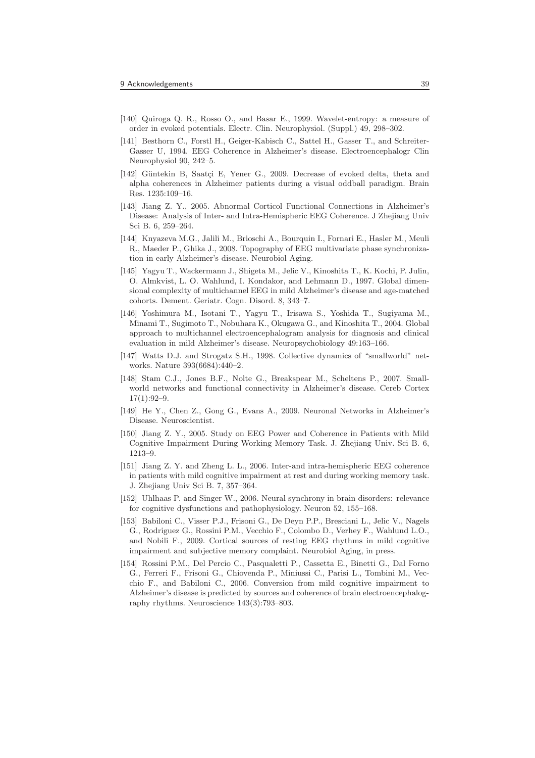[140] Quiroga Q. R., Rosso O., and Basar E., 1999. Wavelet-entropy: a measure of order in evoked potentials. Electr. Clin. Neurophysiol. (Suppl.) 49, 298–302.

[141] Besthorn C., Forstl H., Geiger-Kabisch C., Sattel H., Gasser T., and Schreiter-Gasser U, 1994. EEG Coherence in Alzheimer's disease. Electroencephalogr Clin Neurophysiol 90, 242–5.

[142] Güntekin B, Saatçi E, Yener G., 2009. Decrease of evoked delta, theta and alpha coherences in Alzheimer patients during a visual oddball paradigm. Brain Res. 1235:109–16.

[143] Jiang Z. Y., 2005. Abnormal Corticol Functional Connections in Alzheimer's Disease: Analysis of Inter- and Intra-Hemispheric EEG Coherence. J Zhejiang Univ Sci B. 6, 259–264.

[144] Knyazeva M.G., Jalili M., Brioschi A., Bourquin I., Fornari E., Hasler M., Meuli R., Maeder P., Ghika J., 2008. Topography of EEG multivariate phase synchronization in early Alzheimer's disease. Neurobiol Aging.

[145] Yagyu T., Wackermann J., Shigeta M., Jelic V., Kinoshita T., K. Kochi, P. Julin, O. Almkvist, L. O. Wahlund, I. Kondakor, and Lehmann D., 1997. Global dimensional complexity of multichannel EEG in mild Alzheimer's disease and age-matched cohorts. Dement. Geriatr. Cogn. Disord. 8, 343–7.

[146] Yoshimura M., Isotani T., Yagyu T., Irisawa S., Yoshida T., Sugiyama M., Minami T., Sugimoto T., Nobuhara K., Okugawa G., and Kinoshita T., 2004. Global approach to multichannel electroencephalogram analysis for diagnosis and clinical evaluation in mild Alzheimer's disease. Neuropsychobiology 49:163–166.

[147] Watts D.J. and Strogatz S.H., 1998. Collective dynamics of "smallworld" networks. Nature 393(6684):440–2.

[148] Stam C.J., Jones B.F., Nolte G., Breakspear M., Scheltens P., 2007. Small-world networks and functional connectivity in Alzheimer's disease. Cereb Cortex 17(1):92–9.

[149] He Y., Chen Z., Gong G., Evans A., 2009. Neuronal Networks in Alzheimer's Disease. Neuroscientist.

[150] Jiang Z. Y., 2005. Study on EEG Power and Coherence in Patients with Mild Cognitive Impairment During Working Memory Task. J. Zhejiang Univ. Sci B. 6, 1213–9.

[151] Jiang Z. Y. and Zheng L. L., 2006. Inter-and intra-hemispheric EEG coherence in patients with mild cognitive impairment at rest and during working memory task. J. Zhejiang Univ Sci B. 7, 357–364.

[152] Uhlhaas P. and Singer W., 2006. Neural synchrony in brain disorders: relevance for cognitive dysfunctions and pathophysiology. Neuron 52, 155–168.

[153] Babiloni C., Visser P.J., Frisoni G., De Deyn P.P., Bresciani L., Jelic V., Nagels G., Rodriguez G., Rossini P.M., Vecchio F., Colombo D., Verhey F., Wahlund L.O., and Nobili F., 2009. Cortical sources of resting EEG rhythms in mild cognitive impairment and subjective memory complaint. Neurobiol Aging, in press.

[154] Rossini P.M., Del Percio C., Pasqualetti P., Cassetta E., Binetti G., Dal Forno G., Ferreri F., Frisoni G., Chiovenda P., Miniussi C., Parisi L., Tombini M., Vecchio F., and Babiloni C., 2006. Conversion from mild cognitive impairment to Alzheimer's disease is predicted by sources and coherence of brain electroencephalography rhythms. Neuroscience 143(3):793–803.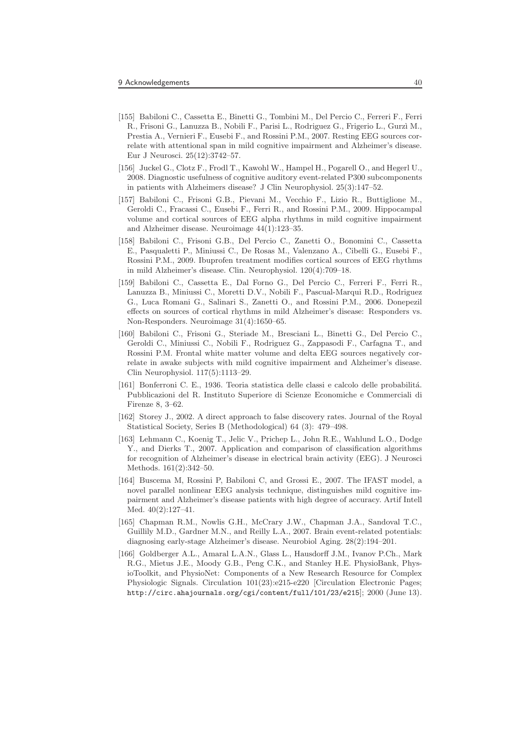[155] Babiloni C., Cassetta E., Binetti G., Tombini M., Del Percio C., Ferreri F., Ferri R., Frisoni G., Lanuzza B., Nobili F., Parisi L., Rodriguez G., Frigerio L., Gurzì M., Prestia A., Vernieri F., Eusebi F., and Rossini P.M., 2007. Resting EEG sources correlate with attentional span in mild cognitive impairment and Alzheimer's disease. Eur J Neurosci. 25(12):3742–57.

[156] Juckel G., Clotz F., Frodl T., Kawohl W., Hampel H., Pogarell O., and Hegerl U., 2008. Diagnostic usefulness of cognitive auditory event-related P300 subcomponents in patients with Alzheimers disease? J Clin Neurophysiol. 25(3):147–52.

[157] Babiloni C., Frisoni G.B., Pievani M., Vecchio F., Lizio R., Buttiglione M., Geroldi C., Fracassi C., Eusebi F., Ferri R., and Rossini P.M., 2009. Hippocampal volume and cortical sources of EEG alpha rhythms in mild cognitive impairment and Alzheimer disease. Neuroimage 44(1):123–35.

[158] Babiloni C., Frisoni G.B., Del Percio C., Zanetti O., Bonomini C., Cassetta E., Pasqualetti P., Miniussi C., De Rosas M., Valenzano A., Cibelli G., Eusebi F., Rossini P.M., 2009. Ibuprofen treatment modifies cortical sources of EEG rhythms in mild Alzheimer's disease. Clin. Neurophysiol. 120(4):709–18.

[159] Babiloni C., Cassetta E., Dal Forno G., Del Percio C., Ferreri F., Ferri R., Lanuzza B., Miniussi C., Moretti D.V., Nobili F., Pascual-Marqui R.D., Rodriguez G., Luca Romani G., Salinari S., Zanetti O., and Rossini P.M., 2006. Donepezil effects on sources of cortical rhythms in mild Alzheimer's disease: Responders vs. Non-Responders. Neuroimage 31(4):1650–65.

[160] Babiloni C., Frisoni G., Steriade M., Bresciani L., Binetti G., Del Percio C., Geroldi C., Miniussi C., Nobili F., Rodriguez G., Zappasodi F., Carfagna T., and Rossini P.M. Frontal white matter volume and delta EEG sources negatively correlate in awake subjects with mild cognitive impairment and Alzheimer's disease. Clin Neurophysiol. 117(5):1113–29.

[161] Bonferroni C. E., 1936. Teoria statistica delle classi e calcolo delle probabilitá. Pubblicazioni del R. Instituto Superiore di Scienze Economiche e Commerciali di Firenze 8, 3–62.

[162] Storey J., 2002. A direct approach to false discovery rates. Journal of the Royal Statistical Society, Series B (Methodological) 64 (3): 479–498.

[163] Lehmann C., Koenig T., Jelic V., Prichep L., John R.E., Wahlund L.O., Dodge Y., and Dierks T., 2007. Application and comparison of classification algorithms for recognition of Alzheimer's disease in electrical brain activity (EEG). J Neurosci Methods. 161(2):342–50.

[164] Buscema M, Rossini P, Babiloni C, and Grossi E., 2007. The IFAST model, a novel parallel nonlinear EEG analysis technique, distinguishes mild cognitive impairment and Alzheimer's disease patients with high degree of accuracy. Artif Intell Med. 40(2):127–41.

[165] Chapman R.M., Nowlis G.H., McCrary J.W., Chapman J.A., Sandoval T.C., Guillily M.D., Gardner M.N., and Reilly L.A., 2007. Brain event-related potentials: diagnosing early-stage Alzheimer's disease. Neurobiol Aging. 28(2):194–201.

[166] Goldberger A.L., Amaral L.A.N., Glass L., Hausdorff J.M., Ivanov P.Ch., Mark R.G., Mietus J.E., Moody G.B., Peng C.K., and Stanley H.E. PhysioBank, PhysioToolkit, and PhysioNet: Components of a New Research Resource for Complex Physiologic Signals. Circulation 101(23):e215-e220 [Circulation Electronic Pages; http://circ.ahajournals.org/cgi/content/full/101/23/e215]; 2000 (June 13).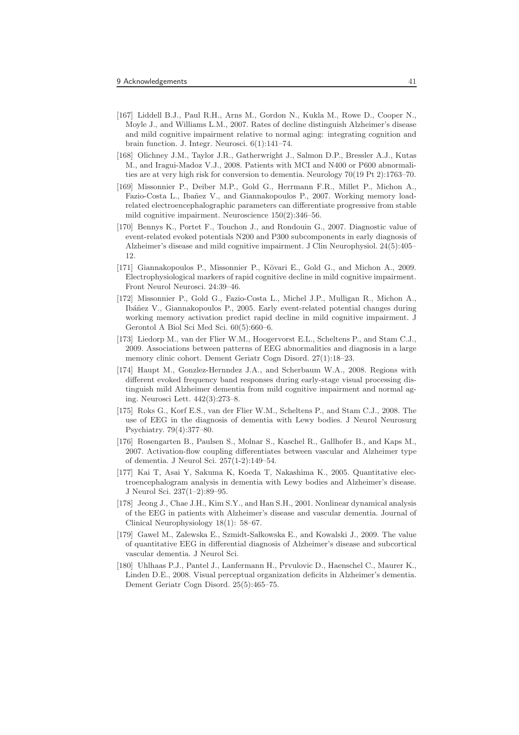[167] Liddell B.J., Paul R.H., Arns M., Gordon N., Kukla M., Rowe D., Cooper N., Moyle J., and Williams L.M., 2007. Rates of decline distinguish Alzheimer's disease and mild cognitive impairment relative to normal aging: integrating cognition and brain function. J. Integr. Neurosci. 6(1):141–74.

[168] Olichney J.M., Taylor J.R., Gatherwright J., Salmon D.P., Bressler A.J., Kutas M., and Iragui-Madoz V.J., 2008. Patients with MCI and N400 or P600 abnormalities are at very high risk for conversion to dementia. Neurology 70(19 Pt 2):1763–70.

[169] Missonnier P., Deiber M.P., Gold G., Herrmann F.R., Millet P., Michon A., Fazio-Costa L., Ibañez V., and Giannakopoulos P., 2007. Working memory load-related electroencephalographic parameters can differentiate progressive from stable mild cognitive impairment. Neuroscience 150(2):346–56.

[170] Bennys K., Portet F., Touchon J., and Rondouin G., 2007. Diagnostic value of event-related evoked potentials N200 and P300 subcomponents in early diagnosis of Alzheimer's disease and mild cognitive impairment. J Clin Neurophysiol. 24(5):405–12.

[171] Giannakopoulos P., Missonnier P., Kövari E., Gold G., and Michon A., 2009. Electrophysiological markers of rapid cognitive decline in mild cognitive impairment. Front Neurol Neurosci. 24:39–46.

[172] Missonnier P., Gold G., Fazio-Costa L., Michel J.P., Mulligan R., Michon A., Ibáñez V., Giannakopoulos P., 2005. Early event-related potential changes during working memory activation predict rapid decline in mild cognitive impairment. J Gerontol A Biol Sci Med Sci. 60(5):660–6.

[173] Liedorp M., van der Flier W.M., Hoogervorst E.L., Scheltens P., and Stam C.J., 2009. Associations between patterns of EEG abnormalities and diagnosis in a large memory clinic cohort. Dement Geriatr Cogn Disord. 27(1):18–23.

[174] Haupt M., Gonzlez-Hernndez J.A., and Scherbaum W.A., 2008. Regions with different evoked frequency band responses during early-stage visual processing distinguish mild Alzheimer dementia from mild cognitive impairment and normal aging. Neurosci Lett. 442(3):273–8.

[175] Roks G., Korf E.S., van der Flier W.M., Scheltens P., and Stam C.J., 2008. The use of EEG in the diagnosis of dementia with Lewy bodies. J Neurol Neurosurg Psychiatry. 79(4):377–80.

[176] Rosengarten B., Paulsen S., Molnar S., Kaschel R., Gallhofer B., and Kaps M., 2007. Activation-flow coupling differentiates between vascular and Alzheimer type of dementia. J Neurol Sci. 257(1-2):149–54.

[177] Kai T, Asai Y, Sakuma K, Koeda T, Nakashima K., 2005. Quantitative electroencephalogram analysis in dementia with Lewy bodies and Alzheimer's disease. J Neurol Sci. 237(1–2):89–95.

[178] Jeong J., Chae J.H., Kim S.Y., and Han S.H., 2001. Nonlinear dynamical analysis of the EEG in patients with Alzheimer's disease and vascular dementia. Journal of Clinical Neurophysiology 18(1): 58–67.

[179] Gawel M., Zalewska E., Szmidt-Sałkowska E., and Kowalski J., 2009. The value of quantitative EEG in differential diagnosis of Alzheimer's disease and subcortical vascular dementia. J Neurol Sci.

[180] Uhlhaas P.J., Pantel J., Lanfermann H., Prvulovic D., Haenschel C., Maurer K., Linden D.E., 2008. Visual perceptual organization deficits in Alzheimer's dementia. Dement Geriatr Cogn Disord. 25(5):465–75.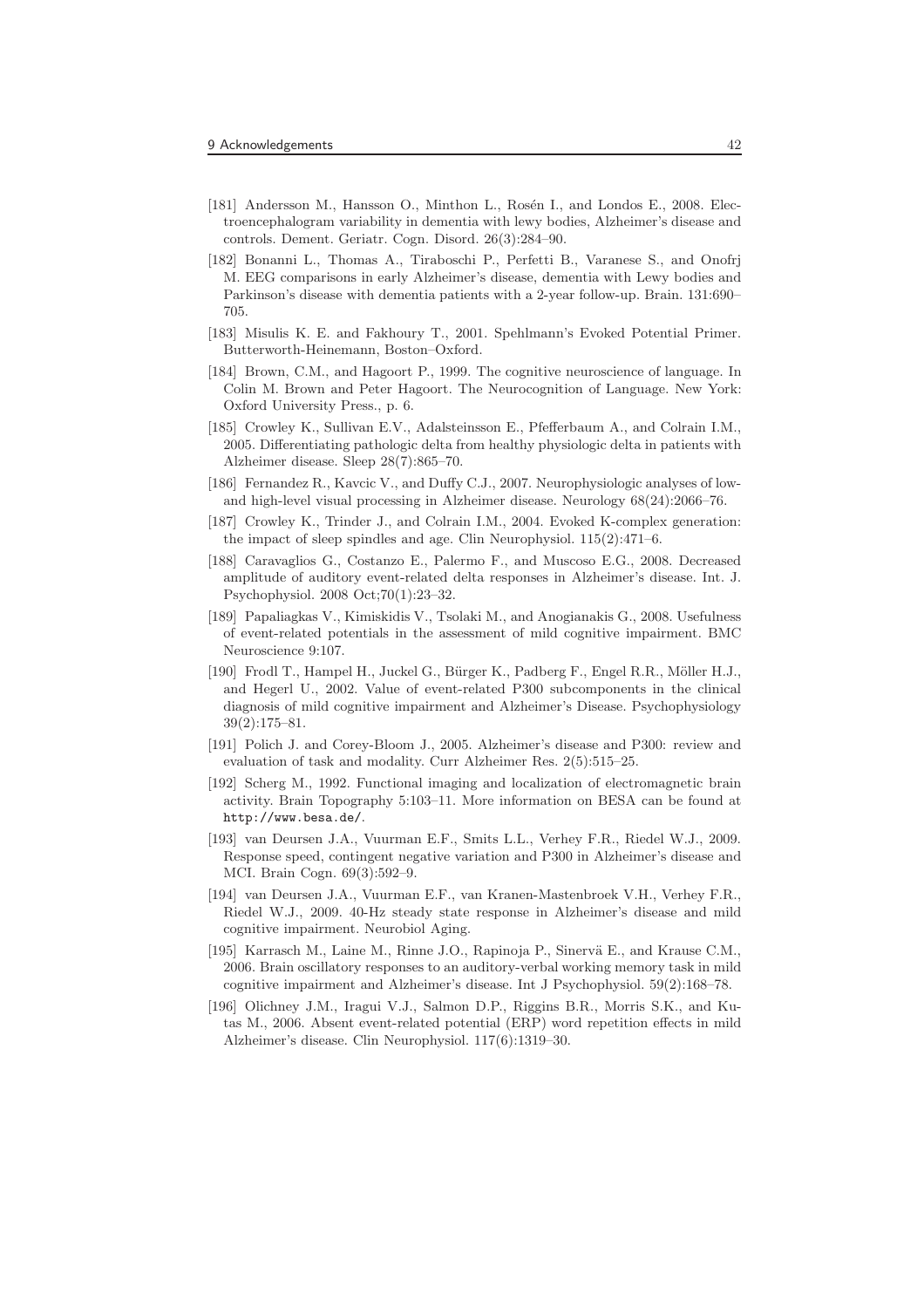[181] Andersson M., Hansson O., Minthon L., Rosén I., and Londos E., 2008. Electroencephalogram variability in dementia with lewy bodies, Alzheimer's disease and controls. Dement. Geriatr. Cogn. Disord. 26(3):284–90.

[182] Bonanni L., Thomas A., Tiraboschi P., Perfetti B., Varanese S., and Onofrj M. EEG comparisons in early Alzheimer's disease, dementia with Lewy bodies and Parkinson's disease with dementia patients with a 2-year follow-up. Brain. 131:690–705.

[183] Misulis K. E. and Fakhoury T., 2001. Spehlmann's Evoked Potential Primer. Butterworth-Heinemann, Boston–Oxford.

[184] Brown, C.M., and Hagoort P., 1999. The cognitive neuroscience of language. In Colin M. Brown and Peter Hagoort. The Neurocognition of Language. New York: Oxford University Press., p. 6.

[185] Crowley K., Sullivan E.V., Adalsteinsson E., Pfefferbaum A., and Colrain I.M., 2005. Differentiating pathologic delta from healthy physiologic delta in patients with Alzheimer disease. Sleep 28(7):865–70.

[186] Fernandez R., Kavcic V., and Duffy C.J., 2007. Neurophysiologic analyses of low- and high-level visual processing in Alzheimer disease. Neurology 68(24):2066–76.

[187] Crowley K., Trinder J., and Colrain I.M., 2004. Evoked K-complex generation: the impact of sleep spindles and age. Clin Neurophysiol. 115(2):471–6.

[188] Caravaglios G., Costanzo E., Palermo F., and Muscoso E.G., 2008. Decreased amplitude of auditory event-related delta responses in Alzheimer's disease. Int. J. Psychophysiol. 2008 Oct;70(1):23–32.

[189] Papaliagkas V., Kimiskidis V., Tsolaki M., and Anogianakis G., 2008. Usefulness of event-related potentials in the assessment of mild cognitive impairment. BMC Neuroscience 9:107.

[190] Frodl T., Hampel H., Juckel G., Bürger K., Padberg F., Engel R.R., Möller H.J., and Hegerl U., 2002. Value of event-related P300 subcomponents in the clinical diagnosis of mild cognitive impairment and Alzheimer's Disease. Psychophysiology 39(2):175–81.

[191] Polich J. and Corey-Bloom J., 2005. Alzheimer's disease and P300: review and evaluation of task and modality. Curr Alzheimer Res. 2(5):515–25.

[192] Scherg M., 1992. Functional imaging and localization of electromagnetic brain activity. Brain Topography 5:103–11. More information on BESA can be found at http://www.besa.de/.

[193] van Deursen J.A., Vuurman E.F., Smits L.L., Verhey F.R., Riedel W.J., 2009. Response speed, contingent negative variation and P300 in Alzheimer's disease and MCI. Brain Cogn. 69(3):592–9.

[194] van Deursen J.A., Vuurman E.F., van Kranen-Mastenbroek V.H., Verhey F.R., Riedel W.J., 2009. 40-Hz steady state response in Alzheimer's disease and mild cognitive impairment. Neurobiol Aging.

[195] Karrasch M., Laine M., Rinne J.O., Rapinoja P., Sinervä E., and Krause C.M., 2006. Brain oscillatory responses to an auditory-verbal working memory task in mild cognitive impairment and Alzheimer's disease. Int J Psychophysiol. 59(2):168–78.

[196] Olichney J.M., Iragui V.J., Salmon D.P., Riggins B.R., Morris S.K., and Kutas M., 2006. Absent event-related potential (ERP) word repetition effects in mild Alzheimer's disease. Clin Neurophysiol. 117(6):1319–30.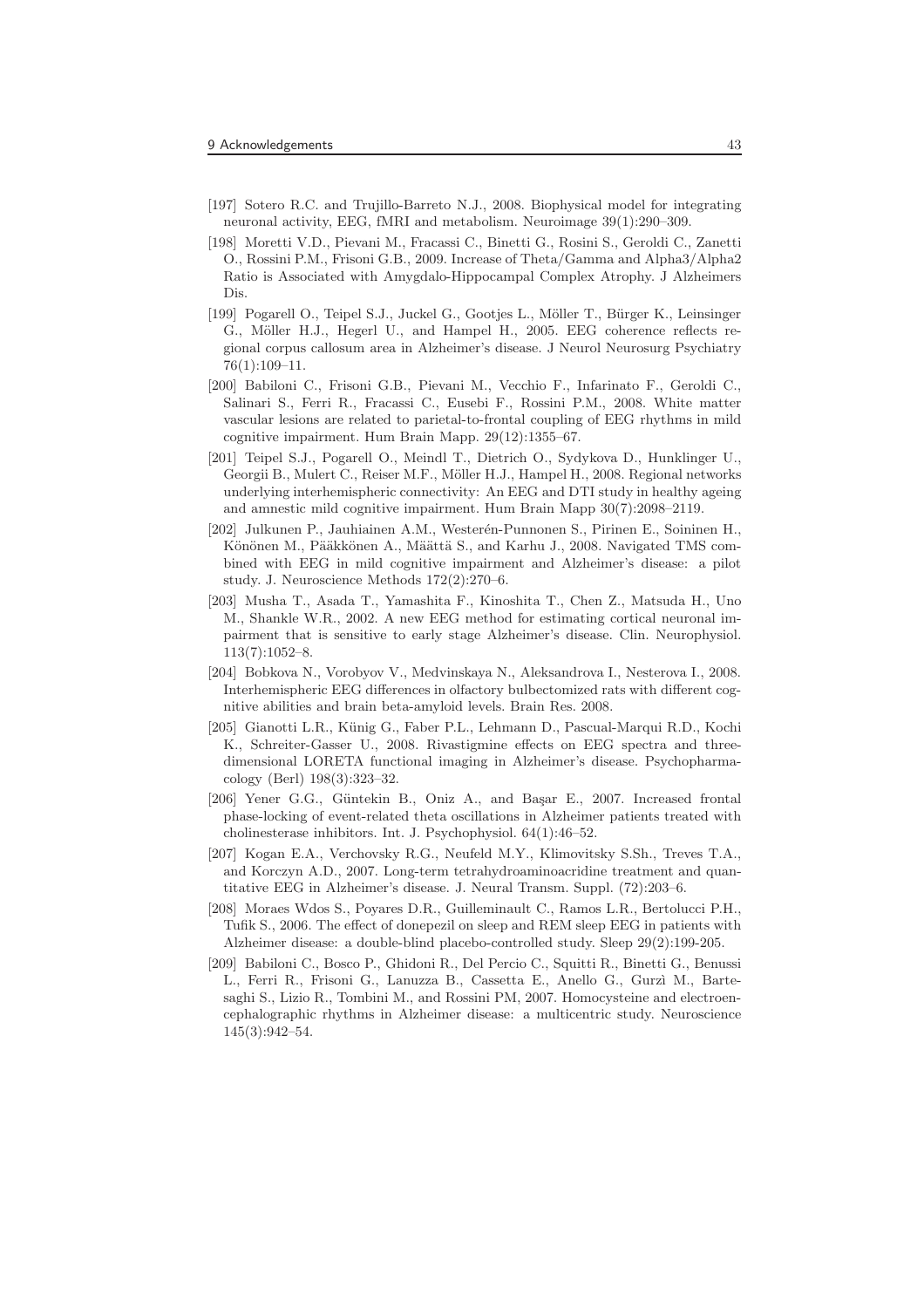[197] Sotero R.C. and Trujillo-Barreto N.J., 2008. Biophysical model for integrating neuronal activity, EEG, fMRI and metabolism. Neuroimage 39(1):290–309.

[198] Moretti V.D., Pievani M., Fracassi C., Binetti G., Rosini S., Geroldi C., Zanetti O., Rossini P.M., Frisoni G.B., 2009. Increase of Theta/Gamma and Alpha3/Alpha2 Ratio is Associated with Amygdalo-Hippocampal Complex Atrophy. J Alzheimers Dis.

[199] Pogarell O., Teipel S.J., Juckel G., Gootjes L., Möller T., Bürger K., Leinsinger G., Möller H.J., Hegerl U., and Hampel H., 2005. EEG coherence reflects regional corpus callosum area in Alzheimer's disease. J Neurol Neurosurg Psychiatry 76(1):109–11.

[200] Babiloni C., Frisoni G.B., Pievani M., Vecchio F., Infarinato F., Geroldi C., Salinari S., Ferri R., Fracassi C., Eusebi F., Rossini P.M., 2008. White matter vascular lesions are related to parietal-to-frontal coupling of EEG rhythms in mild cognitive impairment. Hum Brain Mapp. 29(12):1355–67.

[201] Teipel S.J., Pogarell O., Meindl T., Dietrich O., Sydykova D., Hunklinger U., Georgii B., Mulert C., Reiser M.F., Möller H.J., Hampel H., 2008. Regional networks underlying interhemispheric connectivity: An EEG and DTI study in healthy ageing and amnestic mild cognitive impairment. Hum Brain Mapp 30(7):2098–2119.

[202] Julkunen P., Jauhiainen A.M., Westerén-Punnonen S., Pirinen E., Soininen H., Könönen M., Pääkkönen A., Määttä S., and Karhu J., 2008. Navigated TMS combined with EEG in mild cognitive impairment and Alzheimer's disease: a pilot study. J. Neuroscience Methods 172(2):270–6.

[203] Musha T., Asada T., Yamashita F., Kinoshita T., Chen Z., Matsuda H., Uno M., Shankle W.R., 2002. A new EEG method for estimating cortical neuronal impairment that is sensitive to early stage Alzheimer's disease. Clin. Neurophysiol. 113(7):1052–8.

[204] Bobkova N., Vorobyov V., Medvinskaya N., Aleksandrova I., Nesterova I., 2008. Interhemispheric EEG differences in olfactory bulbectomized rats with different cognitive abilities and brain beta-amyloid levels. Brain Res. 2008.

[205] Gianotti L.R., Künig G., Faber P.L., Lehmann D., Pascual-Marqui R.D., Kochi K., Schreiter-Gasser U., 2008. Rivastigmine effects on EEG spectra and three-dimensional LORETA functional imaging in Alzheimer's disease. Psychopharmacology (Berl) 198(3):323–32.

[206] Yener G.G., Güntekin B., Oniz A., and Başar E., 2007. Increased frontal phase-locking of event-related theta oscillations in Alzheimer patients treated with cholinesterase inhibitors. Int. J. Psychophysiol. 64(1):46–52.

[207] Kogan E.A., Verchovsky R.G., Neufeld M.Y., Klimovitsky S.Sh., Treves T.A., and Korczyn A.D., 2007. Long-term tetrahydroaminoacridine treatment and quantitative EEG in Alzheimer's disease. J. Neural Transm. Suppl. (72):203–6.

[208] Moraes Wdos S., Poyares D.R., Guilleminault C., Ramos L.R., Bertolucci P.H., Tufik S., 2006. The effect of donepezil on sleep and REM sleep EEG in patients with Alzheimer disease: a double-blind placebo-controlled study. Sleep 29(2):199-205.

[209] Babiloni C., Bosco P., Ghidoni R., Del Percio C., Squitti R., Binetti G., Benussi L., Ferri R., Frisoni G., Lanuzza B., Cassetta E., Anello G., Gurzì M., Bartesaghi S., Lizio R., Tombini M., and Rossini PM, 2007. Homocysteine and electroencephalographic rhythms in Alzheimer disease: a multicentric study. Neuroscience 145(3):942–54.